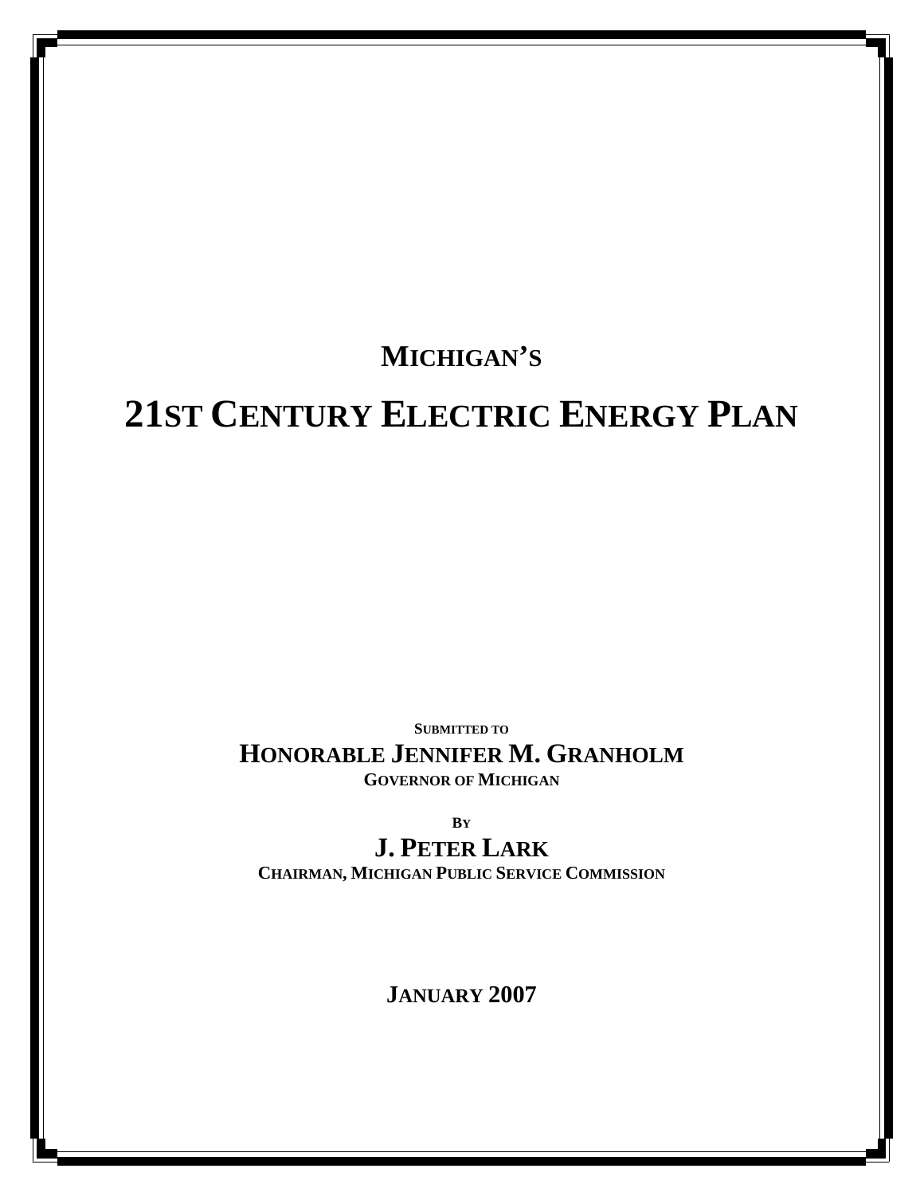# MICHIGAN'S

# 21ST CENTURY ELECTRIC ENERGY PLAN

SUBMITTED TO

**HONORABLE JENNIFER M. GRANHOLM**

GOVERNOR OF MICHIGAN

BY

**J. PETER LARK**

CHAIRMAN, MICHIGAN PUBLIC SERVICE COMMISSION

**JANUARY 2007**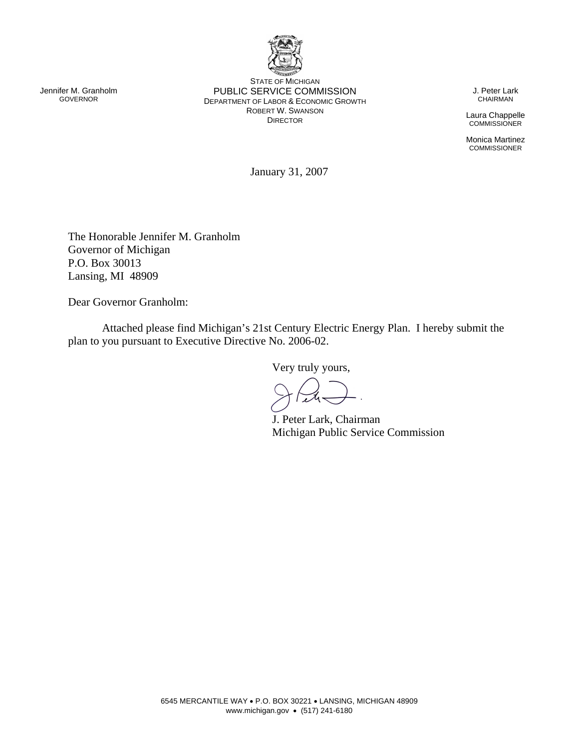STATE OF MICHIGAN
PUBLIC SERVICE COMMISSION
DEPARTMENT OF LABOR & ECONOMIC GROWTH
ROBERT W. SWANSON
DIRECTOR

Jennifer M. Granholm
GOVERNOR

J. Peter Lark
CHAIRMAN

Laura Chappelle
COMMISSIONER

Monica Martinez
COMMISSIONER

January 31, 2007

The Honorable Jennifer M. Granholm
Governor of Michigan
P.O. Box 30013
Lansing, MI 48909

Dear Governor Granholm:

Attached please find Michigan's 21st Century Electric Energy Plan. I hereby submit the plan to you pursuant to Executive Directive No. 2006-02.

Very truly yours,

J. Peter Lark, Chairman
Michigan Public Service Commission

6545 MERCANTILE WAY • P.O. BOX 30221 • LANSING, MICHIGAN 48909
www.michigan.gov • (517) 241-6180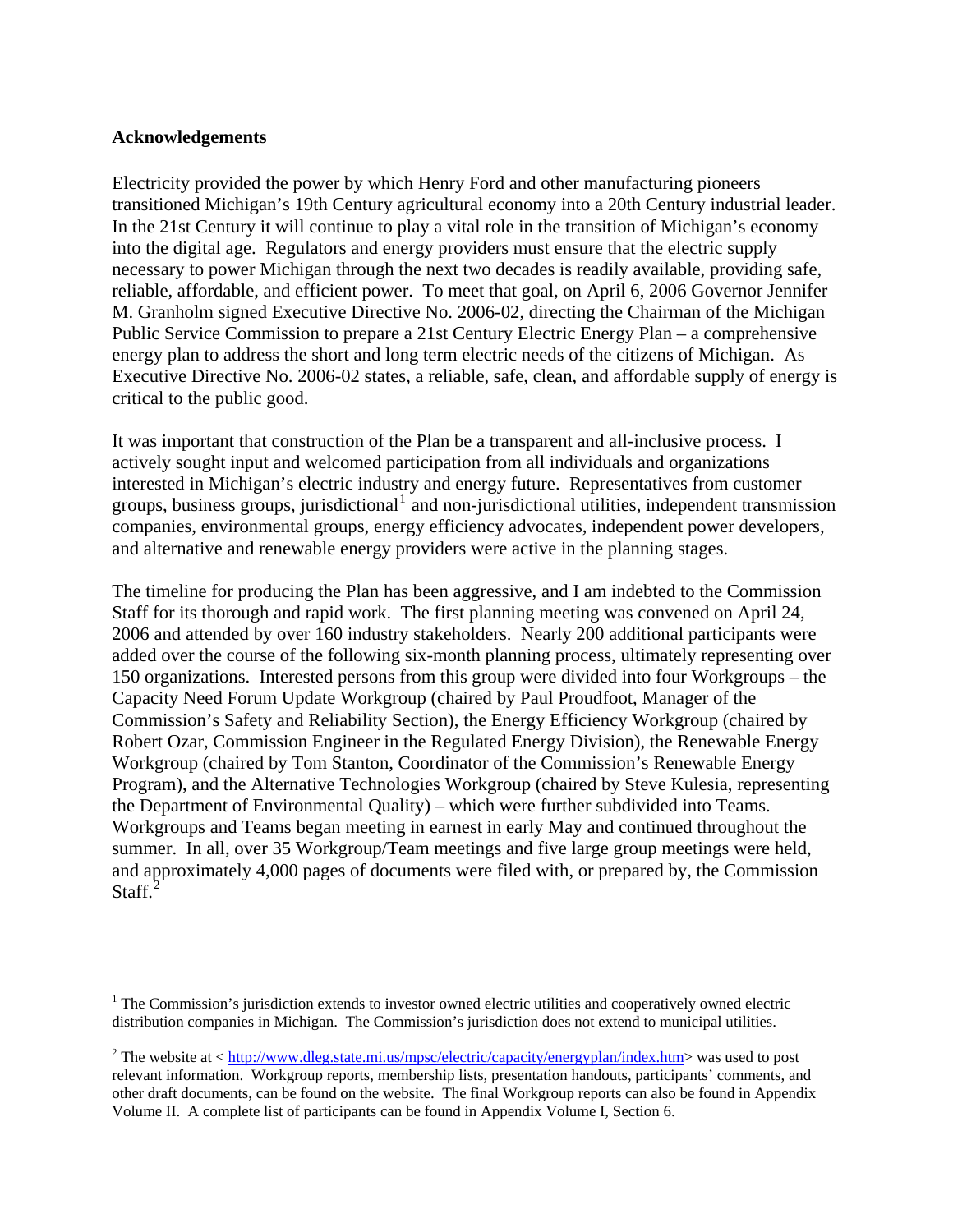**Acknowledgements**

Electricity provided the power by which Henry Ford and other manufacturing pioneers transitioned Michigan's 19th Century agricultural economy into a 20th Century industrial leader. In the 21st Century it will continue to play a vital role in the transition of Michigan's economy into the digital age. Regulators and energy providers must ensure that the electric supply necessary to power Michigan through the next two decades is readily available, providing safe, reliable, affordable, and efficient power. To meet that goal, on April 6, 2006 Governor Jennifer M. Granholm signed Executive Directive No. 2006-02, directing the Chairman of the Michigan Public Service Commission to prepare a 21st Century Electric Energy Plan – a comprehensive energy plan to address the short and long term electric needs of the citizens of Michigan. As Executive Directive No. 2006-02 states, a reliable, safe, clean, and affordable supply of energy is critical to the public good.

It was important that construction of the Plan be a transparent and all-inclusive process. I actively sought input and welcomed participation from all individuals and organizations interested in Michigan's electric industry and energy future. Representatives from customer groups, business groups, jurisdictional[1] and non-jurisdictional utilities, independent transmission companies, environmental groups, energy efficiency advocates, independent power developers, and alternative and renewable energy providers were active in the planning stages.

The timeline for producing the Plan has been aggressive, and I am indebted to the Commission Staff for its thorough and rapid work. The first planning meeting was convened on April 24, 2006 and attended by over 160 industry stakeholders. Nearly 200 additional participants were added over the course of the following six-month planning process, ultimately representing over 150 organizations. Interested persons from this group were divided into four Workgroups – the Capacity Need Forum Update Workgroup (chaired by Paul Proudfoot, Manager of the Commission's Safety and Reliability Section), the Energy Efficiency Workgroup (chaired by Robert Ozar, Commission Engineer in the Regulated Energy Division), the Renewable Energy Workgroup (chaired by Tom Stanton, Coordinator of the Commission's Renewable Energy Program), and the Alternative Technologies Workgroup (chaired by Steve Kulesia, representing the Department of Environmental Quality) – which were further subdivided into Teams. Workgroups and Teams began meeting in earnest in early May and continued throughout the summer. In all, over 35 Workgroup/Team meetings and five large group meetings were held, and approximately 4,000 pages of documents were filed with, or prepared by, the Commission Staff.[2]

---

[1] The Commission's jurisdiction extends to investor owned electric utilities and cooperatively owned electric distribution companies in Michigan. The Commission's jurisdiction does not extend to municipal utilities.

[2] The website at < http://www.dleg.state.mi.us/mpsc/electric/capacity/energyplan/index.htm> was used to post relevant information. Workgroup reports, membership lists, presentation handouts, participants' comments, and other draft documents, can be found on the website. The final Workgroup reports can also be found in Appendix Volume II. A complete list of participants can be found in Appendix Volume I, Section 6.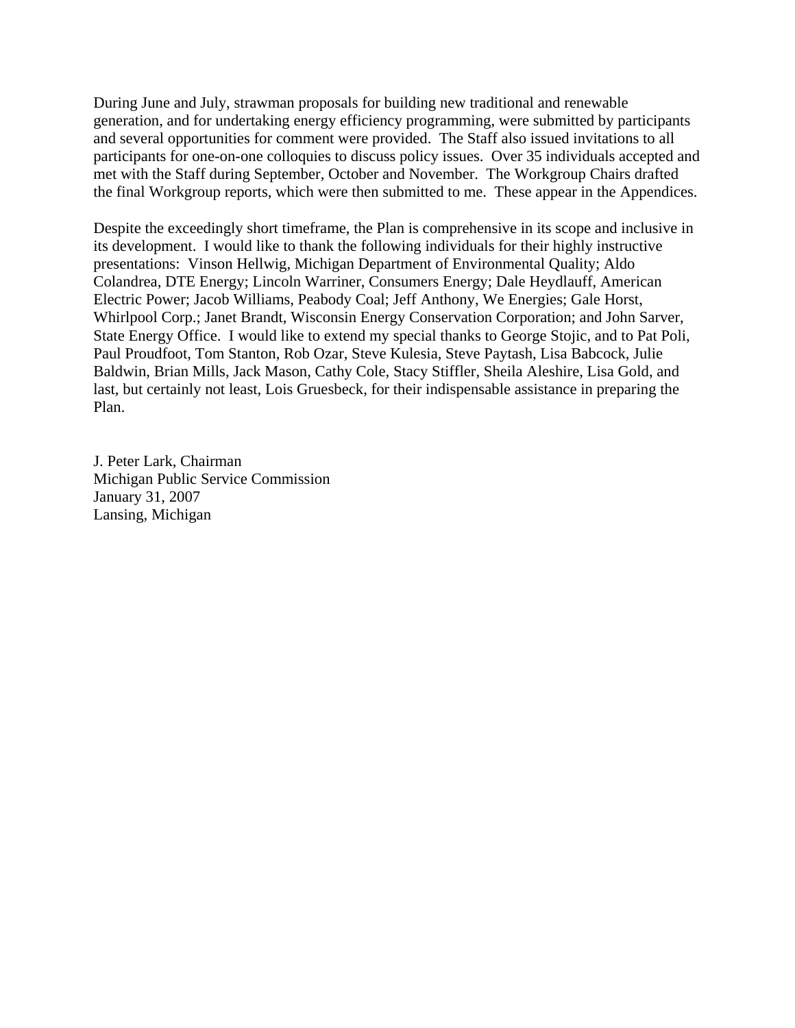During June and July, strawman proposals for building new traditional and renewable generation, and for undertaking energy efficiency programming, were submitted by participants and several opportunities for comment were provided. The Staff also issued invitations to all participants for one-on-one colloquies to discuss policy issues. Over 35 individuals accepted and met with the Staff during September, October and November. The Workgroup Chairs drafted the final Workgroup reports, which were then submitted to me. These appear in the Appendices.

Despite the exceedingly short timeframe, the Plan is comprehensive in its scope and inclusive in its development. I would like to thank the following individuals for their highly instructive presentations: Vinson Hellwig, Michigan Department of Environmental Quality; Aldo Colandrea, DTE Energy; Lincoln Warriner, Consumers Energy; Dale Heydlauff, American Electric Power; Jacob Williams, Peabody Coal; Jeff Anthony, We Energies; Gale Horst, Whirlpool Corp.; Janet Brandt, Wisconsin Energy Conservation Corporation; and John Sarver, State Energy Office. I would like to extend my special thanks to George Stojic, and to Pat Poli, Paul Proudfoot, Tom Stanton, Rob Ozar, Steve Kulesia, Steve Paytash, Lisa Babcock, Julie Baldwin, Brian Mills, Jack Mason, Cathy Cole, Stacy Stiffler, Sheila Aleshire, Lisa Gold, and last, but certainly not least, Lois Gruesbeck, for their indispensable assistance in preparing the Plan.

J. Peter Lark, Chairman
Michigan Public Service Commission
January 31, 2007
Lansing, Michigan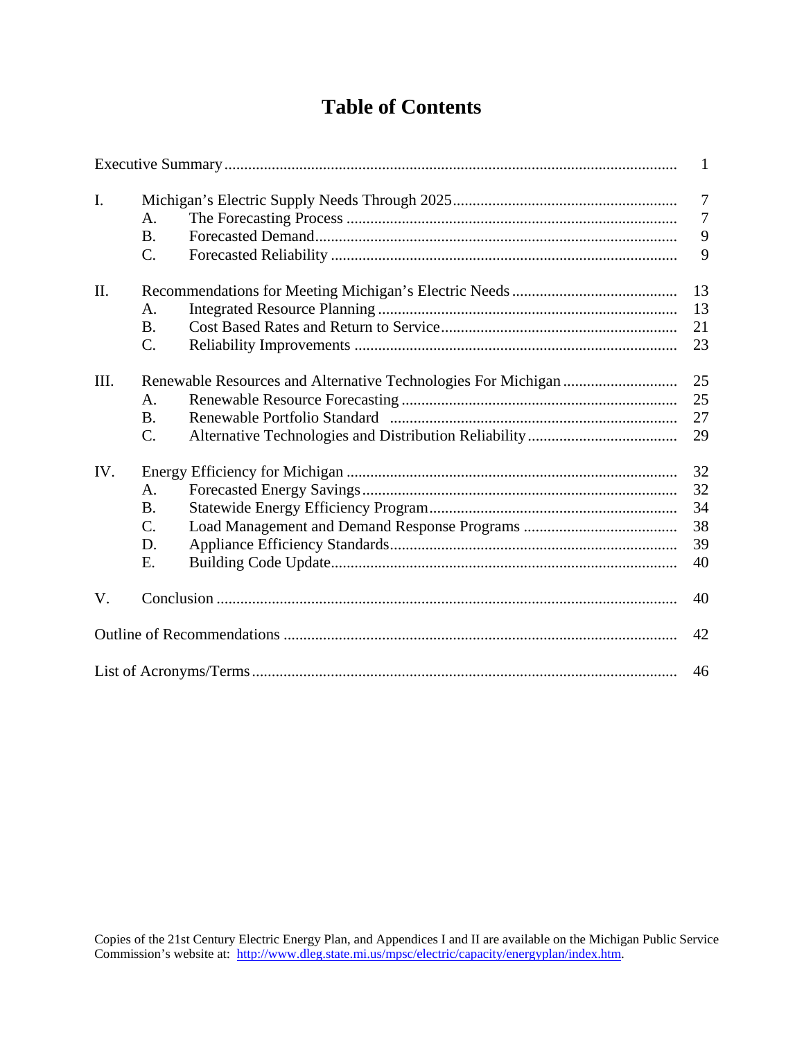# Table of Contents

| | | |
|---|---|---|
| Executive Summary | | 1 |
| I. | Michigan's Electric Supply Needs Through 2025 | 7 |
| | A. The Forecasting Process | 7 |
| | B. Forecasted Demand | 9 |
| | C. Forecasted Reliability | 9 |
| II. | Recommendations for Meeting Michigan's Electric Needs | 13 |
| | A. Integrated Resource Planning | 13 |
| | B. Cost Based Rates and Return to Service | 21 |
| | C. Reliability Improvements | 23 |
| III. | Renewable Resources and Alternative Technologies For Michigan | 25 |
| | A. Renewable Resource Forecasting | 25 |
| | B. Renewable Portfolio Standard | 27 |
| | C. Alternative Technologies and Distribution Reliability | 29 |
| IV. | Energy Efficiency for Michigan | 32 |
| | A. Forecasted Energy Savings | 32 |
| | B. Statewide Energy Efficiency Program | 34 |
| | C. Load Management and Demand Response Programs | 38 |
| | D. Appliance Efficiency Standards | 39 |
| | E. Building Code Update | 40 |
| V. | Conclusion | 40 |
| Outline of Recommendations | | 42 |
| List of Acronyms/Terms | | 46 |

Copies of the 21st Century Electric Energy Plan, and Appendices I and II are available on the Michigan Public Service Commission's website at: http://www.dleg.state.mi.us/mpsc/electric/capacity/energyplan/index.htm.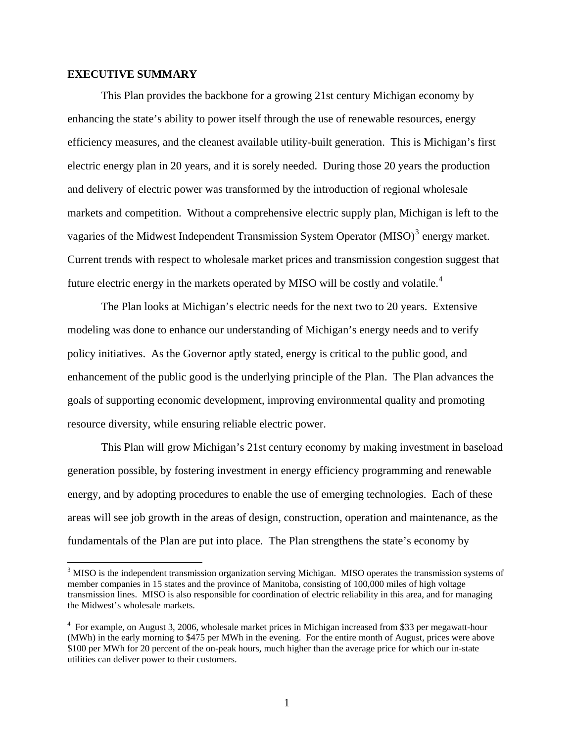**EXECUTIVE SUMMARY**

This Plan provides the backbone for a growing 21st century Michigan economy by enhancing the state's ability to power itself through the use of renewable resources, energy efficiency measures, and the cleanest available utility-built generation. This is Michigan's first electric energy plan in 20 years, and it is sorely needed. During those 20 years the production and delivery of electric power was transformed by the introduction of regional wholesale markets and competition. Without a comprehensive electric supply plan, Michigan is left to the vagaries of the Midwest Independent Transmission System Operator (MISO)[3] energy market. Current trends with respect to wholesale market prices and transmission congestion suggest that future electric energy in the markets operated by MISO will be costly and volatile.[4]

The Plan looks at Michigan's electric needs for the next two to 20 years. Extensive modeling was done to enhance our understanding of Michigan's energy needs and to verify policy initiatives. As the Governor aptly stated, energy is critical to the public good, and enhancement of the public good is the underlying principle of the Plan. The Plan advances the goals of supporting economic development, improving environmental quality and promoting resource diversity, while ensuring reliable electric power.

This Plan will grow Michigan's 21st century economy by making investment in baseload generation possible, by fostering investment in energy efficiency programming and renewable energy, and by adopting procedures to enable the use of emerging technologies. Each of these areas will see job growth in the areas of design, construction, operation and maintenance, as the fundamentals of the Plan are put into place. The Plan strengthens the state's economy by

---

[3] MISO is the independent transmission organization serving Michigan. MISO operates the transmission systems of member companies in 15 states and the province of Manitoba, consisting of 100,000 miles of high voltage transmission lines. MISO is also responsible for coordination of electric reliability in this area, and for managing the Midwest's wholesale markets.

[4] For example, on August 3, 2006, wholesale market prices in Michigan increased from $33 per megawatt-hour (MWh) in the early morning to $475 per MWh in the evening. For the entire month of August, prices were above $100 per MWh for 20 percent of the on-peak hours, much higher than the average price for which our in-state utilities can deliver power to their customers.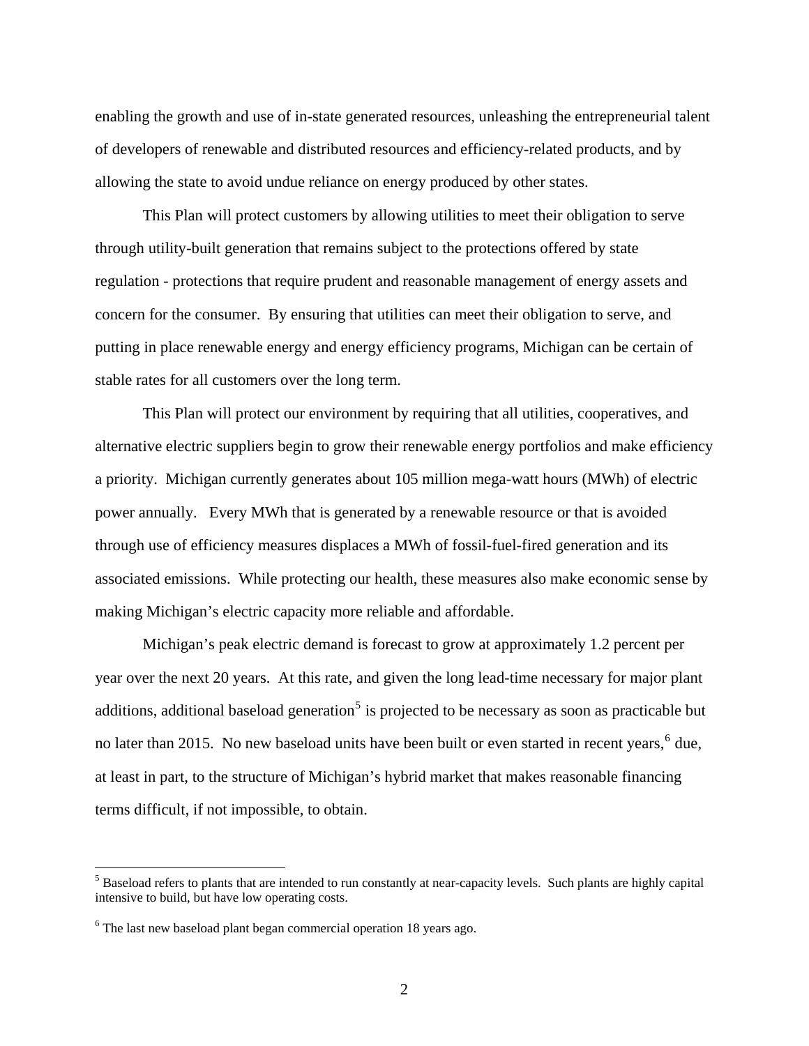enabling the growth and use of in-state generated resources, unleashing the entrepreneurial talent of developers of renewable and distributed resources and efficiency-related products, and by allowing the state to avoid undue reliance on energy produced by other states.

This Plan will protect customers by allowing utilities to meet their obligation to serve through utility-built generation that remains subject to the protections offered by state regulation - protections that require prudent and reasonable management of energy assets and concern for the consumer. By ensuring that utilities can meet their obligation to serve, and putting in place renewable energy and energy efficiency programs, Michigan can be certain of stable rates for all customers over the long term.

This Plan will protect our environment by requiring that all utilities, cooperatives, and alternative electric suppliers begin to grow their renewable energy portfolios and make efficiency a priority. Michigan currently generates about 105 million mega-watt hours (MWh) of electric power annually. Every MWh that is generated by a renewable resource or that is avoided through use of efficiency measures displaces a MWh of fossil-fuel-fired generation and its associated emissions. While protecting our health, these measures also make economic sense by making Michigan's electric capacity more reliable and affordable.

Michigan's peak electric demand is forecast to grow at approximately 1.2 percent per year over the next 20 years. At this rate, and given the long lead-time necessary for major plant additions, additional baseload generation[5] is projected to be necessary as soon as practicable but no later than 2015. No new baseload units have been built or even started in recent years,[6] due, at least in part, to the structure of Michigan's hybrid market that makes reasonable financing terms difficult, if not impossible, to obtain.

---

[5] Baseload refers to plants that are intended to run constantly at near-capacity levels. Such plants are highly capital intensive to build, but have low operating costs.

[6] The last new baseload plant began commercial operation 18 years ago.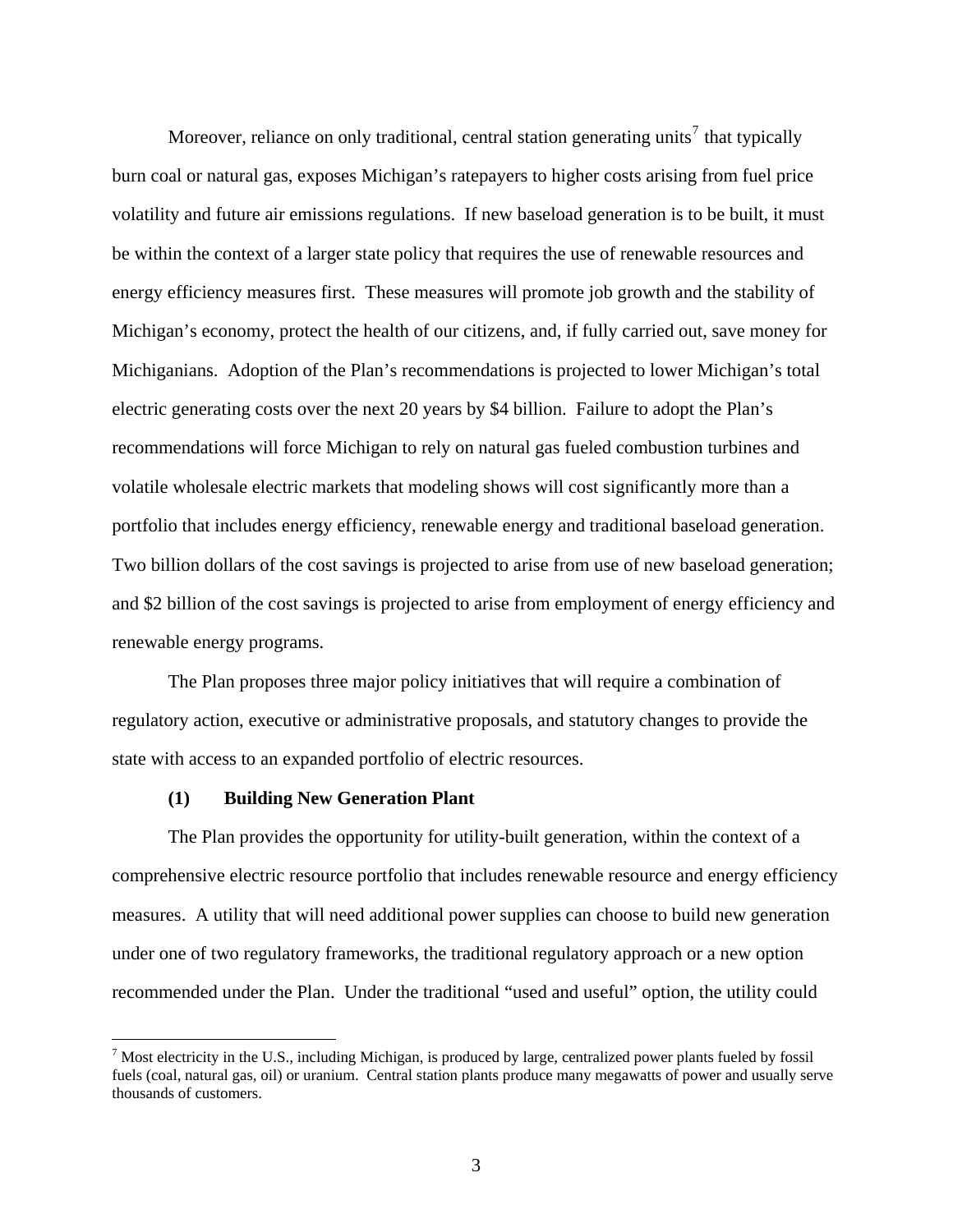Moreover, reliance on only traditional, central station generating units[7] that typically burn coal or natural gas, exposes Michigan's ratepayers to higher costs arising from fuel price volatility and future air emissions regulations. If new baseload generation is to be built, it must be within the context of a larger state policy that requires the use of renewable resources and energy efficiency measures first. These measures will promote job growth and the stability of Michigan's economy, protect the health of our citizens, and, if fully carried out, save money for Michiganians. Adoption of the Plan's recommendations is projected to lower Michigan's total electric generating costs over the next 20 years by $4 billion. Failure to adopt the Plan's recommendations will force Michigan to rely on natural gas fueled combustion turbines and volatile wholesale electric markets that modeling shows will cost significantly more than a portfolio that includes energy efficiency, renewable energy and traditional baseload generation. Two billion dollars of the cost savings is projected to arise from use of new baseload generation; and $2 billion of the cost savings is projected to arise from employment of energy efficiency and renewable energy programs.

The Plan proposes three major policy initiatives that will require a combination of regulatory action, executive or administrative proposals, and statutory changes to provide the state with access to an expanded portfolio of electric resources.

### (1) Building New Generation Plant

The Plan provides the opportunity for utility-built generation, within the context of a comprehensive electric resource portfolio that includes renewable resource and energy efficiency measures. A utility that will need additional power supplies can choose to build new generation under one of two regulatory frameworks, the traditional regulatory approach or a new option recommended under the Plan. Under the traditional "used and useful" option, the utility could

---

[7] Most electricity in the U.S., including Michigan, is produced by large, centralized power plants fueled by fossil fuels (coal, natural gas, oil) or uranium. Central station plants produce many megawatts of power and usually serve thousands of customers.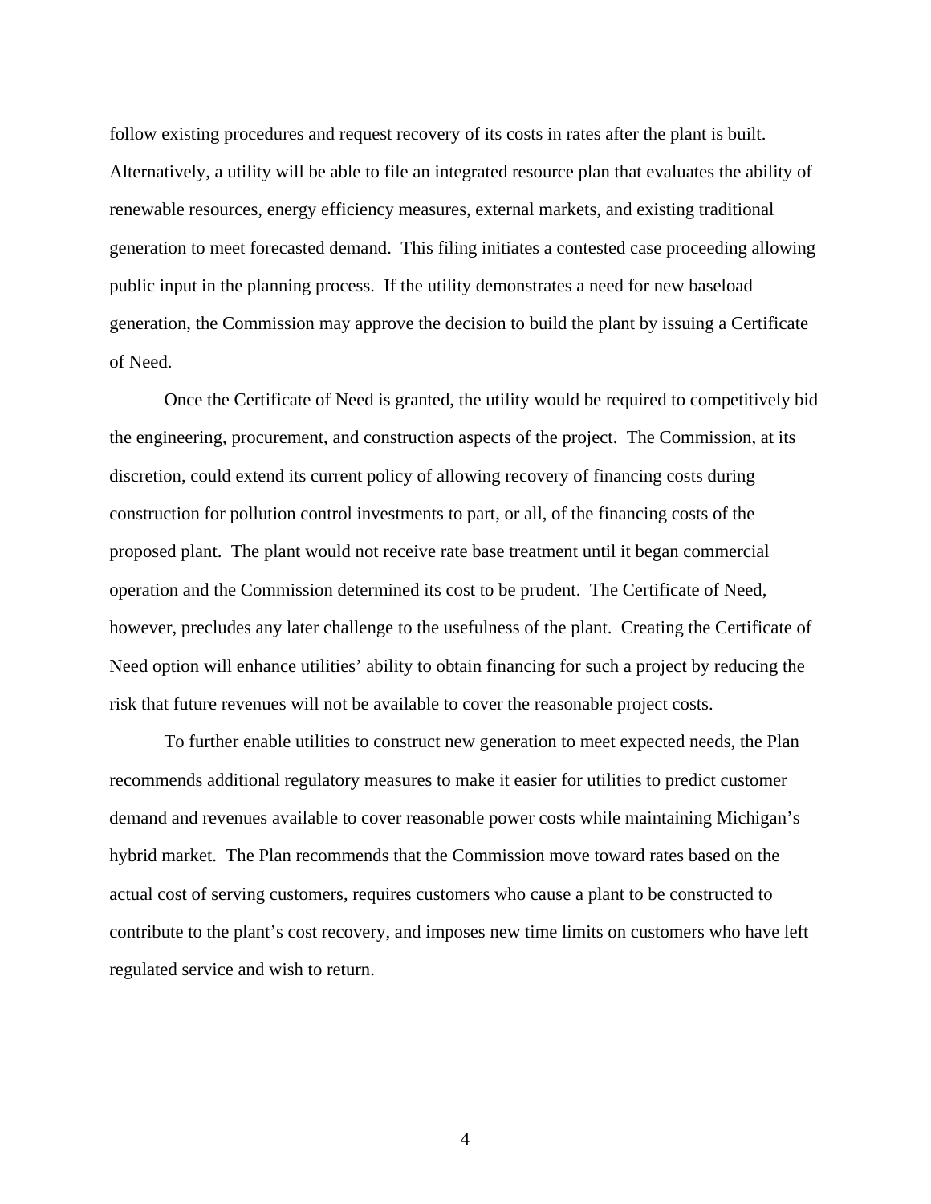follow existing procedures and request recovery of its costs in rates after the plant is built. Alternatively, a utility will be able to file an integrated resource plan that evaluates the ability of renewable resources, energy efficiency measures, external markets, and existing traditional generation to meet forecasted demand. This filing initiates a contested case proceeding allowing public input in the planning process. If the utility demonstrates a need for new baseload generation, the Commission may approve the decision to build the plant by issuing a Certificate of Need.

Once the Certificate of Need is granted, the utility would be required to competitively bid the engineering, procurement, and construction aspects of the project. The Commission, at its discretion, could extend its current policy of allowing recovery of financing costs during construction for pollution control investments to part, or all, of the financing costs of the proposed plant. The plant would not receive rate base treatment until it began commercial operation and the Commission determined its cost to be prudent. The Certificate of Need, however, precludes any later challenge to the usefulness of the plant. Creating the Certificate of Need option will enhance utilities' ability to obtain financing for such a project by reducing the risk that future revenues will not be available to cover the reasonable project costs.

To further enable utilities to construct new generation to meet expected needs, the Plan recommends additional regulatory measures to make it easier for utilities to predict customer demand and revenues available to cover reasonable power costs while maintaining Michigan's hybrid market. The Plan recommends that the Commission move toward rates based on the actual cost of serving customers, requires customers who cause a plant to be constructed to contribute to the plant's cost recovery, and imposes new time limits on customers who have left regulated service and wish to return.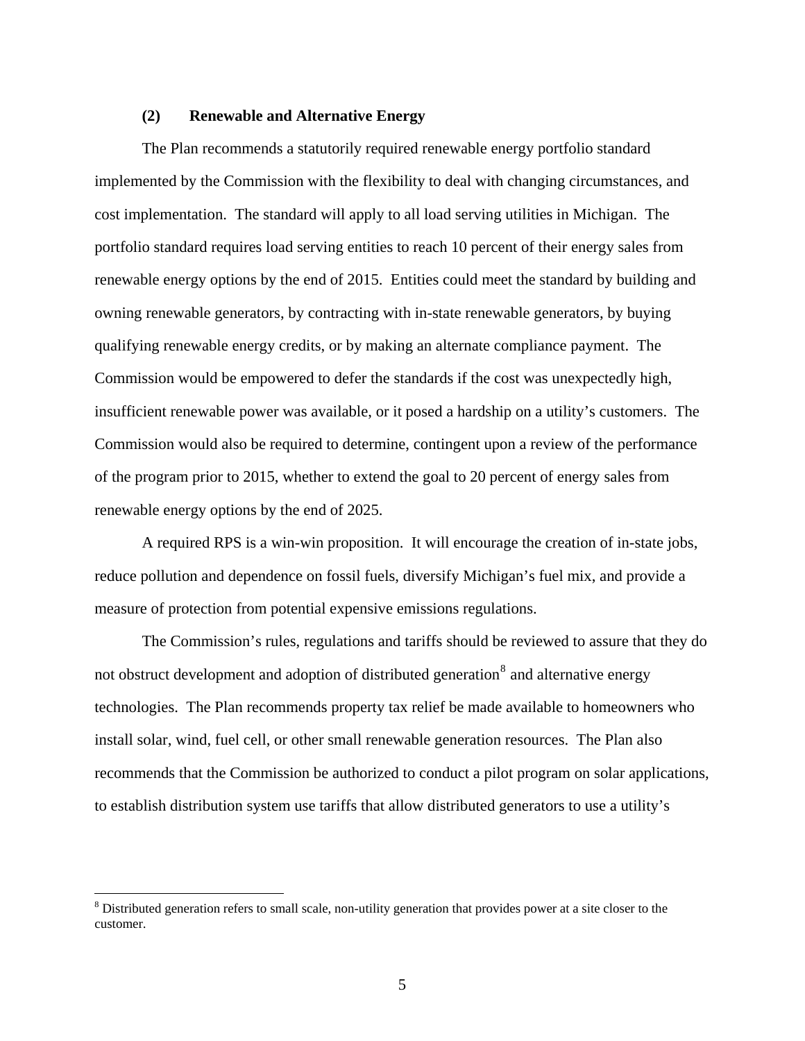### (2) Renewable and Alternative Energy

The Plan recommends a statutorily required renewable energy portfolio standard implemented by the Commission with the flexibility to deal with changing circumstances, and cost implementation. The standard will apply to all load serving utilities in Michigan. The portfolio standard requires load serving entities to reach 10 percent of their energy sales from renewable energy options by the end of 2015. Entities could meet the standard by building and owning renewable generators, by contracting with in-state renewable generators, by buying qualifying renewable energy credits, or by making an alternate compliance payment. The Commission would be empowered to defer the standards if the cost was unexpectedly high, insufficient renewable power was available, or it posed a hardship on a utility's customers. The Commission would also be required to determine, contingent upon a review of the performance of the program prior to 2015, whether to extend the goal to 20 percent of energy sales from renewable energy options by the end of 2025.

A required RPS is a win-win proposition. It will encourage the creation of in-state jobs, reduce pollution and dependence on fossil fuels, diversify Michigan's fuel mix, and provide a measure of protection from potential expensive emissions regulations.

The Commission's rules, regulations and tariffs should be reviewed to assure that they do not obstruct development and adoption of distributed generation[8] and alternative energy technologies. The Plan recommends property tax relief be made available to homeowners who install solar, wind, fuel cell, or other small renewable generation resources. The Plan also recommends that the Commission be authorized to conduct a pilot program on solar applications, to establish distribution system use tariffs that allow distributed generators to use a utility's

[8] Distributed generation refers to small scale, non-utility generation that provides power at a site closer to the customer.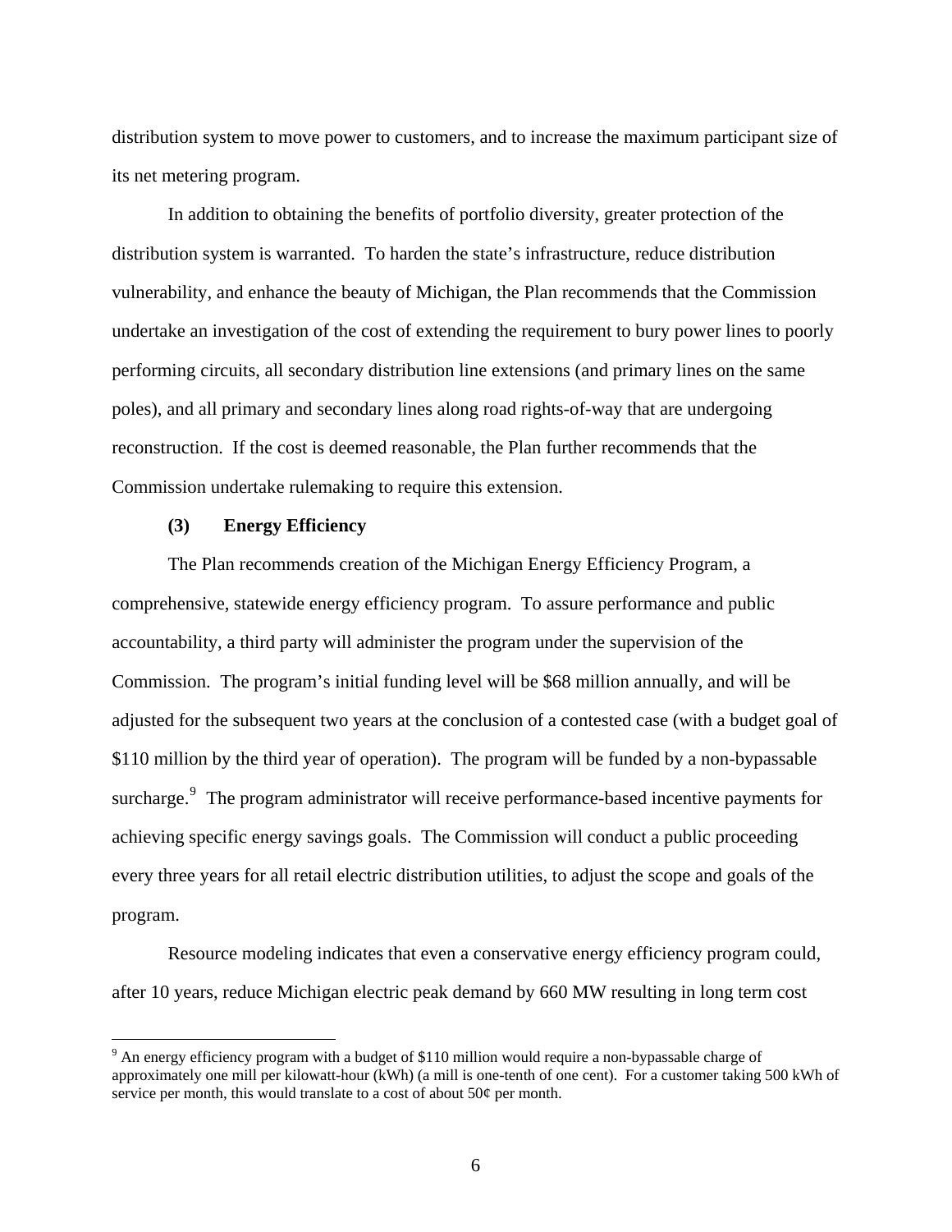distribution system to move power to customers, and to increase the maximum participant size of its net metering program.

In addition to obtaining the benefits of portfolio diversity, greater protection of the distribution system is warranted. To harden the state's infrastructure, reduce distribution vulnerability, and enhance the beauty of Michigan, the Plan recommends that the Commission undertake an investigation of the cost of extending the requirement to bury power lines to poorly performing circuits, all secondary distribution line extensions (and primary lines on the same poles), and all primary and secondary lines along road rights-of-way that are undergoing reconstruction. If the cost is deemed reasonable, the Plan further recommends that the Commission undertake rulemaking to require this extension.

**(3) Energy Efficiency**

The Plan recommends creation of the Michigan Energy Efficiency Program, a comprehensive, statewide energy efficiency program. To assure performance and public accountability, a third party will administer the program under the supervision of the Commission. The program's initial funding level will be $68 million annually, and will be adjusted for the subsequent two years at the conclusion of a contested case (with a budget goal of $110 million by the third year of operation). The program will be funded by a non-bypassable surcharge.[9] The program administrator will receive performance-based incentive payments for achieving specific energy savings goals. The Commission will conduct a public proceeding every three years for all retail electric distribution utilities, to adjust the scope and goals of the program.

Resource modeling indicates that even a conservative energy efficiency program could, after 10 years, reduce Michigan electric peak demand by 660 MW resulting in long term cost

[9] An energy efficiency program with a budget of $110 million would require a non-bypassable charge of approximately one mill per kilowatt-hour (kWh) (a mill is one-tenth of one cent). For a customer taking 500 kWh of service per month, this would translate to a cost of about 50¢ per month.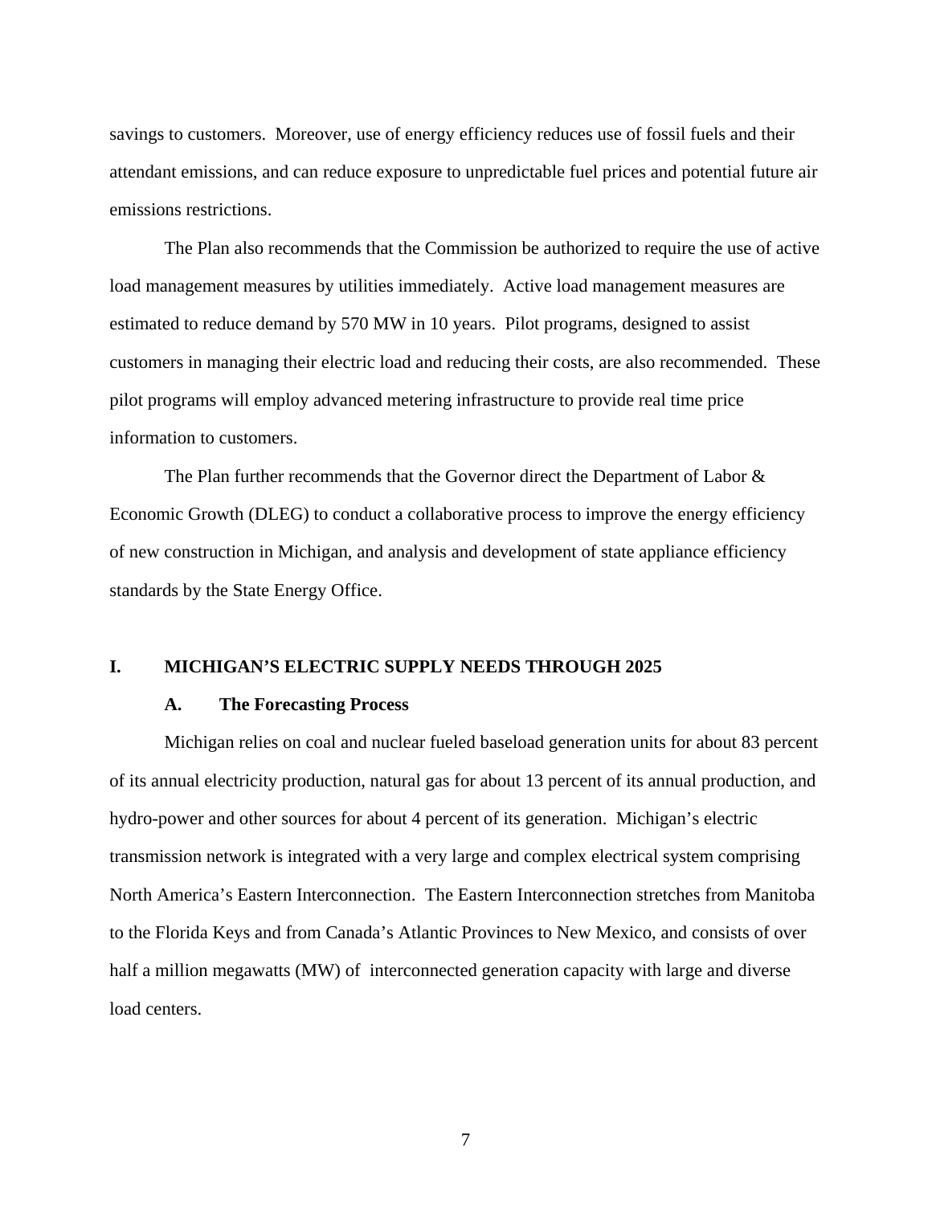savings to customers. Moreover, use of energy efficiency reduces use of fossil fuels and their attendant emissions, and can reduce exposure to unpredictable fuel prices and potential future air emissions restrictions.

The Plan also recommends that the Commission be authorized to require the use of active load management measures by utilities immediately. Active load management measures are estimated to reduce demand by 570 MW in 10 years. Pilot programs, designed to assist customers in managing their electric load and reducing their costs, are also recommended. These pilot programs will employ advanced metering infrastructure to provide real time price information to customers.

The Plan further recommends that the Governor direct the Department of Labor & Economic Growth (DLEG) to conduct a collaborative process to improve the energy efficiency of new construction in Michigan, and analysis and development of state appliance efficiency standards by the State Energy Office.

## I. MICHIGAN'S ELECTRIC SUPPLY NEEDS THROUGH 2025

### A. The Forecasting Process

Michigan relies on coal and nuclear fueled baseload generation units for about 83 percent of its annual electricity production, natural gas for about 13 percent of its annual production, and hydro-power and other sources for about 4 percent of its generation. Michigan's electric transmission network is integrated with a very large and complex electrical system comprising North America's Eastern Interconnection. The Eastern Interconnection stretches from Manitoba to the Florida Keys and from Canada's Atlantic Provinces to New Mexico, and consists of over half a million megawatts (MW) of interconnected generation capacity with large and diverse load centers.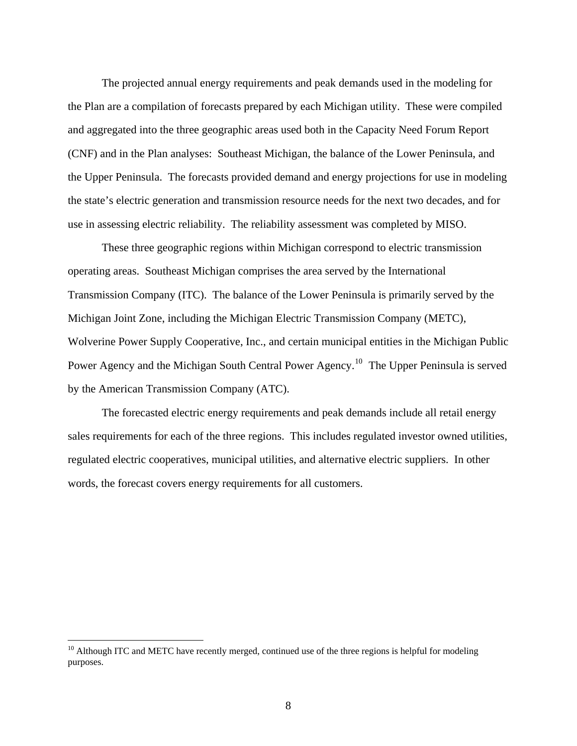The projected annual energy requirements and peak demands used in the modeling for the Plan are a compilation of forecasts prepared by each Michigan utility. These were compiled and aggregated into the three geographic areas used both in the Capacity Need Forum Report (CNF) and in the Plan analyses: Southeast Michigan, the balance of the Lower Peninsula, and the Upper Peninsula. The forecasts provided demand and energy projections for use in modeling the state's electric generation and transmission resource needs for the next two decades, and for use in assessing electric reliability. The reliability assessment was completed by MISO.

These three geographic regions within Michigan correspond to electric transmission operating areas. Southeast Michigan comprises the area served by the International Transmission Company (ITC). The balance of the Lower Peninsula is primarily served by the Michigan Joint Zone, including the Michigan Electric Transmission Company (METC), Wolverine Power Supply Cooperative, Inc., and certain municipal entities in the Michigan Public Power Agency and the Michigan South Central Power Agency.[10] The Upper Peninsula is served by the American Transmission Company (ATC).

The forecasted electric energy requirements and peak demands include all retail energy sales requirements for each of the three regions. This includes regulated investor owned utilities, regulated electric cooperatives, municipal utilities, and alternative electric suppliers. In other words, the forecast covers energy requirements for all customers.

[10] Although ITC and METC have recently merged, continued use of the three regions is helpful for modeling purposes.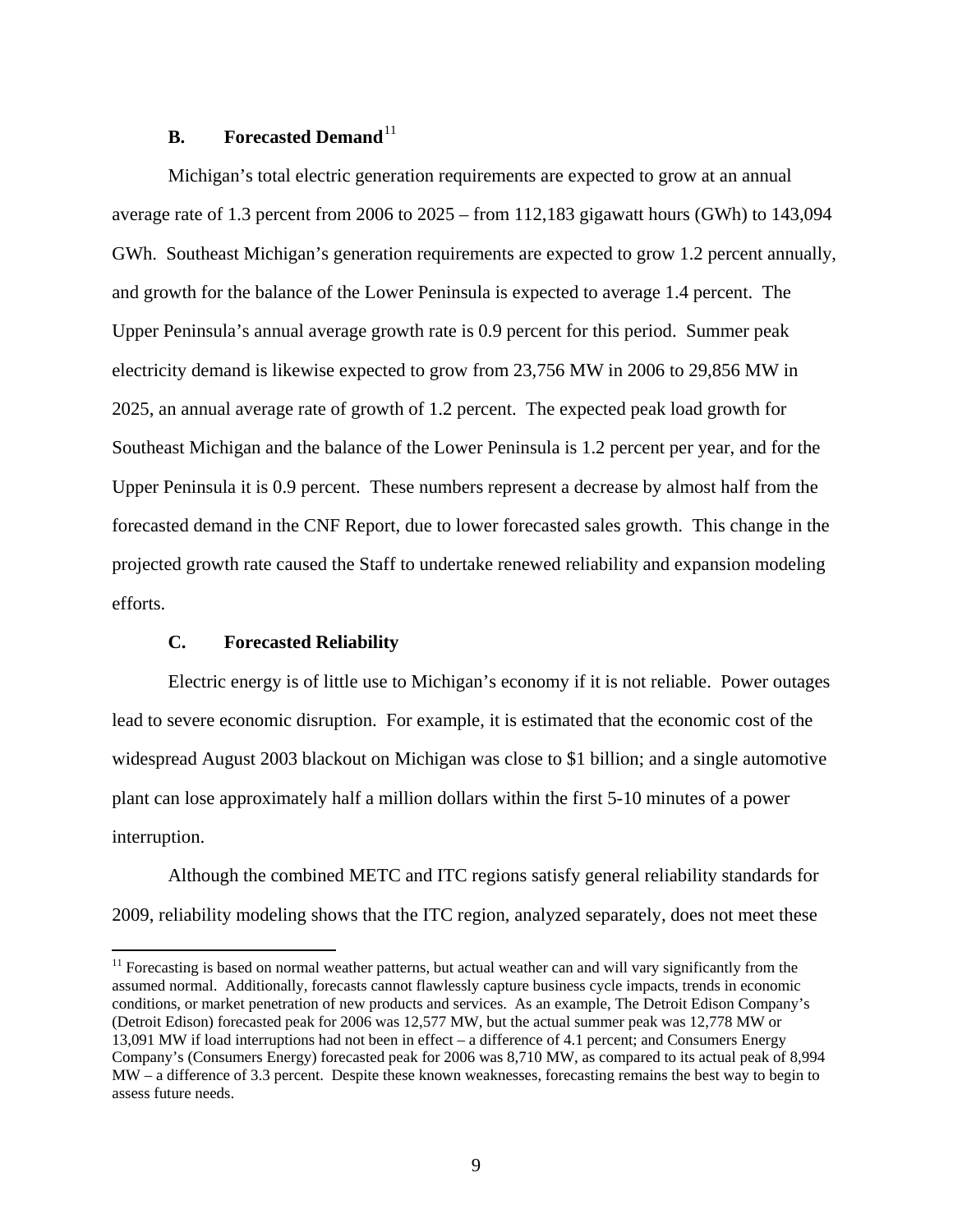### B. Forecasted Demand[11]

Michigan's total electric generation requirements are expected to grow at an annual average rate of 1.3 percent from 2006 to 2025 – from 112,183 gigawatt hours (GWh) to 143,094 GWh. Southeast Michigan's generation requirements are expected to grow 1.2 percent annually, and growth for the balance of the Lower Peninsula is expected to average 1.4 percent. The Upper Peninsula's annual average growth rate is 0.9 percent for this period. Summer peak electricity demand is likewise expected to grow from 23,756 MW in 2006 to 29,856 MW in 2025, an annual average rate of growth of 1.2 percent. The expected peak load growth for Southeast Michigan and the balance of the Lower Peninsula is 1.2 percent per year, and for the Upper Peninsula it is 0.9 percent. These numbers represent a decrease by almost half from the forecasted demand in the CNF Report, due to lower forecasted sales growth. This change in the projected growth rate caused the Staff to undertake renewed reliability and expansion modeling efforts.

### C. Forecasted Reliability

Electric energy is of little use to Michigan's economy if it is not reliable. Power outages lead to severe economic disruption. For example, it is estimated that the economic cost of the widespread August 2003 blackout on Michigan was close to $1 billion; and a single automotive plant can lose approximately half a million dollars within the first 5-10 minutes of a power interruption.

Although the combined METC and ITC regions satisfy general reliability standards for 2009, reliability modeling shows that the ITC region, analyzed separately, does not meet these

---

[11] Forecasting is based on normal weather patterns, but actual weather can and will vary significantly from the assumed normal. Additionally, forecasts cannot flawlessly capture business cycle impacts, trends in economic conditions, or market penetration of new products and services. As an example, The Detroit Edison Company's (Detroit Edison) forecasted peak for 2006 was 12,577 MW, but the actual summer peak was 12,778 MW or 13,091 MW if load interruptions had not been in effect – a difference of 4.1 percent; and Consumers Energy Company's (Consumers Energy) forecasted peak for 2006 was 8,710 MW, as compared to its actual peak of 8,994 MW – a difference of 3.3 percent. Despite these known weaknesses, forecasting remains the best way to begin to assess future needs.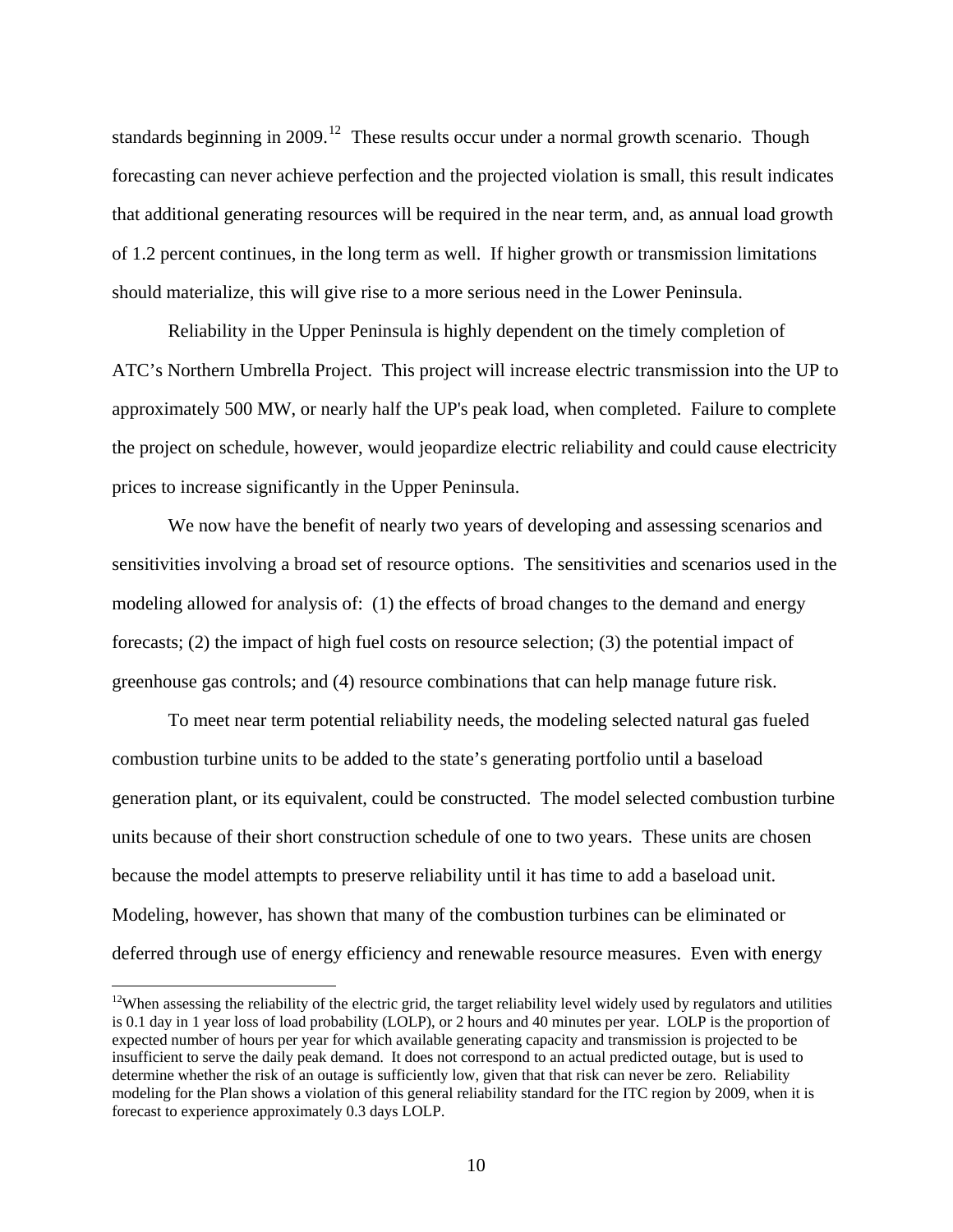standards beginning in 2009.[12] These results occur under a normal growth scenario. Though forecasting can never achieve perfection and the projected violation is small, this result indicates that additional generating resources will be required in the near term, and, as annual load growth of 1.2 percent continues, in the long term as well. If higher growth or transmission limitations should materialize, this will give rise to a more serious need in the Lower Peninsula.

Reliability in the Upper Peninsula is highly dependent on the timely completion of ATC's Northern Umbrella Project. This project will increase electric transmission into the UP to approximately 500 MW, or nearly half the UP's peak load, when completed. Failure to complete the project on schedule, however, would jeopardize electric reliability and could cause electricity prices to increase significantly in the Upper Peninsula.

We now have the benefit of nearly two years of developing and assessing scenarios and sensitivities involving a broad set of resource options. The sensitivities and scenarios used in the modeling allowed for analysis of: (1) the effects of broad changes to the demand and energy forecasts; (2) the impact of high fuel costs on resource selection; (3) the potential impact of greenhouse gas controls; and (4) resource combinations that can help manage future risk.

To meet near term potential reliability needs, the modeling selected natural gas fueled combustion turbine units to be added to the state's generating portfolio until a baseload generation plant, or its equivalent, could be constructed. The model selected combustion turbine units because of their short construction schedule of one to two years. These units are chosen because the model attempts to preserve reliability until it has time to add a baseload unit. Modeling, however, has shown that many of the combustion turbines can be eliminated or deferred through use of energy efficiency and renewable resource measures. Even with energy

[12]When assessing the reliability of the electric grid, the target reliability level widely used by regulators and utilities is 0.1 day in 1 year loss of load probability (LOLP), or 2 hours and 40 minutes per year. LOLP is the proportion of expected number of hours per year for which available generating capacity and transmission is projected to be insufficient to serve the daily peak demand. It does not correspond to an actual predicted outage, but is used to determine whether the risk of an outage is sufficiently low, given that that risk can never be zero. Reliability modeling for the Plan shows a violation of this general reliability standard for the ITC region by 2009, when it is forecast to experience approximately 0.3 days LOLP.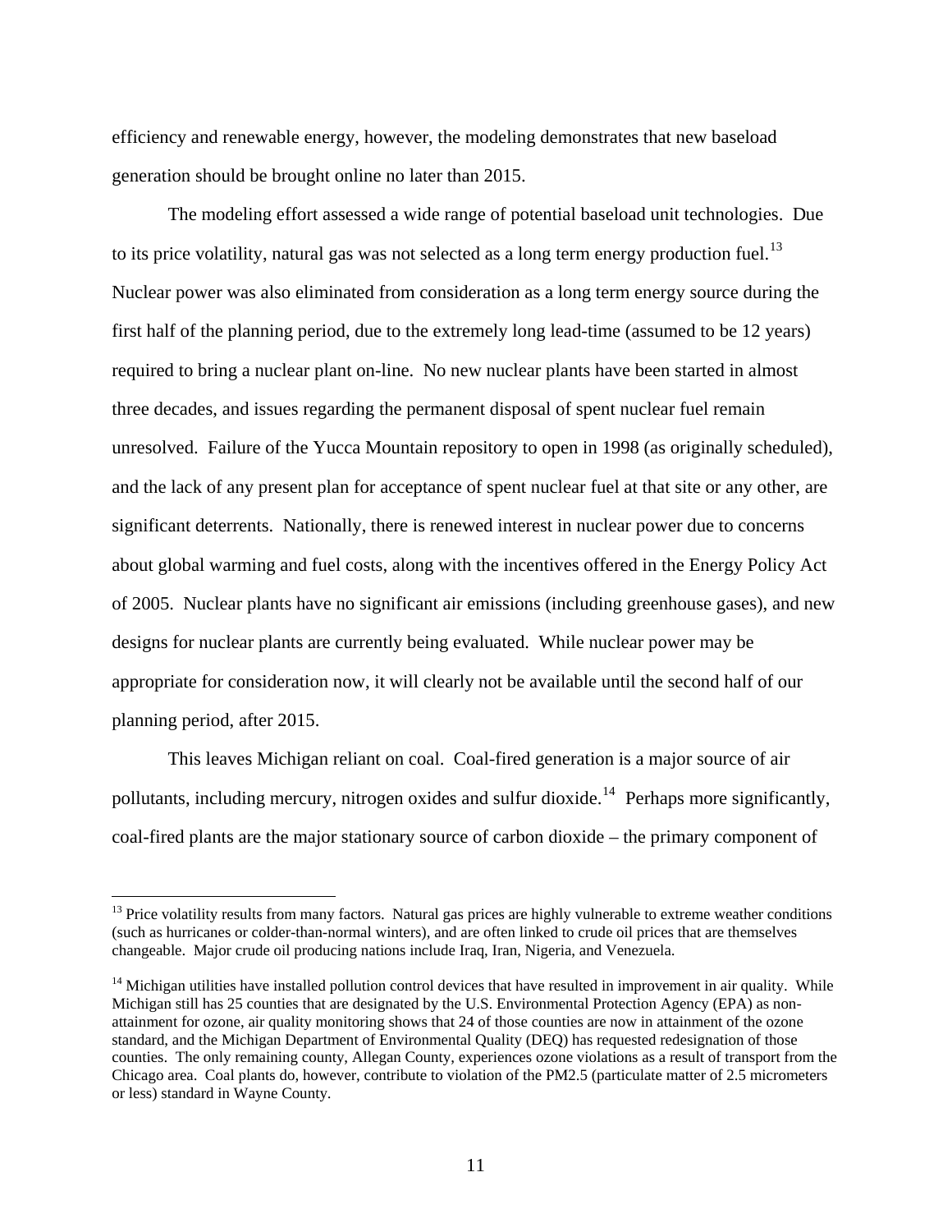efficiency and renewable energy, however, the modeling demonstrates that new baseload generation should be brought online no later than 2015.

The modeling effort assessed a wide range of potential baseload unit technologies. Due to its price volatility, natural gas was not selected as a long term energy production fuel.[13] Nuclear power was also eliminated from consideration as a long term energy source during the first half of the planning period, due to the extremely long lead-time (assumed to be 12 years) required to bring a nuclear plant on-line. No new nuclear plants have been started in almost three decades, and issues regarding the permanent disposal of spent nuclear fuel remain unresolved. Failure of the Yucca Mountain repository to open in 1998 (as originally scheduled), and the lack of any present plan for acceptance of spent nuclear fuel at that site or any other, are significant deterrents. Nationally, there is renewed interest in nuclear power due to concerns about global warming and fuel costs, along with the incentives offered in the Energy Policy Act of 2005. Nuclear plants have no significant air emissions (including greenhouse gases), and new designs for nuclear plants are currently being evaluated. While nuclear power may be appropriate for consideration now, it will clearly not be available until the second half of our planning period, after 2015.

This leaves Michigan reliant on coal. Coal-fired generation is a major source of air pollutants, including mercury, nitrogen oxides and sulfur dioxide.[14] Perhaps more significantly, coal-fired plants are the major stationary source of carbon dioxide – the primary component of

[13] Price volatility results from many factors. Natural gas prices are highly vulnerable to extreme weather conditions (such as hurricanes or colder-than-normal winters), and are often linked to crude oil prices that are themselves changeable. Major crude oil producing nations include Iraq, Iran, Nigeria, and Venezuela.

[14] Michigan utilities have installed pollution control devices that have resulted in improvement in air quality. While Michigan still has 25 counties that are designated by the U.S. Environmental Protection Agency (EPA) as non-attainment for ozone, air quality monitoring shows that 24 of those counties are now in attainment of the ozone standard, and the Michigan Department of Environmental Quality (DEQ) has requested redesignation of those counties. The only remaining county, Allegan County, experiences ozone violations as a result of transport from the Chicago area. Coal plants do, however, contribute to violation of the PM2.5 (particulate matter of 2.5 micrometers or less) standard in Wayne County.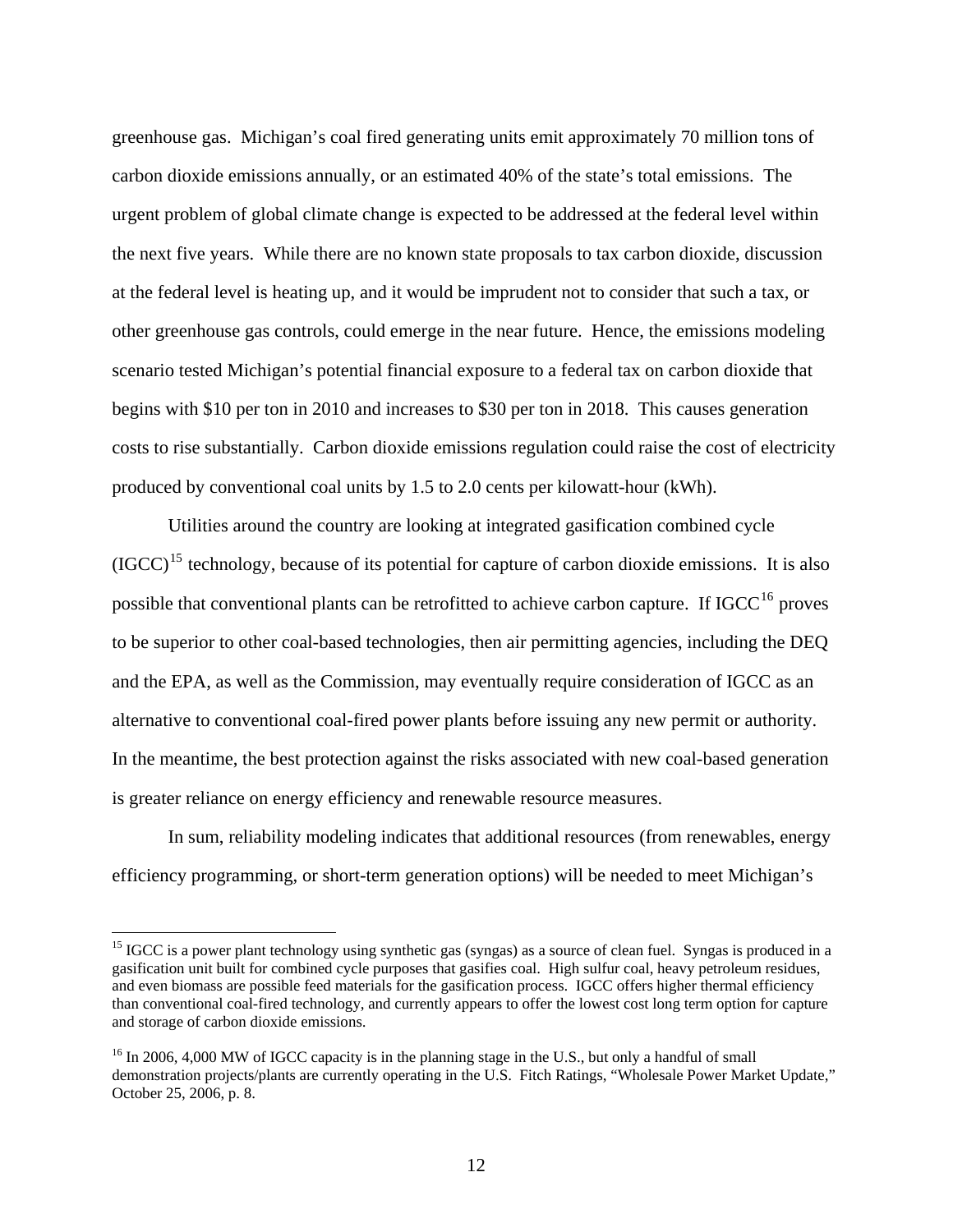greenhouse gas. Michigan's coal fired generating units emit approximately 70 million tons of carbon dioxide emissions annually, or an estimated 40% of the state's total emissions. The urgent problem of global climate change is expected to be addressed at the federal level within the next five years. While there are no known state proposals to tax carbon dioxide, discussion at the federal level is heating up, and it would be imprudent not to consider that such a tax, or other greenhouse gas controls, could emerge in the near future. Hence, the emissions modeling scenario tested Michigan's potential financial exposure to a federal tax on carbon dioxide that begins with $10 per ton in 2010 and increases to $30 per ton in 2018. This causes generation costs to rise substantially. Carbon dioxide emissions regulation could raise the cost of electricity produced by conventional coal units by 1.5 to 2.0 cents per kilowatt-hour (kWh).

Utilities around the country are looking at integrated gasification combined cycle (IGCC)[15] technology, because of its potential for capture of carbon dioxide emissions. It is also possible that conventional plants can be retrofitted to achieve carbon capture. If IGCC[16] proves to be superior to other coal-based technologies, then air permitting agencies, including the DEQ and the EPA, as well as the Commission, may eventually require consideration of IGCC as an alternative to conventional coal-fired power plants before issuing any new permit or authority. In the meantime, the best protection against the risks associated with new coal-based generation is greater reliance on energy efficiency and renewable resource measures.

In sum, reliability modeling indicates that additional resources (from renewables, energy efficiency programming, or short-term generation options) will be needed to meet Michigan's

---

[15] IGCC is a power plant technology using synthetic gas (syngas) as a source of clean fuel. Syngas is produced in a gasification unit built for combined cycle purposes that gasifies coal. High sulfur coal, heavy petroleum residues, and even biomass are possible feed materials for the gasification process. IGCC offers higher thermal efficiency than conventional coal-fired technology, and currently appears to offer the lowest cost long term option for capture and storage of carbon dioxide emissions.

[16] In 2006, 4,000 MW of IGCC capacity is in the planning stage in the U.S., but only a handful of small demonstration projects/plants are currently operating in the U.S. Fitch Ratings, "Wholesale Power Market Update," October 25, 2006, p. 8.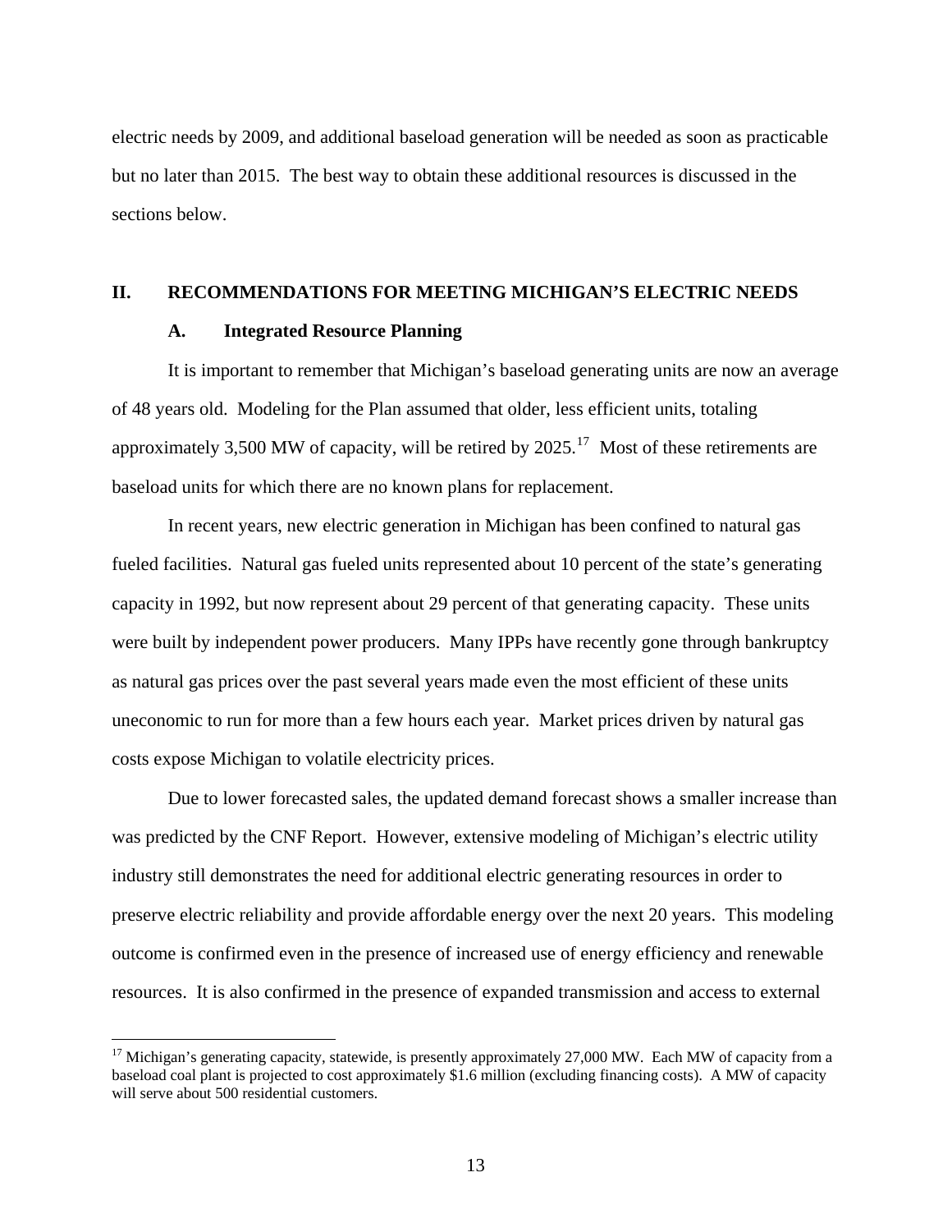electric needs by 2009, and additional baseload generation will be needed as soon as practicable but no later than 2015. The best way to obtain these additional resources is discussed in the sections below.

## II. RECOMMENDATIONS FOR MEETING MICHIGAN'S ELECTRIC NEEDS

### A. Integrated Resource Planning

It is important to remember that Michigan's baseload generating units are now an average of 48 years old. Modeling for the Plan assumed that older, less efficient units, totaling approximately 3,500 MW of capacity, will be retired by 2025.[17] Most of these retirements are baseload units for which there are no known plans for replacement.

In recent years, new electric generation in Michigan has been confined to natural gas fueled facilities. Natural gas fueled units represented about 10 percent of the state's generating capacity in 1992, but now represent about 29 percent of that generating capacity. These units were built by independent power producers. Many IPPs have recently gone through bankruptcy as natural gas prices over the past several years made even the most efficient of these units uneconomic to run for more than a few hours each year. Market prices driven by natural gas costs expose Michigan to volatile electricity prices.

Due to lower forecasted sales, the updated demand forecast shows a smaller increase than was predicted by the CNF Report. However, extensive modeling of Michigan's electric utility industry still demonstrates the need for additional electric generating resources in order to preserve electric reliability and provide affordable energy over the next 20 years. This modeling outcome is confirmed even in the presence of increased use of energy efficiency and renewable resources. It is also confirmed in the presence of expanded transmission and access to external

[17] Michigan's generating capacity, statewide, is presently approximately 27,000 MW. Each MW of capacity from a baseload coal plant is projected to cost approximately \$1.6 million (excluding financing costs). A MW of capacity will serve about 500 residential customers.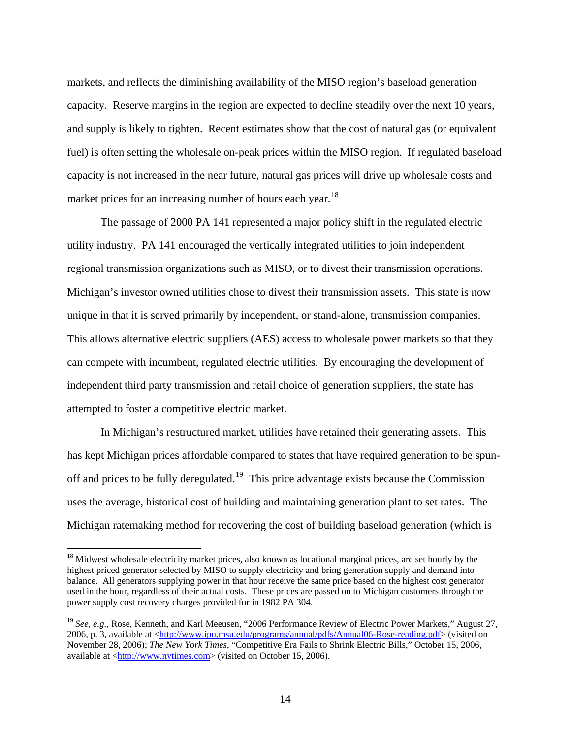markets, and reflects the diminishing availability of the MISO region's baseload generation capacity. Reserve margins in the region are expected to decline steadily over the next 10 years, and supply is likely to tighten. Recent estimates show that the cost of natural gas (or equivalent fuel) is often setting the wholesale on-peak prices within the MISO region. If regulated baseload capacity is not increased in the near future, natural gas prices will drive up wholesale costs and market prices for an increasing number of hours each year.[18]

The passage of 2000 PA 141 represented a major policy shift in the regulated electric utility industry. PA 141 encouraged the vertically integrated utilities to join independent regional transmission organizations such as MISO, or to divest their transmission operations. Michigan's investor owned utilities chose to divest their transmission assets. This state is now unique in that it is served primarily by independent, or stand-alone, transmission companies. This allows alternative electric suppliers (AES) access to wholesale power markets so that they can compete with incumbent, regulated electric utilities. By encouraging the development of independent third party transmission and retail choice of generation suppliers, the state has attempted to foster a competitive electric market.

In Michigan's restructured market, utilities have retained their generating assets. This has kept Michigan prices affordable compared to states that have required generation to be spun-off and prices to be fully deregulated.[19] This price advantage exists because the Commission uses the average, historical cost of building and maintaining generation plant to set rates. The Michigan ratemaking method for recovering the cost of building baseload generation (which is

---

[18] Midwest wholesale electricity market prices, also known as locational marginal prices, are set hourly by the highest priced generator selected by MISO to supply electricity and bring generation supply and demand into balance. All generators supplying power in that hour receive the same price based on the highest cost generator used in the hour, regardless of their actual costs. These prices are passed on to Michigan customers through the power supply cost recovery charges provided for in 1982 PA 304.

[19] *See, e.g.*, Rose, Kenneth, and Karl Meeusen, "2006 Performance Review of Electric Power Markets," August 27, 2006, p. 3, available at <http://www.ipu.msu.edu/programs/annual/pdfs/Annual06-Rose-reading.pdf> (visited on November 28, 2006); *The New York Times*, "Competitive Era Fails to Shrink Electric Bills," October 15, 2006, available at <http://www.nytimes.com> (visited on October 15, 2006).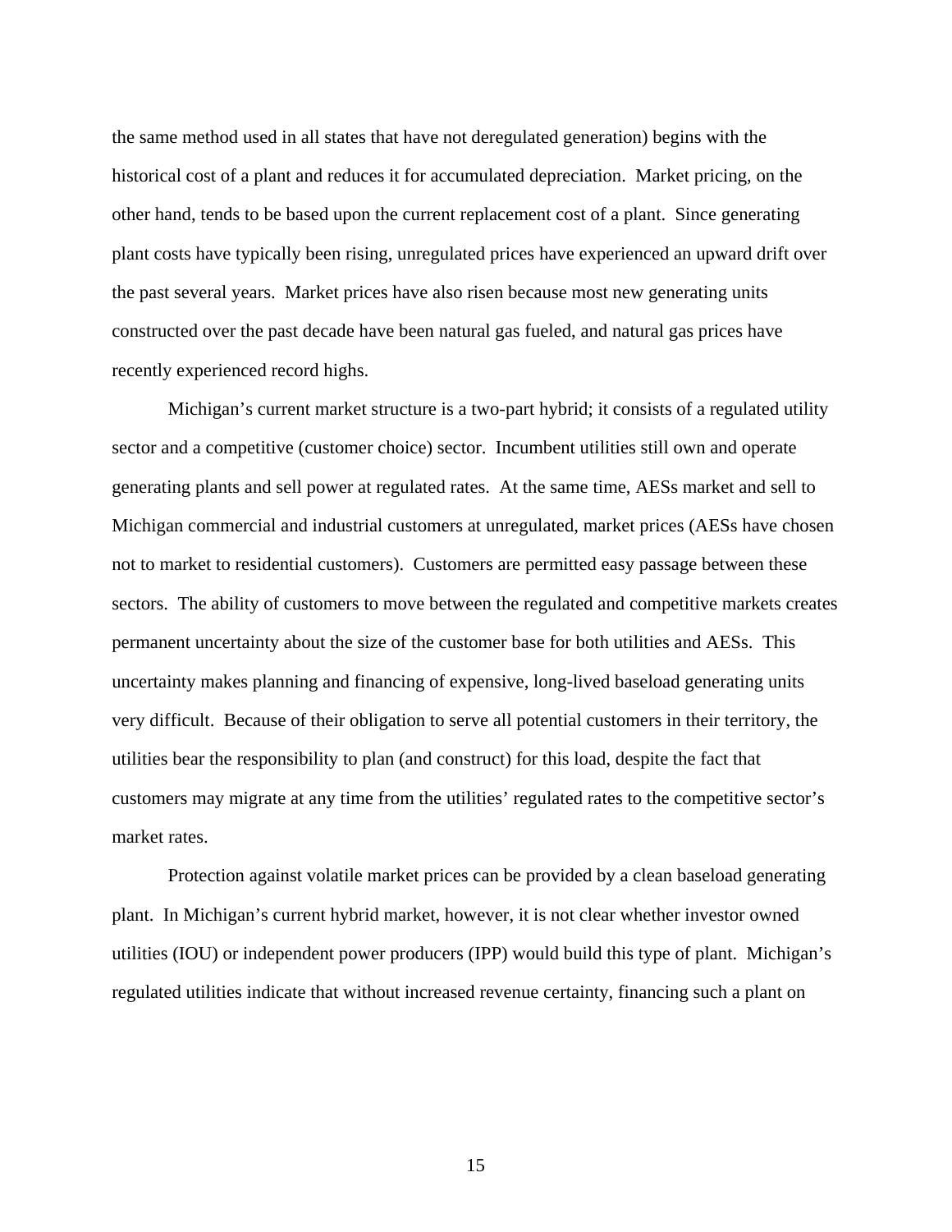the same method used in all states that have not deregulated generation) begins with the historical cost of a plant and reduces it for accumulated depreciation. Market pricing, on the other hand, tends to be based upon the current replacement cost of a plant. Since generating plant costs have typically been rising, unregulated prices have experienced an upward drift over the past several years. Market prices have also risen because most new generating units constructed over the past decade have been natural gas fueled, and natural gas prices have recently experienced record highs.

Michigan's current market structure is a two-part hybrid; it consists of a regulated utility sector and a competitive (customer choice) sector. Incumbent utilities still own and operate generating plants and sell power at regulated rates. At the same time, AESs market and sell to Michigan commercial and industrial customers at unregulated, market prices (AESs have chosen not to market to residential customers). Customers are permitted easy passage between these sectors. The ability of customers to move between the regulated and competitive markets creates permanent uncertainty about the size of the customer base for both utilities and AESs. This uncertainty makes planning and financing of expensive, long-lived baseload generating units very difficult. Because of their obligation to serve all potential customers in their territory, the utilities bear the responsibility to plan (and construct) for this load, despite the fact that customers may migrate at any time from the utilities' regulated rates to the competitive sector's market rates.

Protection against volatile market prices can be provided by a clean baseload generating plant. In Michigan's current hybrid market, however, it is not clear whether investor owned utilities (IOU) or independent power producers (IPP) would build this type of plant. Michigan's regulated utilities indicate that without increased revenue certainty, financing such a plant on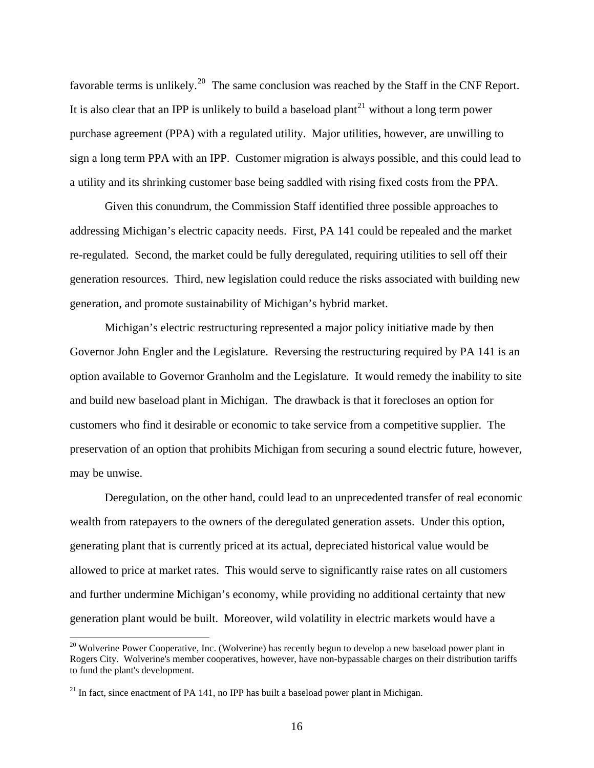favorable terms is unlikely.[20] The same conclusion was reached by the Staff in the CNF Report. It is also clear that an IPP is unlikely to build a baseload plant[21] without a long term power purchase agreement (PPA) with a regulated utility. Major utilities, however, are unwilling to sign a long term PPA with an IPP. Customer migration is always possible, and this could lead to a utility and its shrinking customer base being saddled with rising fixed costs from the PPA.

Given this conundrum, the Commission Staff identified three possible approaches to addressing Michigan's electric capacity needs. First, PA 141 could be repealed and the market re-regulated. Second, the market could be fully deregulated, requiring utilities to sell off their generation resources. Third, new legislation could reduce the risks associated with building new generation, and promote sustainability of Michigan's hybrid market.

Michigan's electric restructuring represented a major policy initiative made by then Governor John Engler and the Legislature. Reversing the restructuring required by PA 141 is an option available to Governor Granholm and the Legislature. It would remedy the inability to site and build new baseload plant in Michigan. The drawback is that it forecloses an option for customers who find it desirable or economic to take service from a competitive supplier. The preservation of an option that prohibits Michigan from securing a sound electric future, however, may be unwise.

Deregulation, on the other hand, could lead to an unprecedented transfer of real economic wealth from ratepayers to the owners of the deregulated generation assets. Under this option, generating plant that is currently priced at its actual, depreciated historical value would be allowed to price at market rates. This would serve to significantly raise rates on all customers and further undermine Michigan's economy, while providing no additional certainty that new generation plant would be built. Moreover, wild volatility in electric markets would have a

[20] Wolverine Power Cooperative, Inc. (Wolverine) has recently begun to develop a new baseload power plant in Rogers City. Wolverine's member cooperatives, however, have non-bypassable charges on their distribution tariffs to fund the plant's development.

[21] In fact, since enactment of PA 141, no IPP has built a baseload power plant in Michigan.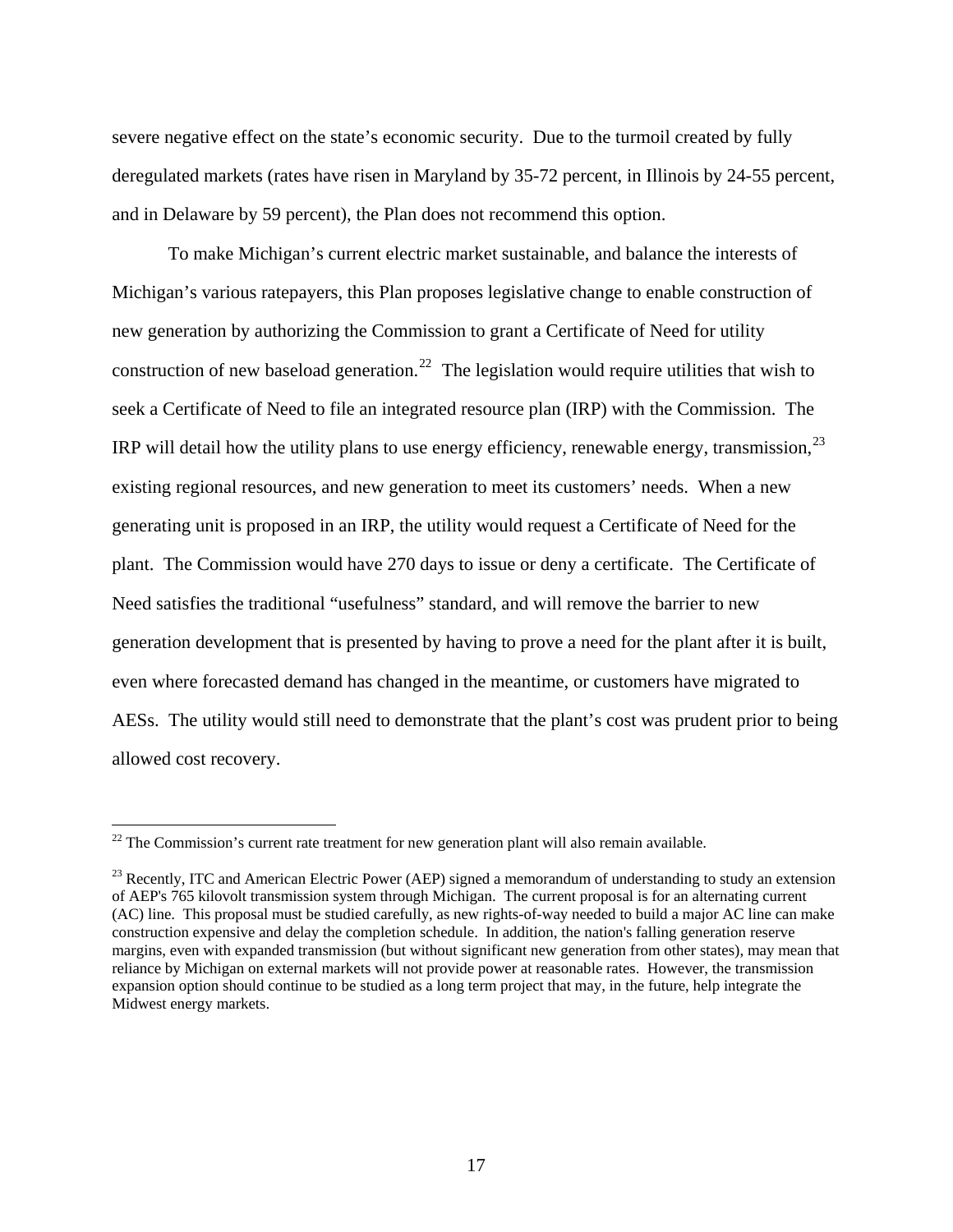severe negative effect on the state's economic security. Due to the turmoil created by fully deregulated markets (rates have risen in Maryland by 35-72 percent, in Illinois by 24-55 percent, and in Delaware by 59 percent), the Plan does not recommend this option.

To make Michigan's current electric market sustainable, and balance the interests of Michigan's various ratepayers, this Plan proposes legislative change to enable construction of new generation by authorizing the Commission to grant a Certificate of Need for utility construction of new baseload generation.[22] The legislation would require utilities that wish to seek a Certificate of Need to file an integrated resource plan (IRP) with the Commission. The IRP will detail how the utility plans to use energy efficiency, renewable energy, transmission,[23] existing regional resources, and new generation to meet its customers' needs. When a new generating unit is proposed in an IRP, the utility would request a Certificate of Need for the plant. The Commission would have 270 days to issue or deny a certificate. The Certificate of Need satisfies the traditional "usefulness" standard, and will remove the barrier to new generation development that is presented by having to prove a need for the plant after it is built, even where forecasted demand has changed in the meantime, or customers have migrated to AESs. The utility would still need to demonstrate that the plant's cost was prudent prior to being allowed cost recovery.

---

[22] The Commission's current rate treatment for new generation plant will also remain available.

[23] Recently, ITC and American Electric Power (AEP) signed a memorandum of understanding to study an extension of AEP's 765 kilovolt transmission system through Michigan. The current proposal is for an alternating current (AC) line. This proposal must be studied carefully, as new rights-of-way needed to build a major AC line can make construction expensive and delay the completion schedule. In addition, the nation's falling generation reserve margins, even with expanded transmission (but without significant new generation from other states), may mean that reliance by Michigan on external markets will not provide power at reasonable rates. However, the transmission expansion option should continue to be studied as a long term project that may, in the future, help integrate the Midwest energy markets.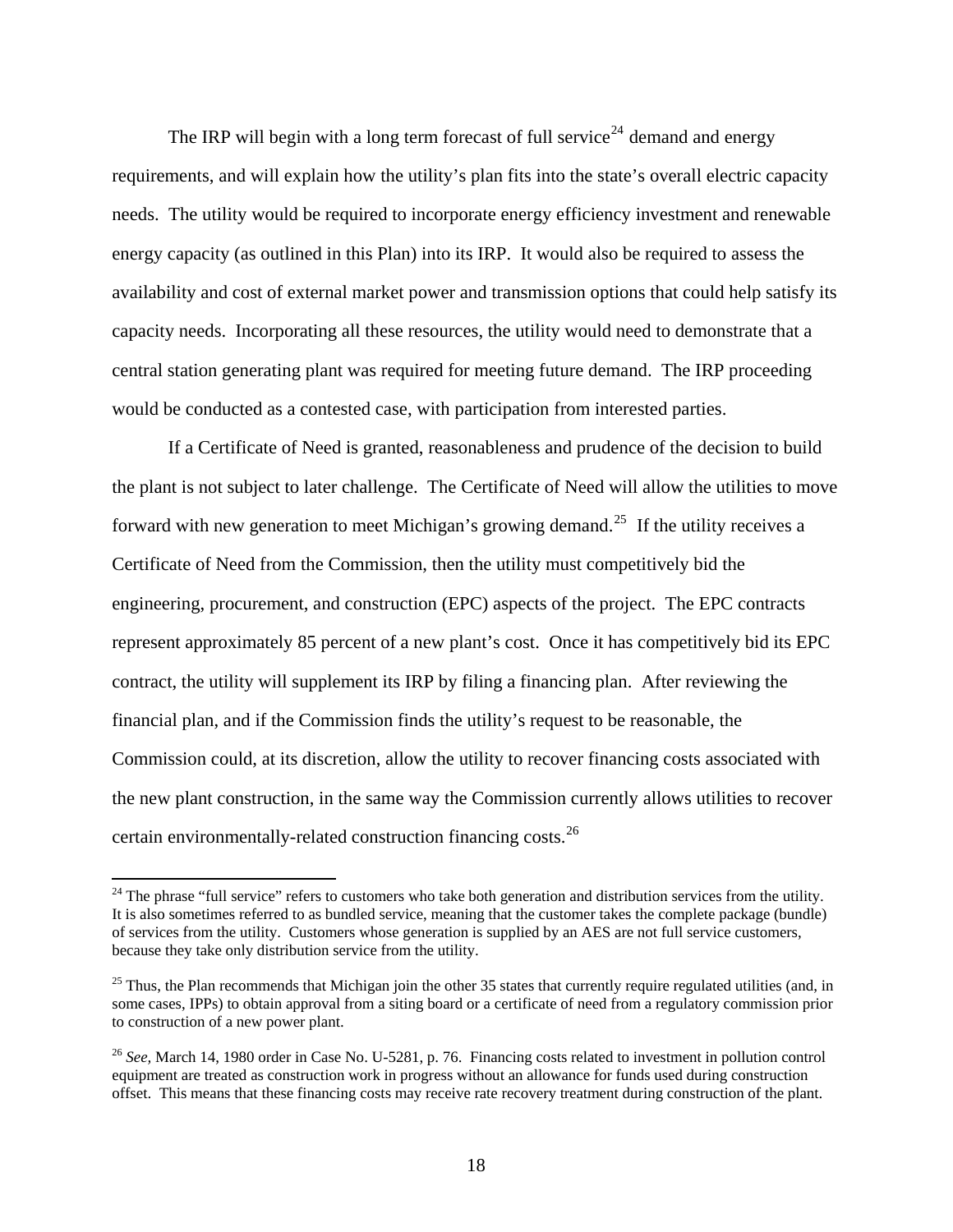The IRP will begin with a long term forecast of full service[24] demand and energy requirements, and will explain how the utility's plan fits into the state's overall electric capacity needs. The utility would be required to incorporate energy efficiency investment and renewable energy capacity (as outlined in this Plan) into its IRP. It would also be required to assess the availability and cost of external market power and transmission options that could help satisfy its capacity needs. Incorporating all these resources, the utility would need to demonstrate that a central station generating plant was required for meeting future demand. The IRP proceeding would be conducted as a contested case, with participation from interested parties.

If a Certificate of Need is granted, reasonableness and prudence of the decision to build the plant is not subject to later challenge. The Certificate of Need will allow the utilities to move forward with new generation to meet Michigan's growing demand.[25] If the utility receives a Certificate of Need from the Commission, then the utility must competitively bid the engineering, procurement, and construction (EPC) aspects of the project. The EPC contracts represent approximately 85 percent of a new plant's cost. Once it has competitively bid its EPC contract, the utility will supplement its IRP by filing a financing plan. After reviewing the financial plan, and if the Commission finds the utility's request to be reasonable, the Commission could, at its discretion, allow the utility to recover financing costs associated with the new plant construction, in the same way the Commission currently allows utilities to recover certain environmentally-related construction financing costs.[26]

---

[24] The phrase "full service" refers to customers who take both generation and distribution services from the utility. It is also sometimes referred to as bundled service, meaning that the customer takes the complete package (bundle) of services from the utility. Customers whose generation is supplied by an AES are not full service customers, because they take only distribution service from the utility.

[25] Thus, the Plan recommends that Michigan join the other 35 states that currently require regulated utilities (and, in some cases, IPPs) to obtain approval from a siting board or a certificate of need from a regulatory commission prior to construction of a new power plant.

[26] *See*, March 14, 1980 order in Case No. U-5281, p. 76. Financing costs related to investment in pollution control equipment are treated as construction work in progress without an allowance for funds used during construction offset. This means that these financing costs may receive rate recovery treatment during construction of the plant.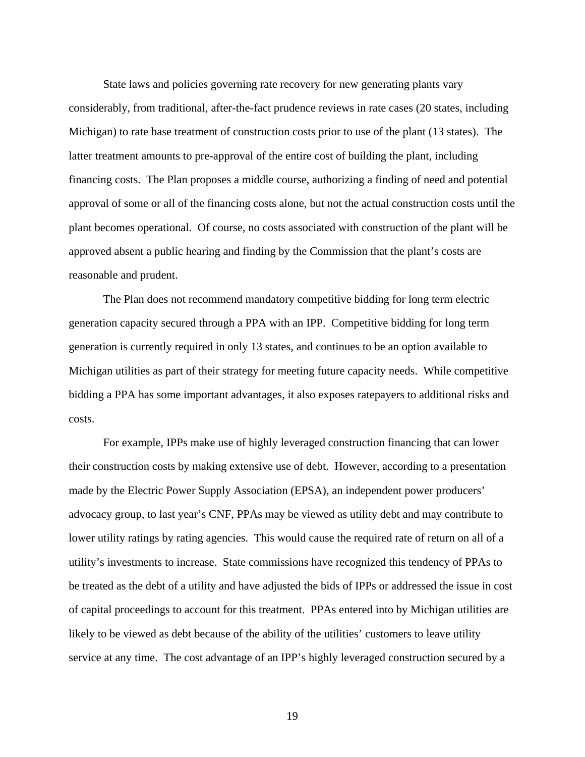State laws and policies governing rate recovery for new generating plants vary considerably, from traditional, after-the-fact prudence reviews in rate cases (20 states, including Michigan) to rate base treatment of construction costs prior to use of the plant (13 states). The latter treatment amounts to pre-approval of the entire cost of building the plant, including financing costs. The Plan proposes a middle course, authorizing a finding of need and potential approval of some or all of the financing costs alone, but not the actual construction costs until the plant becomes operational. Of course, no costs associated with construction of the plant will be approved absent a public hearing and finding by the Commission that the plant's costs are reasonable and prudent.

The Plan does not recommend mandatory competitive bidding for long term electric generation capacity secured through a PPA with an IPP. Competitive bidding for long term generation is currently required in only 13 states, and continues to be an option available to Michigan utilities as part of their strategy for meeting future capacity needs. While competitive bidding a PPA has some important advantages, it also exposes ratepayers to additional risks and costs.

For example, IPPs make use of highly leveraged construction financing that can lower their construction costs by making extensive use of debt. However, according to a presentation made by the Electric Power Supply Association (EPSA), an independent power producers' advocacy group, to last year's CNF, PPAs may be viewed as utility debt and may contribute to lower utility ratings by rating agencies. This would cause the required rate of return on all of a utility's investments to increase. State commissions have recognized this tendency of PPAs to be treated as the debt of a utility and have adjusted the bids of IPPs or addressed the issue in cost of capital proceedings to account for this treatment. PPAs entered into by Michigan utilities are likely to be viewed as debt because of the ability of the utilities' customers to leave utility service at any time. The cost advantage of an IPP's highly leveraged construction secured by a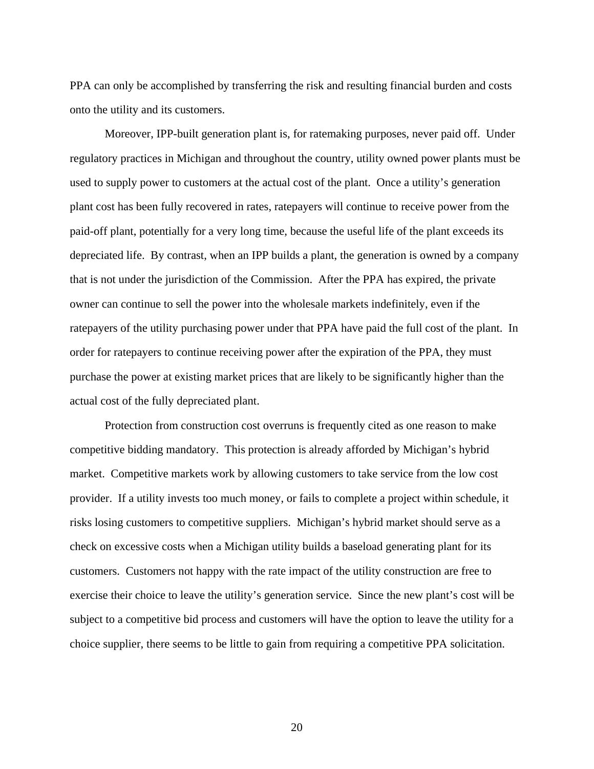PPA can only be accomplished by transferring the risk and resulting financial burden and costs onto the utility and its customers.

Moreover, IPP-built generation plant is, for ratemaking purposes, never paid off. Under regulatory practices in Michigan and throughout the country, utility owned power plants must be used to supply power to customers at the actual cost of the plant. Once a utility's generation plant cost has been fully recovered in rates, ratepayers will continue to receive power from the paid-off plant, potentially for a very long time, because the useful life of the plant exceeds its depreciated life. By contrast, when an IPP builds a plant, the generation is owned by a company that is not under the jurisdiction of the Commission. After the PPA has expired, the private owner can continue to sell the power into the wholesale markets indefinitely, even if the ratepayers of the utility purchasing power under that PPA have paid the full cost of the plant. In order for ratepayers to continue receiving power after the expiration of the PPA, they must purchase the power at existing market prices that are likely to be significantly higher than the actual cost of the fully depreciated plant.

Protection from construction cost overruns is frequently cited as one reason to make competitive bidding mandatory. This protection is already afforded by Michigan's hybrid market. Competitive markets work by allowing customers to take service from the low cost provider. If a utility invests too much money, or fails to complete a project within schedule, it risks losing customers to competitive suppliers. Michigan's hybrid market should serve as a check on excessive costs when a Michigan utility builds a baseload generating plant for its customers. Customers not happy with the rate impact of the utility construction are free to exercise their choice to leave the utility's generation service. Since the new plant's cost will be subject to a competitive bid process and customers will have the option to leave the utility for a choice supplier, there seems to be little to gain from requiring a competitive PPA solicitation.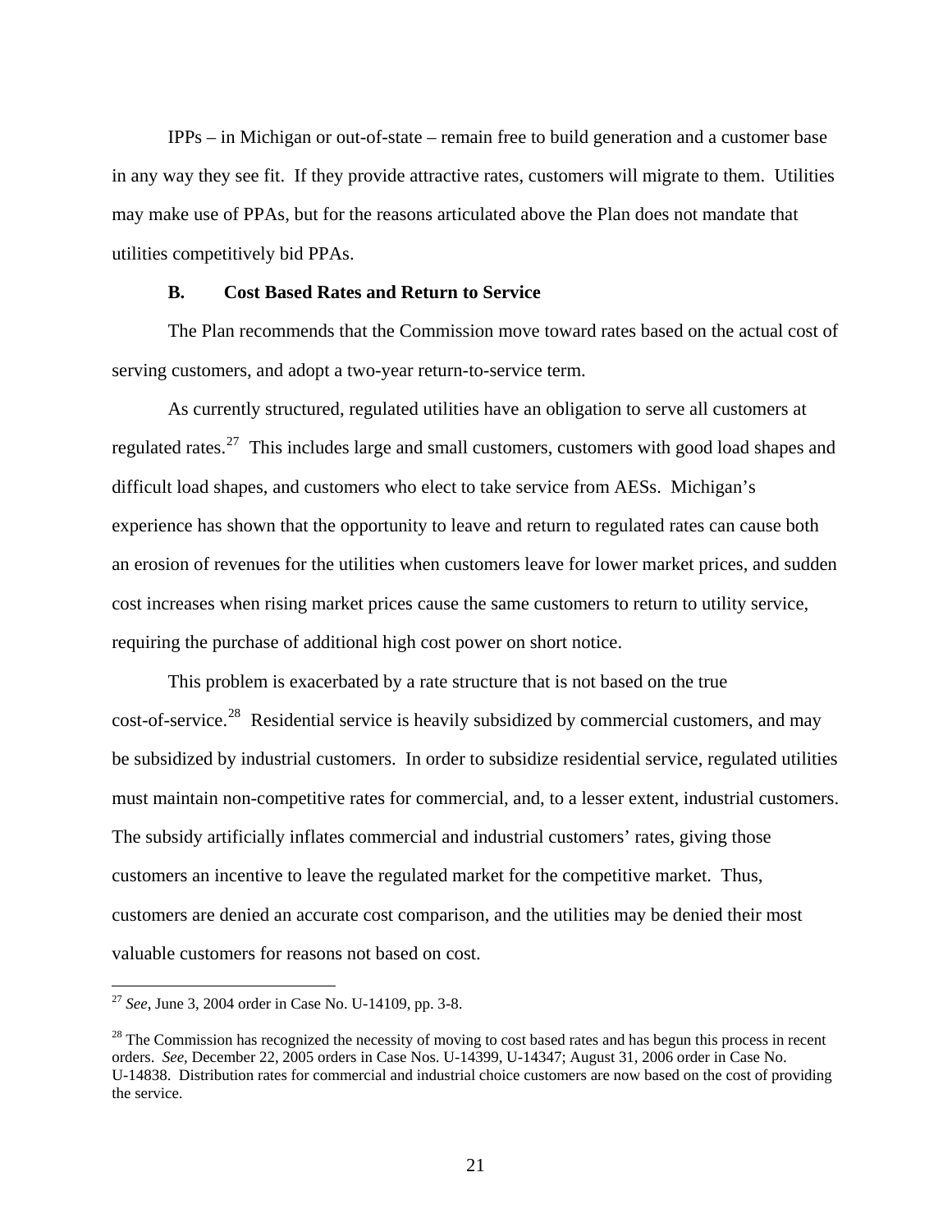IPPs – in Michigan or out-of-state – remain free to build generation and a customer base in any way they see fit. If they provide attractive rates, customers will migrate to them. Utilities may make use of PPAs, but for the reasons articulated above the Plan does not mandate that utilities competitively bid PPAs.

### B. Cost Based Rates and Return to Service

The Plan recommends that the Commission move toward rates based on the actual cost of serving customers, and adopt a two-year return-to-service term.

As currently structured, regulated utilities have an obligation to serve all customers at regulated rates.[27] This includes large and small customers, customers with good load shapes and difficult load shapes, and customers who elect to take service from AESs. Michigan's experience has shown that the opportunity to leave and return to regulated rates can cause both an erosion of revenues for the utilities when customers leave for lower market prices, and sudden cost increases when rising market prices cause the same customers to return to utility service, requiring the purchase of additional high cost power on short notice.

This problem is exacerbated by a rate structure that is not based on the true cost-of-service.[28] Residential service is heavily subsidized by commercial customers, and may be subsidized by industrial customers. In order to subsidize residential service, regulated utilities must maintain non-competitive rates for commercial, and, to a lesser extent, industrial customers. The subsidy artificially inflates commercial and industrial customers' rates, giving those customers an incentive to leave the regulated market for the competitive market. Thus, customers are denied an accurate cost comparison, and the utilities may be denied their most valuable customers for reasons not based on cost.

---

[27] *See*, June 3, 2004 order in Case No. U-14109, pp. 3-8.

[28] The Commission has recognized the necessity of moving to cost based rates and has begun this process in recent orders. *See*, December 22, 2005 orders in Case Nos. U-14399, U-14347; August 31, 2006 order in Case No. U-14838. Distribution rates for commercial and industrial choice customers are now based on the cost of providing the service.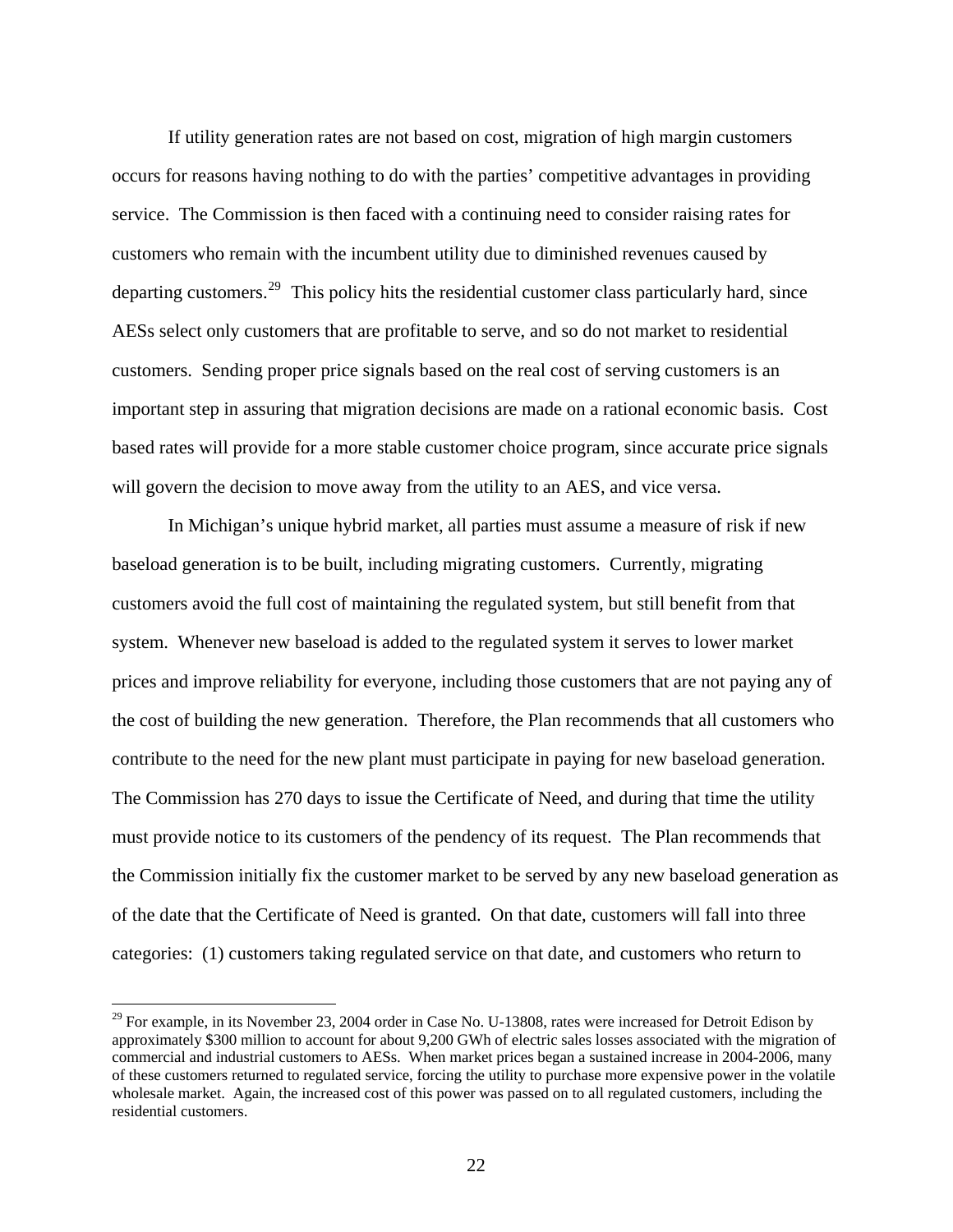If utility generation rates are not based on cost, migration of high margin customers occurs for reasons having nothing to do with the parties' competitive advantages in providing service. The Commission is then faced with a continuing need to consider raising rates for customers who remain with the incumbent utility due to diminished revenues caused by departing customers.[29] This policy hits the residential customer class particularly hard, since AESs select only customers that are profitable to serve, and so do not market to residential customers. Sending proper price signals based on the real cost of serving customers is an important step in assuring that migration decisions are made on a rational economic basis. Cost based rates will provide for a more stable customer choice program, since accurate price signals will govern the decision to move away from the utility to an AES, and vice versa.

In Michigan's unique hybrid market, all parties must assume a measure of risk if new baseload generation is to be built, including migrating customers. Currently, migrating customers avoid the full cost of maintaining the regulated system, but still benefit from that system. Whenever new baseload is added to the regulated system it serves to lower market prices and improve reliability for everyone, including those customers that are not paying any of the cost of building the new generation. Therefore, the Plan recommends that all customers who contribute to the need for the new plant must participate in paying for new baseload generation. The Commission has 270 days to issue the Certificate of Need, and during that time the utility must provide notice to its customers of the pendency of its request. The Plan recommends that the Commission initially fix the customer market to be served by any new baseload generation as of the date that the Certificate of Need is granted. On that date, customers will fall into three categories: (1) customers taking regulated service on that date, and customers who return to

[29] For example, in its November 23, 2004 order in Case No. U-13808, rates were increased for Detroit Edison by approximately $300 million to account for about 9,200 GWh of electric sales losses associated with the migration of commercial and industrial customers to AESs. When market prices began a sustained increase in 2004-2006, many of these customers returned to regulated service, forcing the utility to purchase more expensive power in the volatile wholesale market. Again, the increased cost of this power was passed on to all regulated customers, including the residential customers.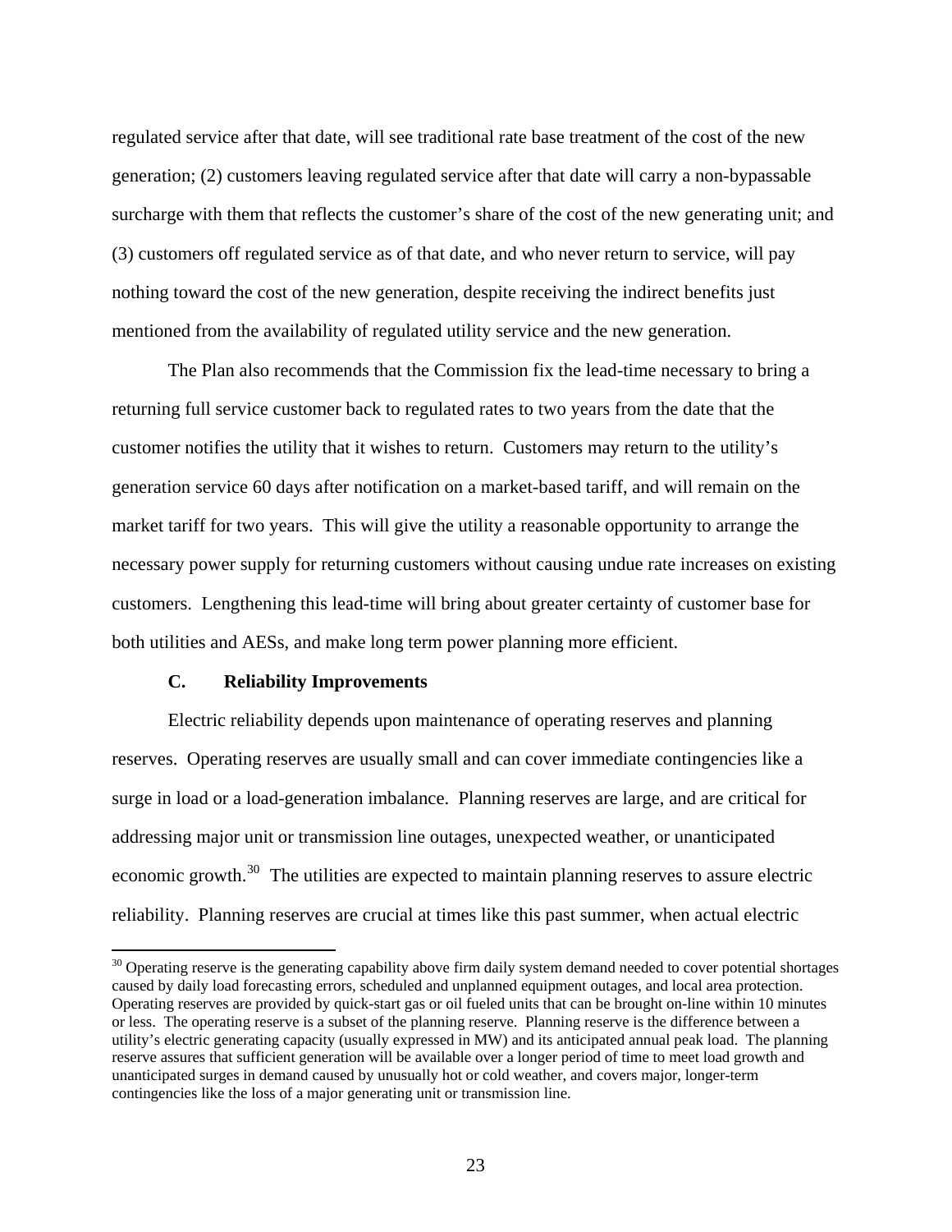regulated service after that date, will see traditional rate base treatment of the cost of the new generation; (2) customers leaving regulated service after that date will carry a non-bypassable surcharge with them that reflects the customer's share of the cost of the new generating unit; and (3) customers off regulated service as of that date, and who never return to service, will pay nothing toward the cost of the new generation, despite receiving the indirect benefits just mentioned from the availability of regulated utility service and the new generation.

The Plan also recommends that the Commission fix the lead-time necessary to bring a returning full service customer back to regulated rates to two years from the date that the customer notifies the utility that it wishes to return. Customers may return to the utility's generation service 60 days after notification on a market-based tariff, and will remain on the market tariff for two years. This will give the utility a reasonable opportunity to arrange the necessary power supply for returning customers without causing undue rate increases on existing customers. Lengthening this lead-time will bring about greater certainty of customer base for both utilities and AESs, and make long term power planning more efficient.

### C. Reliability Improvements

Electric reliability depends upon maintenance of operating reserves and planning reserves. Operating reserves are usually small and can cover immediate contingencies like a surge in load or a load-generation imbalance. Planning reserves are large, and are critical for addressing major unit or transmission line outages, unexpected weather, or unanticipated economic growth.[30] The utilities are expected to maintain planning reserves to assure electric reliability. Planning reserves are crucial at times like this past summer, when actual electric

[30] Operating reserve is the generating capability above firm daily system demand needed to cover potential shortages caused by daily load forecasting errors, scheduled and unplanned equipment outages, and local area protection. Operating reserves are provided by quick-start gas or oil fueled units that can be brought on-line within 10 minutes or less. The operating reserve is a subset of the planning reserve. Planning reserve is the difference between a utility's electric generating capacity (usually expressed in MW) and its anticipated annual peak load. The planning reserve assures that sufficient generation will be available over a longer period of time to meet load growth and unanticipated surges in demand caused by unusually hot or cold weather, and covers major, longer-term contingencies like the loss of a major generating unit or transmission line.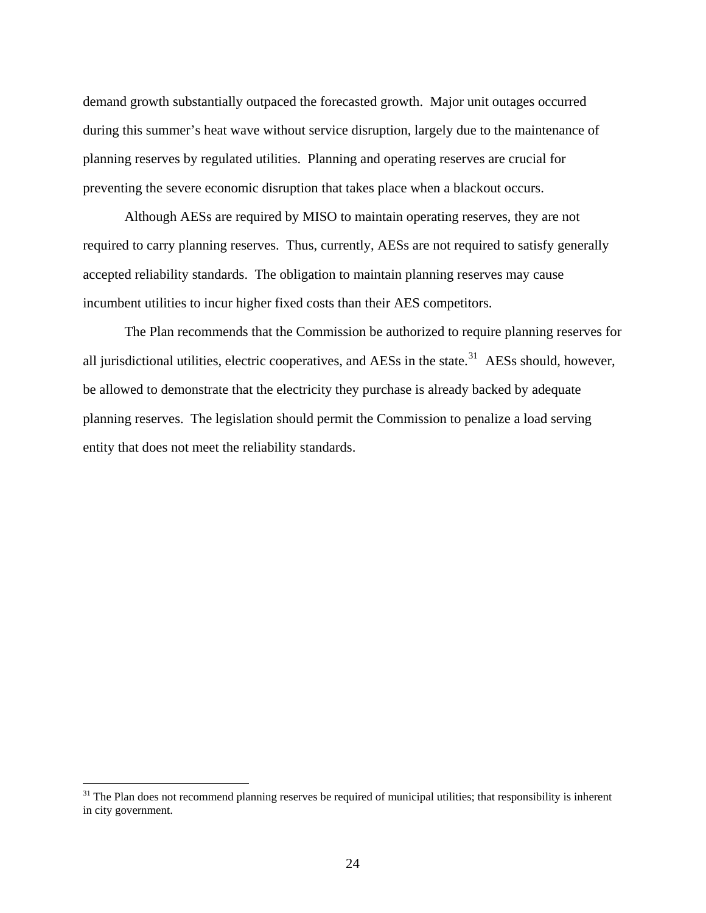demand growth substantially outpaced the forecasted growth. Major unit outages occurred during this summer's heat wave without service disruption, largely due to the maintenance of planning reserves by regulated utilities. Planning and operating reserves are crucial for preventing the severe economic disruption that takes place when a blackout occurs.

Although AESs are required by MISO to maintain operating reserves, they are not required to carry planning reserves. Thus, currently, AESs are not required to satisfy generally accepted reliability standards. The obligation to maintain planning reserves may cause incumbent utilities to incur higher fixed costs than their AES competitors.

The Plan recommends that the Commission be authorized to require planning reserves for all jurisdictional utilities, electric cooperatives, and AESs in the state.[31] AESs should, however, be allowed to demonstrate that the electricity they purchase is already backed by adequate planning reserves. The legislation should permit the Commission to penalize a load serving entity that does not meet the reliability standards.

---

[31] The Plan does not recommend planning reserves be required of municipal utilities; that responsibility is inherent in city government.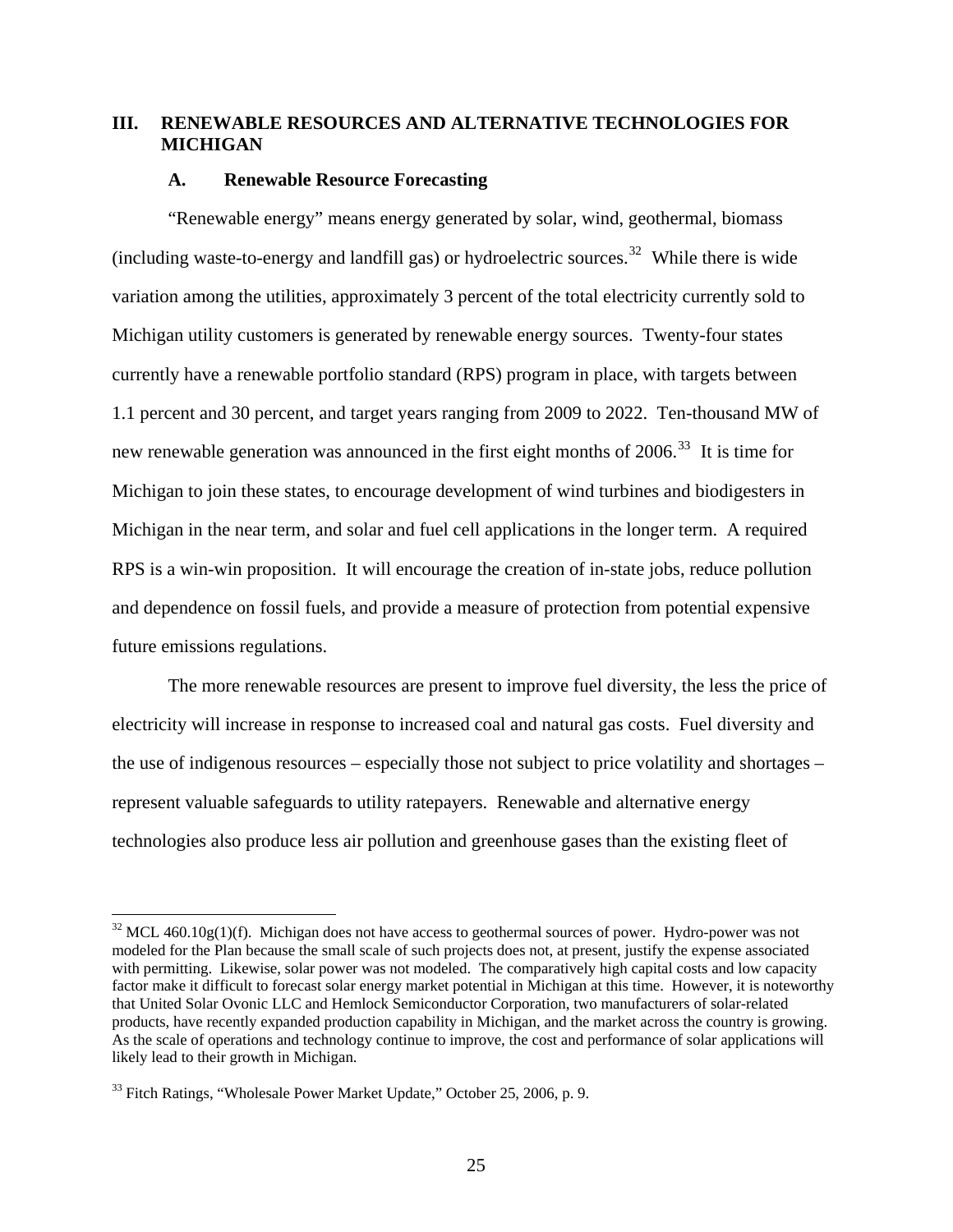## III. RENEWABLE RESOURCES AND ALTERNATIVE TECHNOLOGIES FOR MICHIGAN

### A. Renewable Resource Forecasting

"Renewable energy" means energy generated by solar, wind, geothermal, biomass (including waste-to-energy and landfill gas) or hydroelectric sources.[32] While there is wide variation among the utilities, approximately 3 percent of the total electricity currently sold to Michigan utility customers is generated by renewable energy sources. Twenty-four states currently have a renewable portfolio standard (RPS) program in place, with targets between 1.1 percent and 30 percent, and target years ranging from 2009 to 2022. Ten-thousand MW of new renewable generation was announced in the first eight months of 2006.[33] It is time for Michigan to join these states, to encourage development of wind turbines and biodigesters in Michigan in the near term, and solar and fuel cell applications in the longer term. A required RPS is a win-win proposition. It will encourage the creation of in-state jobs, reduce pollution and dependence on fossil fuels, and provide a measure of protection from potential expensive future emissions regulations.

The more renewable resources are present to improve fuel diversity, the less the price of electricity will increase in response to increased coal and natural gas costs. Fuel diversity and the use of indigenous resources – especially those not subject to price volatility and shortages – represent valuable safeguards to utility ratepayers. Renewable and alternative energy technologies also produce less air pollution and greenhouse gases than the existing fleet of

---

[32] MCL 460.10g(1)(f). Michigan does not have access to geothermal sources of power. Hydro-power was not modeled for the Plan because the small scale of such projects does not, at present, justify the expense associated with permitting. Likewise, solar power was not modeled. The comparatively high capital costs and low capacity factor make it difficult to forecast solar energy market potential in Michigan at this time. However, it is noteworthy that United Solar Ovonic LLC and Hemlock Semiconductor Corporation, two manufacturers of solar-related products, have recently expanded production capability in Michigan, and the market across the country is growing. As the scale of operations and technology continue to improve, the cost and performance of solar applications will likely lead to their growth in Michigan.

[33] Fitch Ratings, "Wholesale Power Market Update," October 25, 2006, p. 9.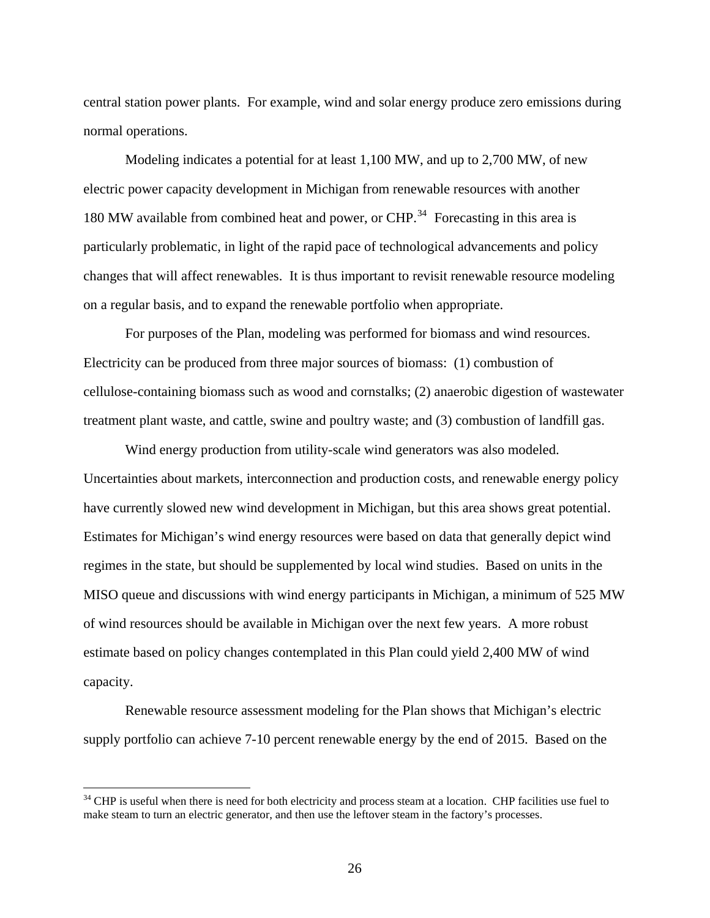central station power plants. For example, wind and solar energy produce zero emissions during normal operations.

Modeling indicates a potential for at least 1,100 MW, and up to 2,700 MW, of new electric power capacity development in Michigan from renewable resources with another 180 MW available from combined heat and power, or CHP.[34] Forecasting in this area is particularly problematic, in light of the rapid pace of technological advancements and policy changes that will affect renewables. It is thus important to revisit renewable resource modeling on a regular basis, and to expand the renewable portfolio when appropriate.

For purposes of the Plan, modeling was performed for biomass and wind resources. Electricity can be produced from three major sources of biomass: (1) combustion of cellulose-containing biomass such as wood and cornstalks; (2) anaerobic digestion of wastewater treatment plant waste, and cattle, swine and poultry waste; and (3) combustion of landfill gas.

Wind energy production from utility-scale wind generators was also modeled. Uncertainties about markets, interconnection and production costs, and renewable energy policy have currently slowed new wind development in Michigan, but this area shows great potential. Estimates for Michigan's wind energy resources were based on data that generally depict wind regimes in the state, but should be supplemented by local wind studies. Based on units in the MISO queue and discussions with wind energy participants in Michigan, a minimum of 525 MW of wind resources should be available in Michigan over the next few years. A more robust estimate based on policy changes contemplated in this Plan could yield 2,400 MW of wind capacity.

Renewable resource assessment modeling for the Plan shows that Michigan's electric supply portfolio can achieve 7-10 percent renewable energy by the end of 2015. Based on the

[34] CHP is useful when there is need for both electricity and process steam at a location. CHP facilities use fuel to make steam to turn an electric generator, and then use the leftover steam in the factory's processes.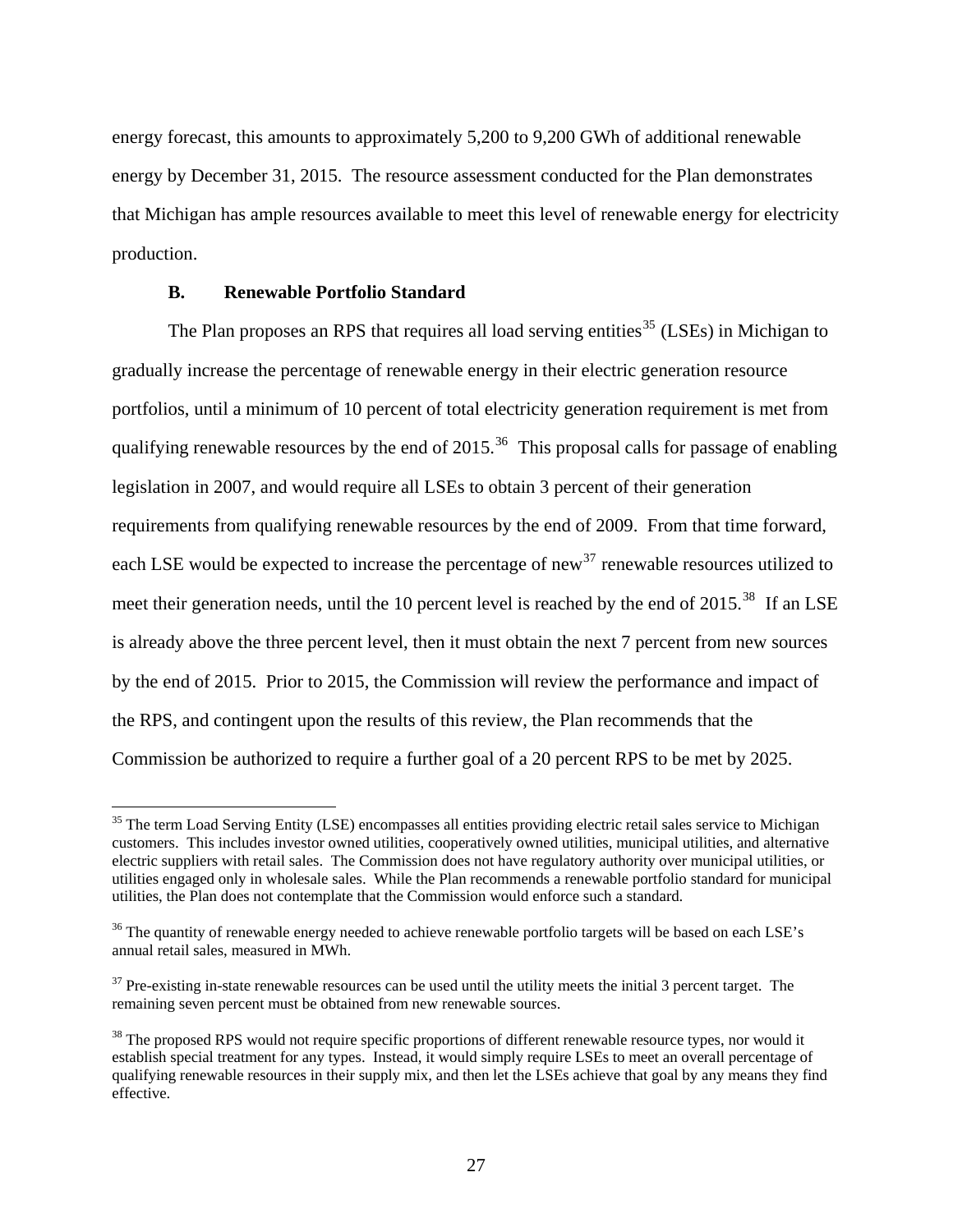energy forecast, this amounts to approximately 5,200 to 9,200 GWh of additional renewable energy by December 31, 2015. The resource assessment conducted for the Plan demonstrates that Michigan has ample resources available to meet this level of renewable energy for electricity production.

### B. Renewable Portfolio Standard

The Plan proposes an RPS that requires all load serving entities[35] (LSEs) in Michigan to gradually increase the percentage of renewable energy in their electric generation resource portfolios, until a minimum of 10 percent of total electricity generation requirement is met from qualifying renewable resources by the end of 2015.[36] This proposal calls for passage of enabling legislation in 2007, and would require all LSEs to obtain 3 percent of their generation requirements from qualifying renewable resources by the end of 2009. From that time forward, each LSE would be expected to increase the percentage of new[37] renewable resources utilized to meet their generation needs, until the 10 percent level is reached by the end of 2015.[38] If an LSE is already above the three percent level, then it must obtain the next 7 percent from new sources by the end of 2015. Prior to 2015, the Commission will review the performance and impact of the RPS, and contingent upon the results of this review, the Plan recommends that the Commission be authorized to require a further goal of a 20 percent RPS to be met by 2025.

---

[35] The term Load Serving Entity (LSE) encompasses all entities providing electric retail sales service to Michigan customers. This includes investor owned utilities, cooperatively owned utilities, municipal utilities, and alternative electric suppliers with retail sales. The Commission does not have regulatory authority over municipal utilities, or utilities engaged only in wholesale sales. While the Plan recommends a renewable portfolio standard for municipal utilities, the Plan does not contemplate that the Commission would enforce such a standard.

[36] The quantity of renewable energy needed to achieve renewable portfolio targets will be based on each LSE's annual retail sales, measured in MWh.

[37] Pre-existing in-state renewable resources can be used until the utility meets the initial 3 percent target. The remaining seven percent must be obtained from new renewable sources.

[38] The proposed RPS would not require specific proportions of different renewable resource types, nor would it establish special treatment for any types. Instead, it would simply require LSEs to meet an overall percentage of qualifying renewable resources in their supply mix, and then let the LSEs achieve that goal by any means they find effective.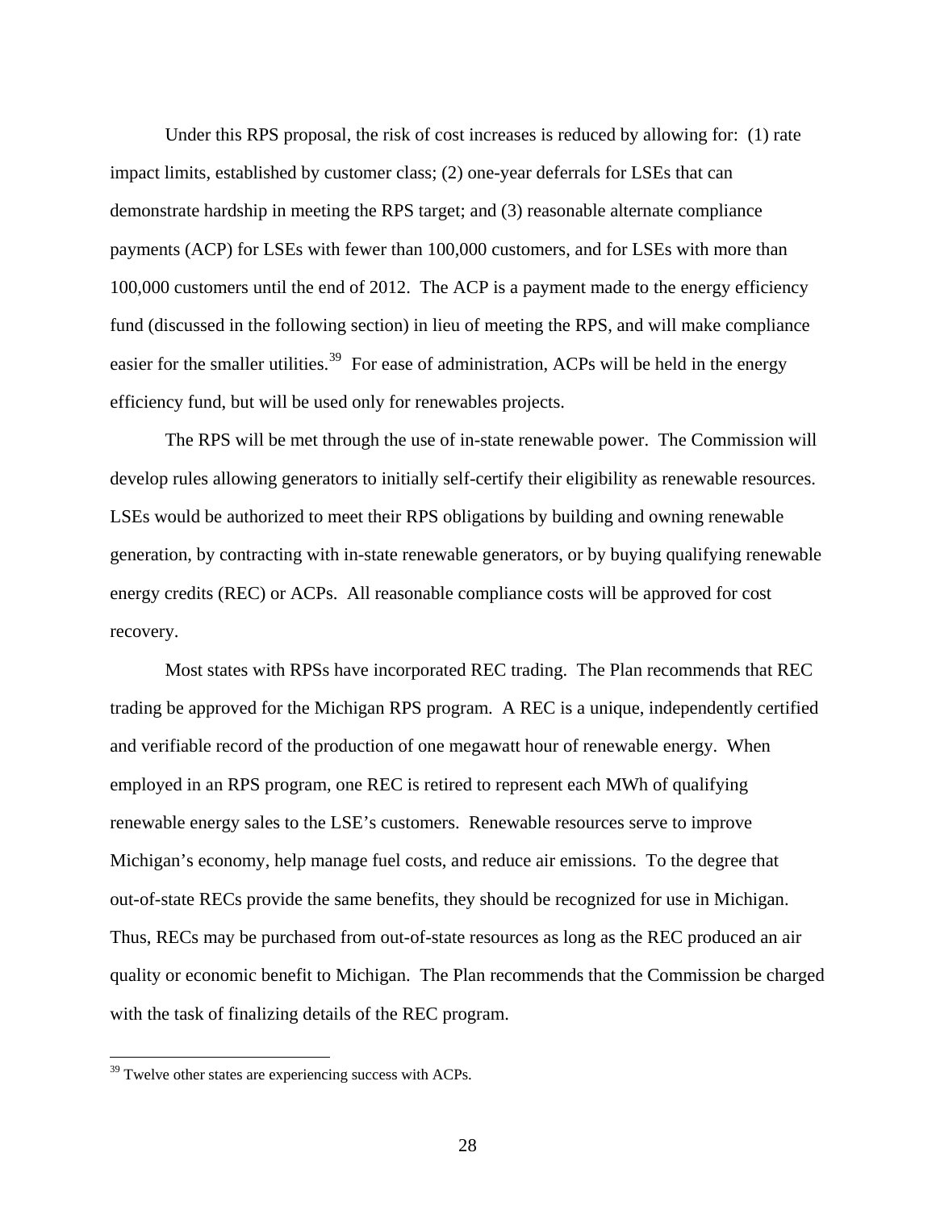Under this RPS proposal, the risk of cost increases is reduced by allowing for: (1) rate impact limits, established by customer class; (2) one-year deferrals for LSEs that can demonstrate hardship in meeting the RPS target; and (3) reasonable alternate compliance payments (ACP) for LSEs with fewer than 100,000 customers, and for LSEs with more than 100,000 customers until the end of 2012. The ACP is a payment made to the energy efficiency fund (discussed in the following section) in lieu of meeting the RPS, and will make compliance easier for the smaller utilities.[39] For ease of administration, ACPs will be held in the energy efficiency fund, but will be used only for renewables projects.

The RPS will be met through the use of in-state renewable power. The Commission will develop rules allowing generators to initially self-certify their eligibility as renewable resources. LSEs would be authorized to meet their RPS obligations by building and owning renewable generation, by contracting with in-state renewable generators, or by buying qualifying renewable energy credits (REC) or ACPs. All reasonable compliance costs will be approved for cost recovery.

Most states with RPSs have incorporated REC trading. The Plan recommends that REC trading be approved for the Michigan RPS program. A REC is a unique, independently certified and verifiable record of the production of one megawatt hour of renewable energy. When employed in an RPS program, one REC is retired to represent each MWh of qualifying renewable energy sales to the LSE's customers. Renewable resources serve to improve Michigan's economy, help manage fuel costs, and reduce air emissions. To the degree that out-of-state RECs provide the same benefits, they should be recognized for use in Michigan. Thus, RECs may be purchased from out-of-state resources as long as the REC produced an air quality or economic benefit to Michigan. The Plan recommends that the Commission be charged with the task of finalizing details of the REC program.

[39] Twelve other states are experiencing success with ACPs.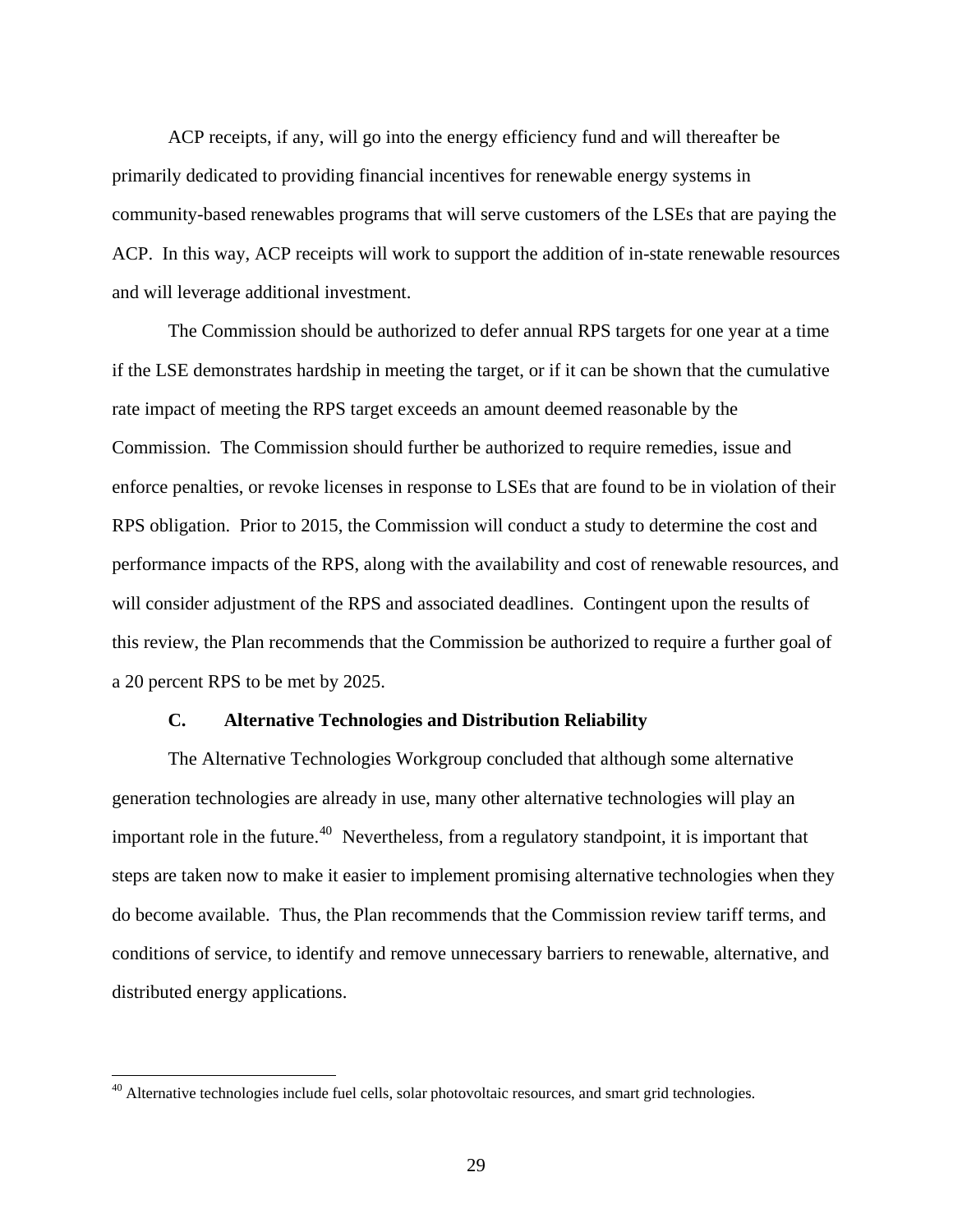ACP receipts, if any, will go into the energy efficiency fund and will thereafter be primarily dedicated to providing financial incentives for renewable energy systems in community-based renewables programs that will serve customers of the LSEs that are paying the ACP. In this way, ACP receipts will work to support the addition of in-state renewable resources and will leverage additional investment.

The Commission should be authorized to defer annual RPS targets for one year at a time if the LSE demonstrates hardship in meeting the target, or if it can be shown that the cumulative rate impact of meeting the RPS target exceeds an amount deemed reasonable by the Commission. The Commission should further be authorized to require remedies, issue and enforce penalties, or revoke licenses in response to LSEs that are found to be in violation of their RPS obligation. Prior to 2015, the Commission will conduct a study to determine the cost and performance impacts of the RPS, along with the availability and cost of renewable resources, and will consider adjustment of the RPS and associated deadlines. Contingent upon the results of this review, the Plan recommends that the Commission be authorized to require a further goal of a 20 percent RPS to be met by 2025.

### C. Alternative Technologies and Distribution Reliability

The Alternative Technologies Workgroup concluded that although some alternative generation technologies are already in use, many other alternative technologies will play an important role in the future.[40] Nevertheless, from a regulatory standpoint, it is important that steps are taken now to make it easier to implement promising alternative technologies when they do become available. Thus, the Plan recommends that the Commission review tariff terms, and conditions of service, to identify and remove unnecessary barriers to renewable, alternative, and distributed energy applications.

[40] Alternative technologies include fuel cells, solar photovoltaic resources, and smart grid technologies.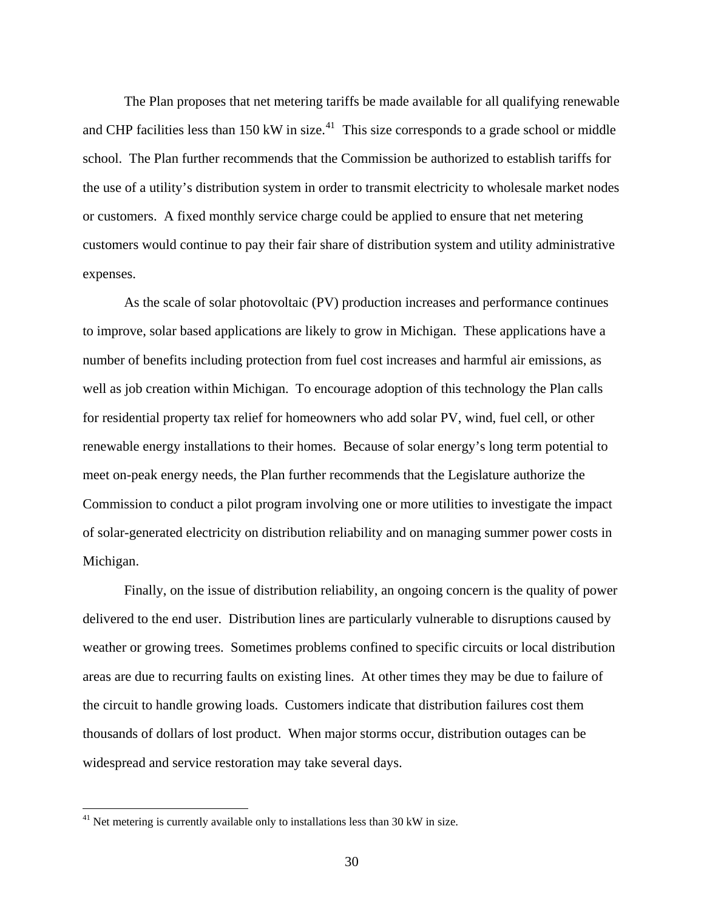The Plan proposes that net metering tariffs be made available for all qualifying renewable and CHP facilities less than 150 kW in size.[41] This size corresponds to a grade school or middle school. The Plan further recommends that the Commission be authorized to establish tariffs for the use of a utility's distribution system in order to transmit electricity to wholesale market nodes or customers. A fixed monthly service charge could be applied to ensure that net metering customers would continue to pay their fair share of distribution system and utility administrative expenses.

As the scale of solar photovoltaic (PV) production increases and performance continues to improve, solar based applications are likely to grow in Michigan. These applications have a number of benefits including protection from fuel cost increases and harmful air emissions, as well as job creation within Michigan. To encourage adoption of this technology the Plan calls for residential property tax relief for homeowners who add solar PV, wind, fuel cell, or other renewable energy installations to their homes. Because of solar energy's long term potential to meet on-peak energy needs, the Plan further recommends that the Legislature authorize the Commission to conduct a pilot program involving one or more utilities to investigate the impact of solar-generated electricity on distribution reliability and on managing summer power costs in Michigan.

Finally, on the issue of distribution reliability, an ongoing concern is the quality of power delivered to the end user. Distribution lines are particularly vulnerable to disruptions caused by weather or growing trees. Sometimes problems confined to specific circuits or local distribution areas are due to recurring faults on existing lines. At other times they may be due to failure of the circuit to handle growing loads. Customers indicate that distribution failures cost them thousands of dollars of lost product. When major storms occur, distribution outages can be widespread and service restoration may take several days.

---

[41] Net metering is currently available only to installations less than 30 kW in size.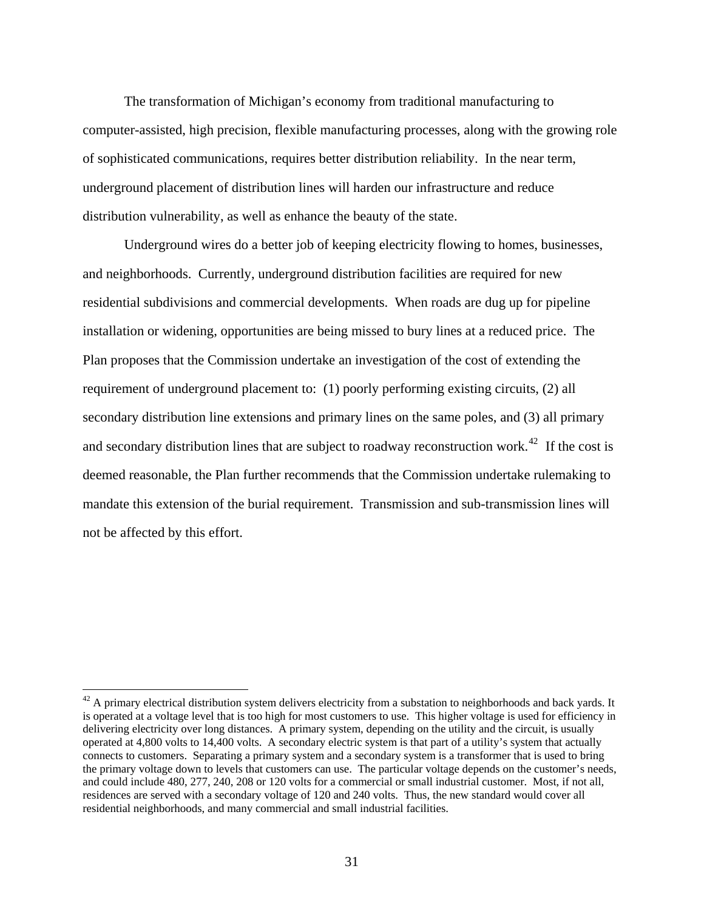The transformation of Michigan's economy from traditional manufacturing to computer-assisted, high precision, flexible manufacturing processes, along with the growing role of sophisticated communications, requires better distribution reliability. In the near term, underground placement of distribution lines will harden our infrastructure and reduce distribution vulnerability, as well as enhance the beauty of the state.

Underground wires do a better job of keeping electricity flowing to homes, businesses, and neighborhoods. Currently, underground distribution facilities are required for new residential subdivisions and commercial developments. When roads are dug up for pipeline installation or widening, opportunities are being missed to bury lines at a reduced price. The Plan proposes that the Commission undertake an investigation of the cost of extending the requirement of underground placement to: (1) poorly performing existing circuits, (2) all secondary distribution line extensions and primary lines on the same poles, and (3) all primary and secondary distribution lines that are subject to roadway reconstruction work.[42] If the cost is deemed reasonable, the Plan further recommends that the Commission undertake rulemaking to mandate this extension of the burial requirement. Transmission and sub-transmission lines will not be affected by this effort.

---

[42] A primary electrical distribution system delivers electricity from a substation to neighborhoods and back yards. It is operated at a voltage level that is too high for most customers to use. This higher voltage is used for efficiency in delivering electricity over long distances. A primary system, depending on the utility and the circuit, is usually operated at 4,800 volts to 14,400 volts. A secondary electric system is that part of a utility's system that actually connects to customers. Separating a primary system and a secondary system is a transformer that is used to bring the primary voltage down to levels that customers can use. The particular voltage depends on the customer's needs, and could include 480, 277, 240, 208 or 120 volts for a commercial or small industrial customer. Most, if not all, residences are served with a secondary voltage of 120 and 240 volts. Thus, the new standard would cover all residential neighborhoods, and many commercial and small industrial facilities.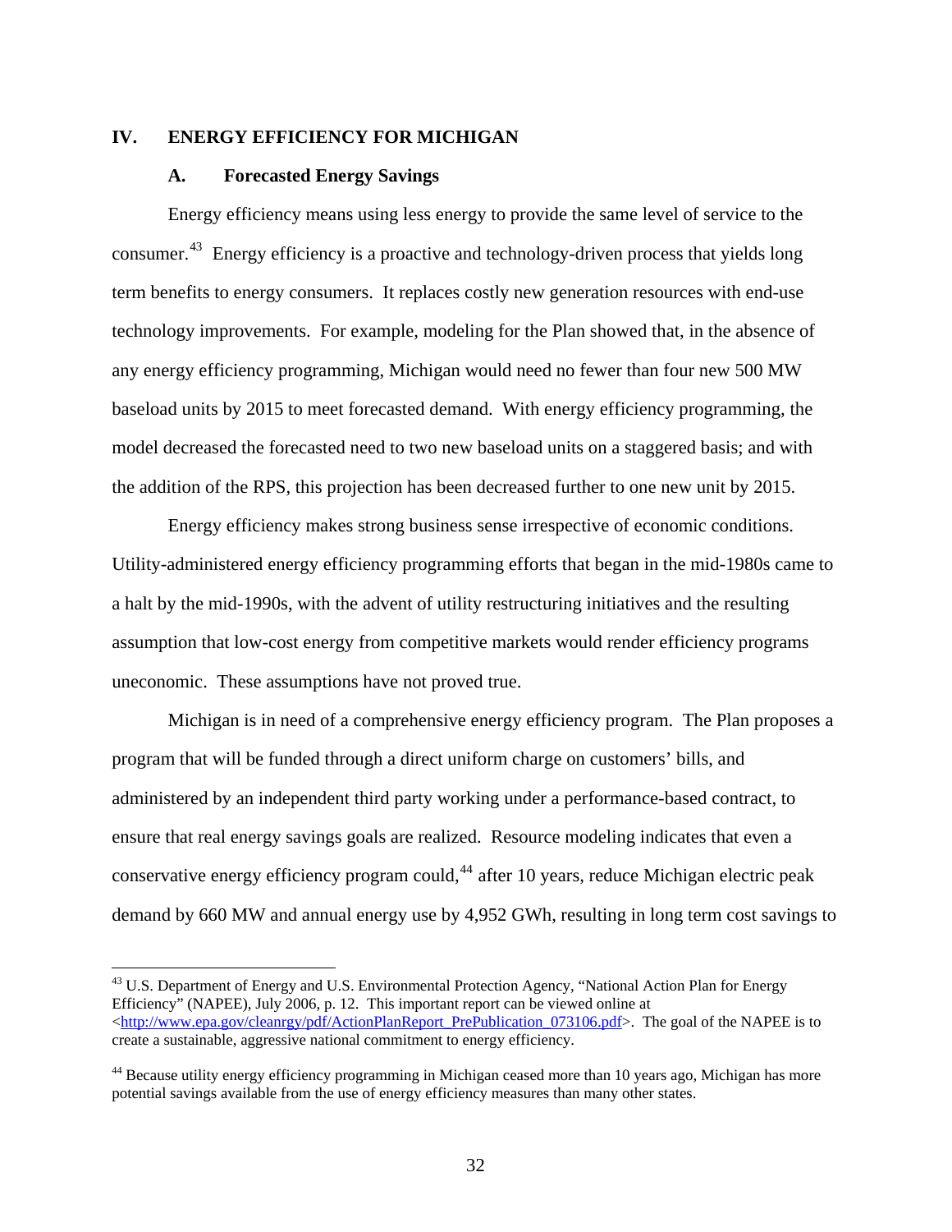# IV. ENERGY EFFICIENCY FOR MICHIGAN

## A. Forecasted Energy Savings

Energy efficiency means using less energy to provide the same level of service to the consumer.[43] Energy efficiency is a proactive and technology-driven process that yields long term benefits to energy consumers. It replaces costly new generation resources with end-use technology improvements. For example, modeling for the Plan showed that, in the absence of any energy efficiency programming, Michigan would need no fewer than four new 500 MW baseload units by 2015 to meet forecasted demand. With energy efficiency programming, the model decreased the forecasted need to two new baseload units on a staggered basis; and with the addition of the RPS, this projection has been decreased further to one new unit by 2015.

Energy efficiency makes strong business sense irrespective of economic conditions. Utility-administered energy efficiency programming efforts that began in the mid-1980s came to a halt by the mid-1990s, with the advent of utility restructuring initiatives and the resulting assumption that low-cost energy from competitive markets would render efficiency programs uneconomic. These assumptions have not proved true.

Michigan is in need of a comprehensive energy efficiency program. The Plan proposes a program that will be funded through a direct uniform charge on customers' bills, and administered by an independent third party working under a performance-based contract, to ensure that real energy savings goals are realized. Resource modeling indicates that even a conservative energy efficiency program could,[44] after 10 years, reduce Michigan electric peak demand by 660 MW and annual energy use by 4,952 GWh, resulting in long term cost savings to

---

[43] U.S. Department of Energy and U.S. Environmental Protection Agency, "National Action Plan for Energy Efficiency" (NAPEE), July 2006, p. 12. This important report can be viewed online at <http://www.epa.gov/cleanrgy/pdf/ActionPlanReport_PrePublication_073106.pdf>. The goal of the NAPEE is to create a sustainable, aggressive national commitment to energy efficiency.

[44] Because utility energy efficiency programming in Michigan ceased more than 10 years ago, Michigan has more potential savings available from the use of energy efficiency measures than many other states.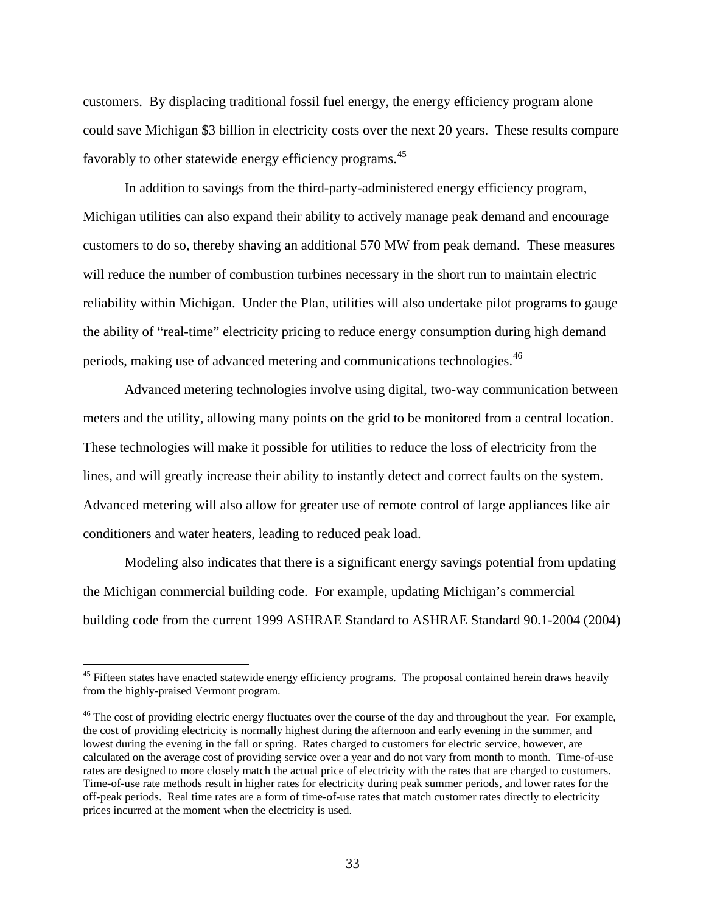customers. By displacing traditional fossil fuel energy, the energy efficiency program alone could save Michigan $3 billion in electricity costs over the next 20 years. These results compare favorably to other statewide energy efficiency programs.[45]

In addition to savings from the third-party-administered energy efficiency program, Michigan utilities can also expand their ability to actively manage peak demand and encourage customers to do so, thereby shaving an additional 570 MW from peak demand. These measures will reduce the number of combustion turbines necessary in the short run to maintain electric reliability within Michigan. Under the Plan, utilities will also undertake pilot programs to gauge the ability of "real-time" electricity pricing to reduce energy consumption during high demand periods, making use of advanced metering and communications technologies.[46]

Advanced metering technologies involve using digital, two-way communication between meters and the utility, allowing many points on the grid to be monitored from a central location. These technologies will make it possible for utilities to reduce the loss of electricity from the lines, and will greatly increase their ability to instantly detect and correct faults on the system. Advanced metering will also allow for greater use of remote control of large appliances like air conditioners and water heaters, leading to reduced peak load.

Modeling also indicates that there is a significant energy savings potential from updating the Michigan commercial building code. For example, updating Michigan's commercial building code from the current 1999 ASHRAE Standard to ASHRAE Standard 90.1-2004 (2004)

---

[45] Fifteen states have enacted statewide energy efficiency programs. The proposal contained herein draws heavily from the highly-praised Vermont program.

[46] The cost of providing electric energy fluctuates over the course of the day and throughout the year. For example, the cost of providing electricity is normally highest during the afternoon and early evening in the summer, and lowest during the evening in the fall or spring. Rates charged to customers for electric service, however, are calculated on the average cost of providing service over a year and do not vary from month to month. Time-of-use rates are designed to more closely match the actual price of electricity with the rates that are charged to customers. Time-of-use rate methods result in higher rates for electricity during peak summer periods, and lower rates for the off-peak periods. Real time rates are a form of time-of-use rates that match customer rates directly to electricity prices incurred at the moment when the electricity is used.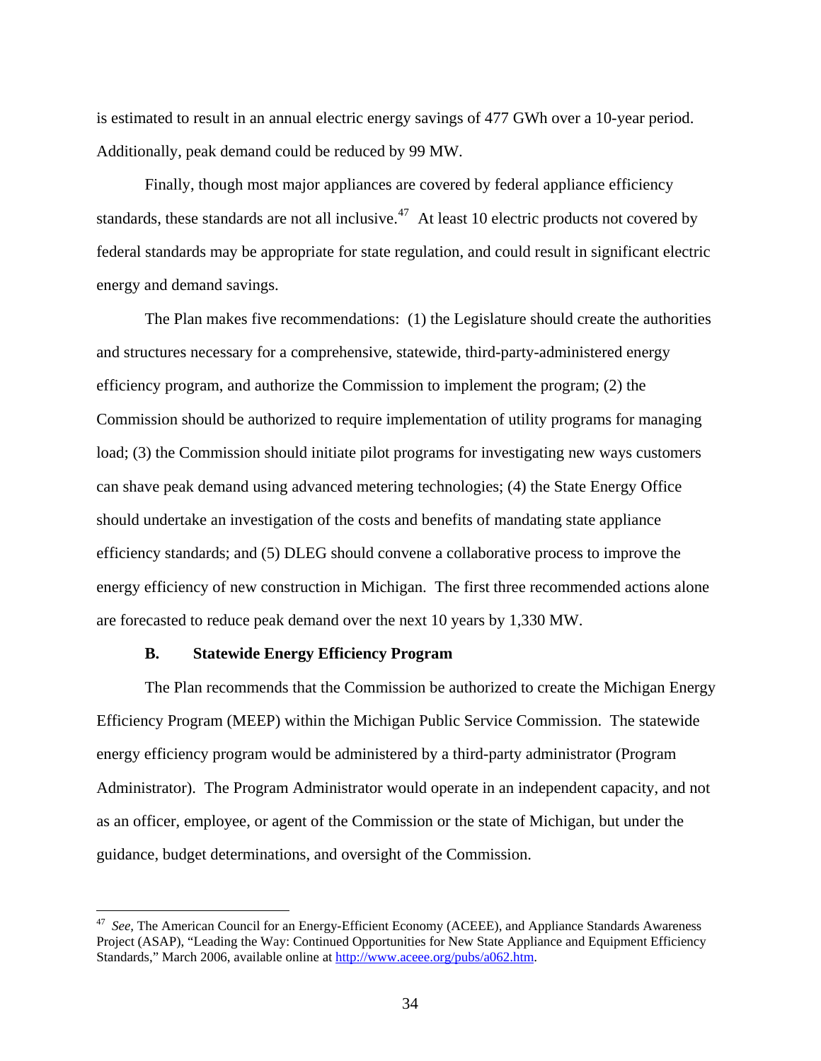is estimated to result in an annual electric energy savings of 477 GWh over a 10-year period. Additionally, peak demand could be reduced by 99 MW.

Finally, though most major appliances are covered by federal appliance efficiency standards, these standards are not all inclusive.[47] At least 10 electric products not covered by federal standards may be appropriate for state regulation, and could result in significant electric energy and demand savings.

The Plan makes five recommendations: (1) the Legislature should create the authorities and structures necessary for a comprehensive, statewide, third-party-administered energy efficiency program, and authorize the Commission to implement the program; (2) the Commission should be authorized to require implementation of utility programs for managing load; (3) the Commission should initiate pilot programs for investigating new ways customers can shave peak demand using advanced metering technologies; (4) the State Energy Office should undertake an investigation of the costs and benefits of mandating state appliance efficiency standards; and (5) DLEG should convene a collaborative process to improve the energy efficiency of new construction in Michigan. The first three recommended actions alone are forecasted to reduce peak demand over the next 10 years by 1,330 MW.

### B. Statewide Energy Efficiency Program

The Plan recommends that the Commission be authorized to create the Michigan Energy Efficiency Program (MEEP) within the Michigan Public Service Commission. The statewide energy efficiency program would be administered by a third-party administrator (Program Administrator). The Program Administrator would operate in an independent capacity, and not as an officer, employee, or agent of the Commission or the state of Michigan, but under the guidance, budget determinations, and oversight of the Commission.

---

[47] *See*, The American Council for an Energy-Efficient Economy (ACEEE), and Appliance Standards Awareness Project (ASAP), "Leading the Way: Continued Opportunities for New State Appliance and Equipment Efficiency Standards," March 2006, available online at http://www.aceee.org/pubs/a062.htm.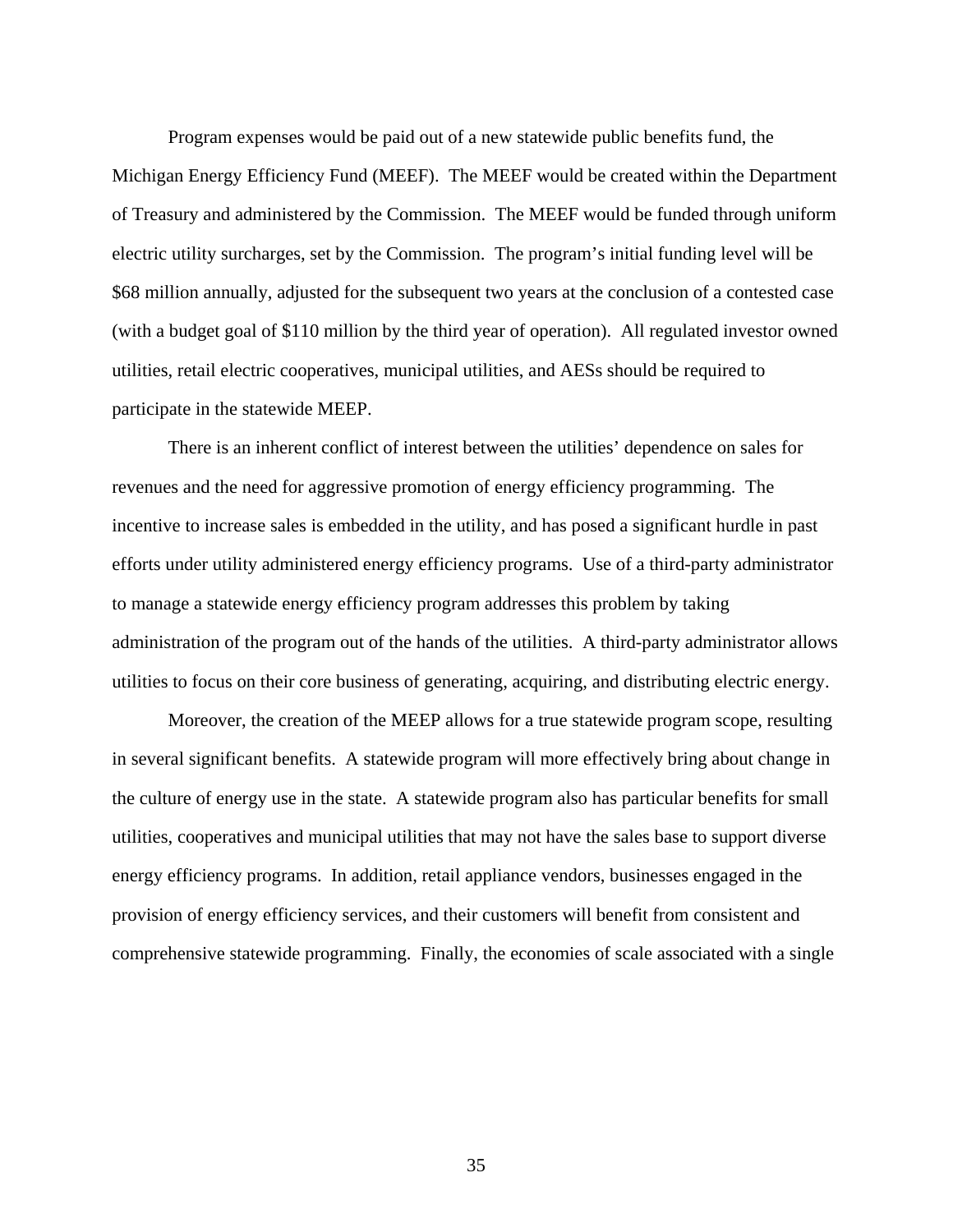Program expenses would be paid out of a new statewide public benefits fund, the Michigan Energy Efficiency Fund (MEEF). The MEEF would be created within the Department of Treasury and administered by the Commission. The MEEF would be funded through uniform electric utility surcharges, set by the Commission. The program's initial funding level will be $68 million annually, adjusted for the subsequent two years at the conclusion of a contested case (with a budget goal of $110 million by the third year of operation). All regulated investor owned utilities, retail electric cooperatives, municipal utilities, and AESs should be required to participate in the statewide MEEP.

There is an inherent conflict of interest between the utilities' dependence on sales for revenues and the need for aggressive promotion of energy efficiency programming. The incentive to increase sales is embedded in the utility, and has posed a significant hurdle in past efforts under utility administered energy efficiency programs. Use of a third-party administrator to manage a statewide energy efficiency program addresses this problem by taking administration of the program out of the hands of the utilities. A third-party administrator allows utilities to focus on their core business of generating, acquiring, and distributing electric energy.

Moreover, the creation of the MEEP allows for a true statewide program scope, resulting in several significant benefits. A statewide program will more effectively bring about change in the culture of energy use in the state. A statewide program also has particular benefits for small utilities, cooperatives and municipal utilities that may not have the sales base to support diverse energy efficiency programs. In addition, retail appliance vendors, businesses engaged in the provision of energy efficiency services, and their customers will benefit from consistent and comprehensive statewide programming. Finally, the economies of scale associated with a single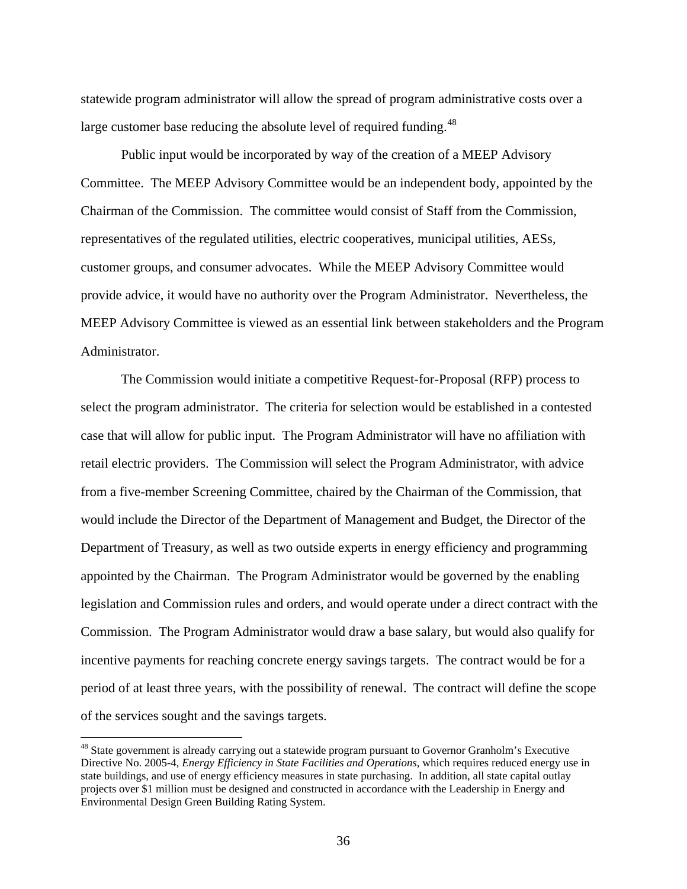statewide program administrator will allow the spread of program administrative costs over a large customer base reducing the absolute level of required funding.[48]

Public input would be incorporated by way of the creation of a MEEP Advisory Committee. The MEEP Advisory Committee would be an independent body, appointed by the Chairman of the Commission. The committee would consist of Staff from the Commission, representatives of the regulated utilities, electric cooperatives, municipal utilities, AESs, customer groups, and consumer advocates. While the MEEP Advisory Committee would provide advice, it would have no authority over the Program Administrator. Nevertheless, the MEEP Advisory Committee is viewed as an essential link between stakeholders and the Program Administrator.

The Commission would initiate a competitive Request-for-Proposal (RFP) process to select the program administrator. The criteria for selection would be established in a contested case that will allow for public input. The Program Administrator will have no affiliation with retail electric providers. The Commission will select the Program Administrator, with advice from a five-member Screening Committee, chaired by the Chairman of the Commission, that would include the Director of the Department of Management and Budget, the Director of the Department of Treasury, as well as two outside experts in energy efficiency and programming appointed by the Chairman. The Program Administrator would be governed by the enabling legislation and Commission rules and orders, and would operate under a direct contract with the Commission. The Program Administrator would draw a base salary, but would also qualify for incentive payments for reaching concrete energy savings targets. The contract would be for a period of at least three years, with the possibility of renewal. The contract will define the scope of the services sought and the savings targets.

[48] State government is already carrying out a statewide program pursuant to Governor Granholm's Executive Directive No. 2005-4, *Energy Efficiency in State Facilities and Operations,* which requires reduced energy use in state buildings, and use of energy efficiency measures in state purchasing. In addition, all state capital outlay projects over $1 million must be designed and constructed in accordance with the Leadership in Energy and Environmental Design Green Building Rating System.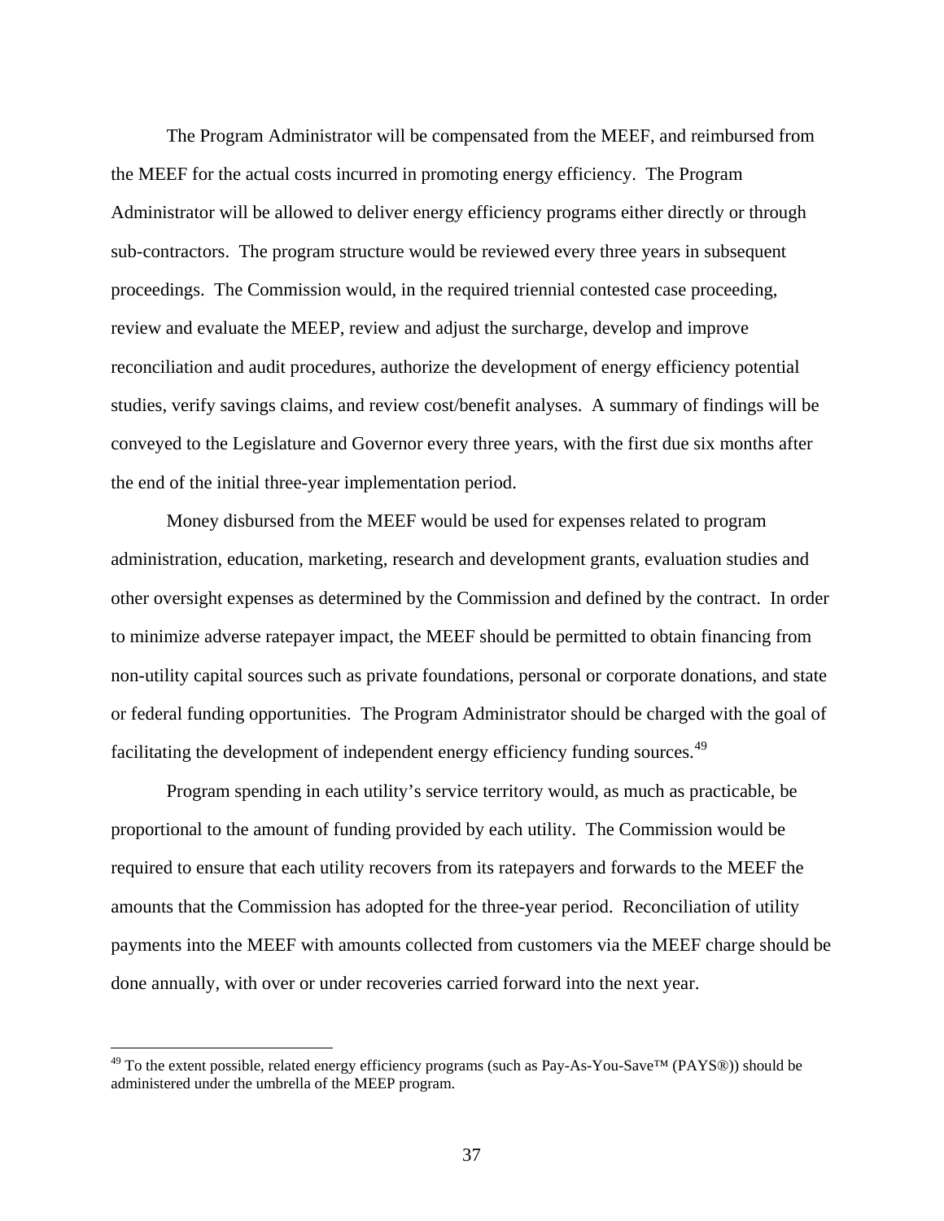The Program Administrator will be compensated from the MEEF, and reimbursed from the MEEF for the actual costs incurred in promoting energy efficiency. The Program Administrator will be allowed to deliver energy efficiency programs either directly or through sub-contractors. The program structure would be reviewed every three years in subsequent proceedings. The Commission would, in the required triennial contested case proceeding, review and evaluate the MEEP, review and adjust the surcharge, develop and improve reconciliation and audit procedures, authorize the development of energy efficiency potential studies, verify savings claims, and review cost/benefit analyses. A summary of findings will be conveyed to the Legislature and Governor every three years, with the first due six months after the end of the initial three-year implementation period.

Money disbursed from the MEEF would be used for expenses related to program administration, education, marketing, research and development grants, evaluation studies and other oversight expenses as determined by the Commission and defined by the contract. In order to minimize adverse ratepayer impact, the MEEF should be permitted to obtain financing from non-utility capital sources such as private foundations, personal or corporate donations, and state or federal funding opportunities. The Program Administrator should be charged with the goal of facilitating the development of independent energy efficiency funding sources.[49]

Program spending in each utility's service territory would, as much as practicable, be proportional to the amount of funding provided by each utility. The Commission would be required to ensure that each utility recovers from its ratepayers and forwards to the MEEF the amounts that the Commission has adopted for the three-year period. Reconciliation of utility payments into the MEEF with amounts collected from customers via the MEEF charge should be done annually, with over or under recoveries carried forward into the next year.

---

[49] To the extent possible, related energy efficiency programs (such as Pay-As-You-Save™ (PAYS®)) should be administered under the umbrella of the MEEP program.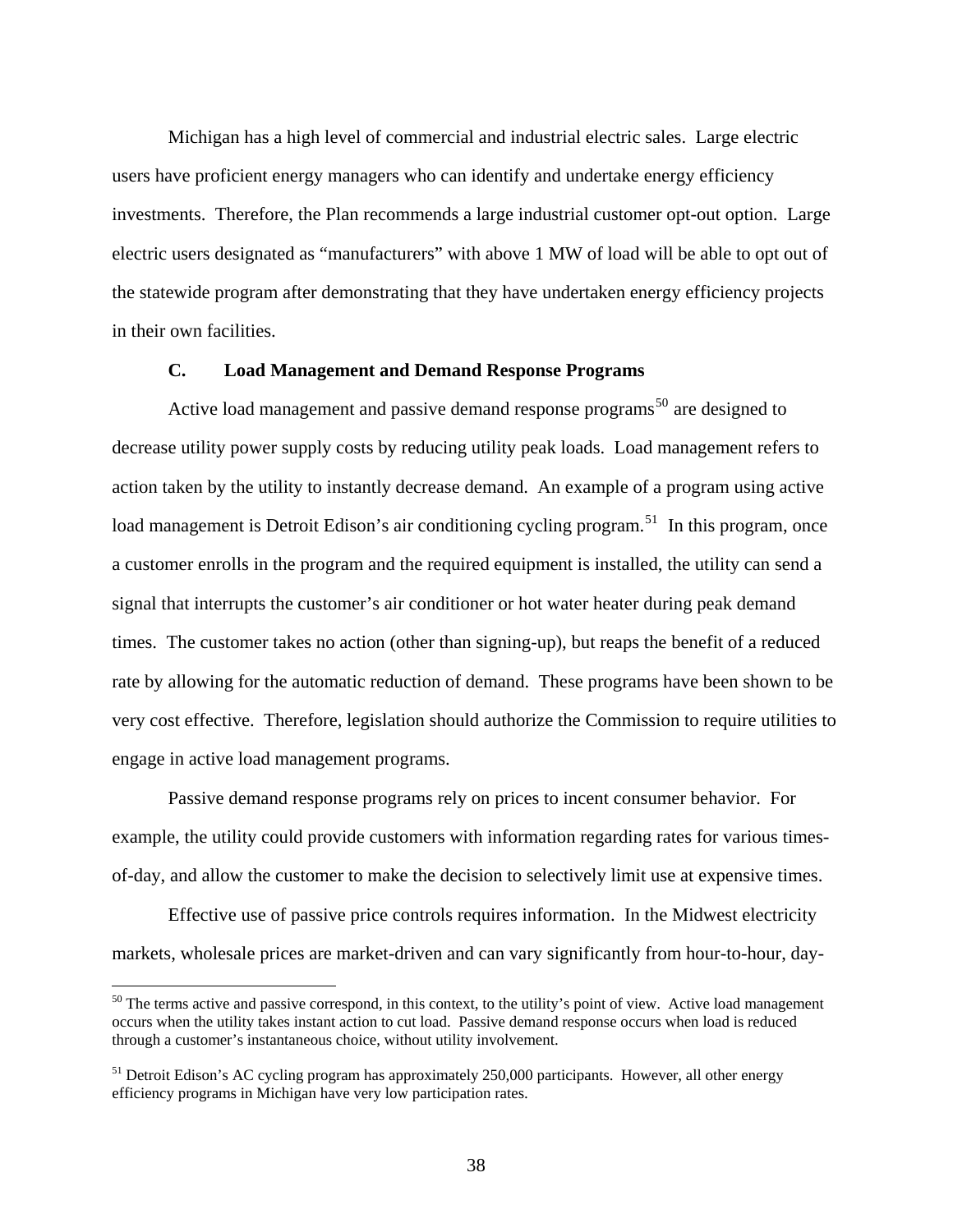Michigan has a high level of commercial and industrial electric sales. Large electric users have proficient energy managers who can identify and undertake energy efficiency investments. Therefore, the Plan recommends a large industrial customer opt-out option. Large electric users designated as "manufacturers" with above 1 MW of load will be able to opt out of the statewide program after demonstrating that they have undertaken energy efficiency projects in their own facilities.

### C. Load Management and Demand Response Programs

Active load management and passive demand response programs[50] are designed to decrease utility power supply costs by reducing utility peak loads. Load management refers to action taken by the utility to instantly decrease demand. An example of a program using active load management is Detroit Edison's air conditioning cycling program.[51] In this program, once a customer enrolls in the program and the required equipment is installed, the utility can send a signal that interrupts the customer's air conditioner or hot water heater during peak demand times. The customer takes no action (other than signing-up), but reaps the benefit of a reduced rate by allowing for the automatic reduction of demand. These programs have been shown to be very cost effective. Therefore, legislation should authorize the Commission to require utilities to engage in active load management programs.

Passive demand response programs rely on prices to incent consumer behavior. For example, the utility could provide customers with information regarding rates for various times-of-day, and allow the customer to make the decision to selectively limit use at expensive times.

Effective use of passive price controls requires information. In the Midwest electricity markets, wholesale prices are market-driven and can vary significantly from hour-to-hour, day-

---

[50] The terms active and passive correspond, in this context, to the utility's point of view. Active load management occurs when the utility takes instant action to cut load. Passive demand response occurs when load is reduced through a customer's instantaneous choice, without utility involvement.

[51] Detroit Edison's AC cycling program has approximately 250,000 participants. However, all other energy efficiency programs in Michigan have very low participation rates.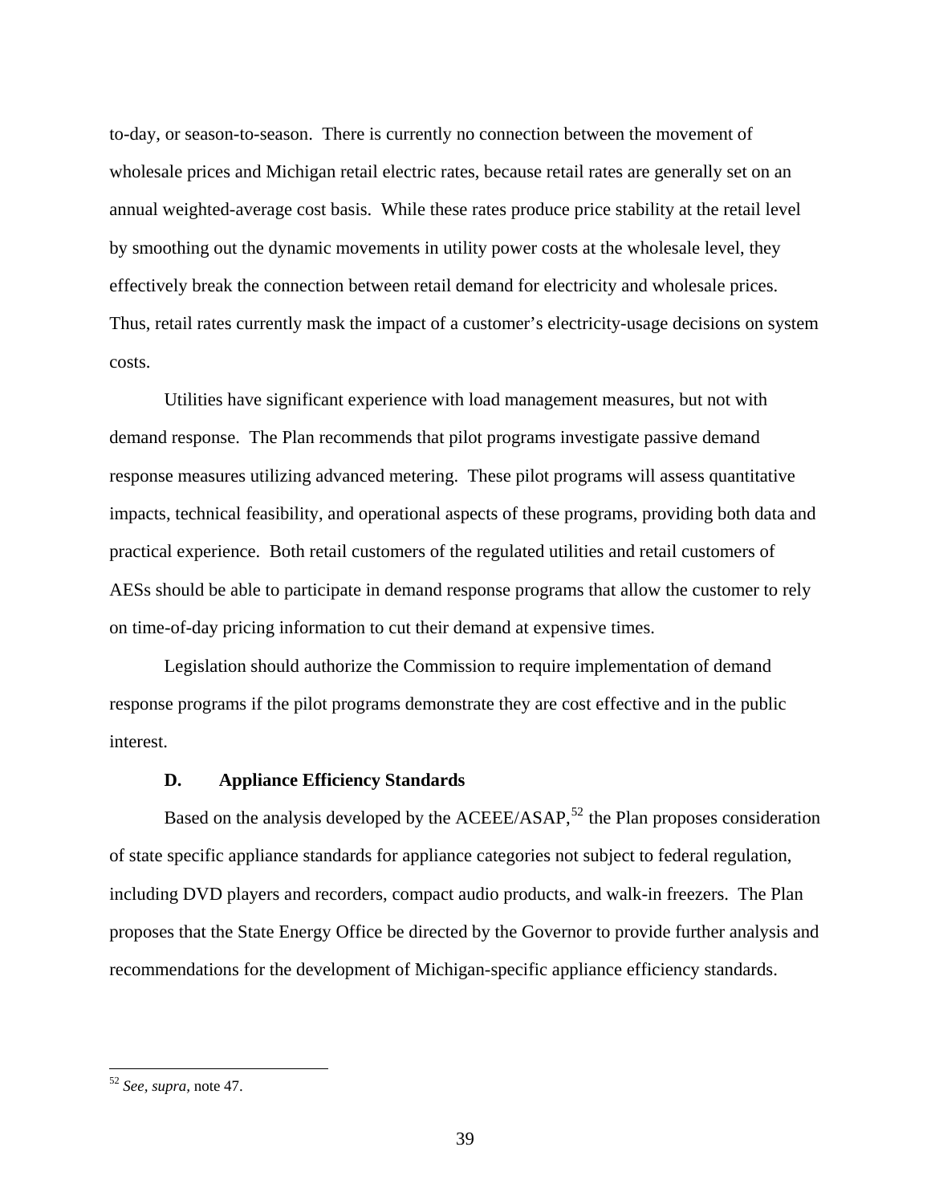to-day, or season-to-season. There is currently no connection between the movement of wholesale prices and Michigan retail electric rates, because retail rates are generally set on an annual weighted-average cost basis. While these rates produce price stability at the retail level by smoothing out the dynamic movements in utility power costs at the wholesale level, they effectively break the connection between retail demand for electricity and wholesale prices. Thus, retail rates currently mask the impact of a customer's electricity-usage decisions on system costs.

Utilities have significant experience with load management measures, but not with demand response. The Plan recommends that pilot programs investigate passive demand response measures utilizing advanced metering. These pilot programs will assess quantitative impacts, technical feasibility, and operational aspects of these programs, providing both data and practical experience. Both retail customers of the regulated utilities and retail customers of AESs should be able to participate in demand response programs that allow the customer to rely on time-of-day pricing information to cut their demand at expensive times.

Legislation should authorize the Commission to require implementation of demand response programs if the pilot programs demonstrate they are cost effective and in the public interest.

### D. Appliance Efficiency Standards

Based on the analysis developed by the ACEEE/ASAP,[52] the Plan proposes consideration of state specific appliance standards for appliance categories not subject to federal regulation, including DVD players and recorders, compact audio products, and walk-in freezers. The Plan proposes that the State Energy Office be directed by the Governor to provide further analysis and recommendations for the development of Michigan-specific appliance efficiency standards.

---

[52] *See*, *supra*, note 47.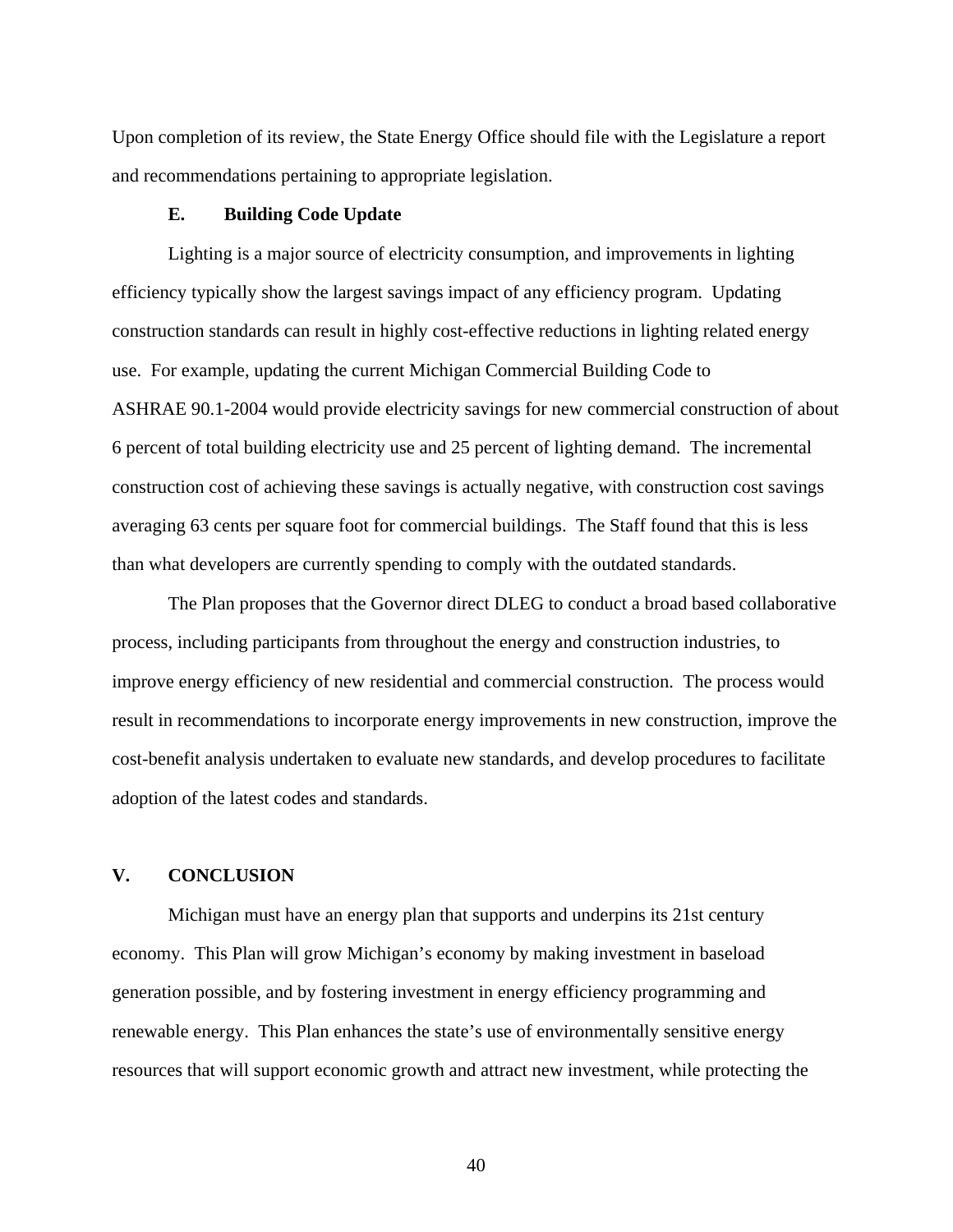Upon completion of its review, the State Energy Office should file with the Legislature a report and recommendations pertaining to appropriate legislation.

### E. Building Code Update

Lighting is a major source of electricity consumption, and improvements in lighting efficiency typically show the largest savings impact of any efficiency program. Updating construction standards can result in highly cost-effective reductions in lighting related energy use. For example, updating the current Michigan Commercial Building Code to ASHRAE 90.1-2004 would provide electricity savings for new commercial construction of about 6 percent of total building electricity use and 25 percent of lighting demand. The incremental construction cost of achieving these savings is actually negative, with construction cost savings averaging 63 cents per square foot for commercial buildings. The Staff found that this is less than what developers are currently spending to comply with the outdated standards.

The Plan proposes that the Governor direct DLEG to conduct a broad based collaborative process, including participants from throughout the energy and construction industries, to improve energy efficiency of new residential and commercial construction. The process would result in recommendations to incorporate energy improvements in new construction, improve the cost-benefit analysis undertaken to evaluate new standards, and develop procedures to facilitate adoption of the latest codes and standards.

## V. CONCLUSION

Michigan must have an energy plan that supports and underpins its 21st century economy. This Plan will grow Michigan's economy by making investment in baseload generation possible, and by fostering investment in energy efficiency programming and renewable energy. This Plan enhances the state's use of environmentally sensitive energy resources that will support economic growth and attract new investment, while protecting the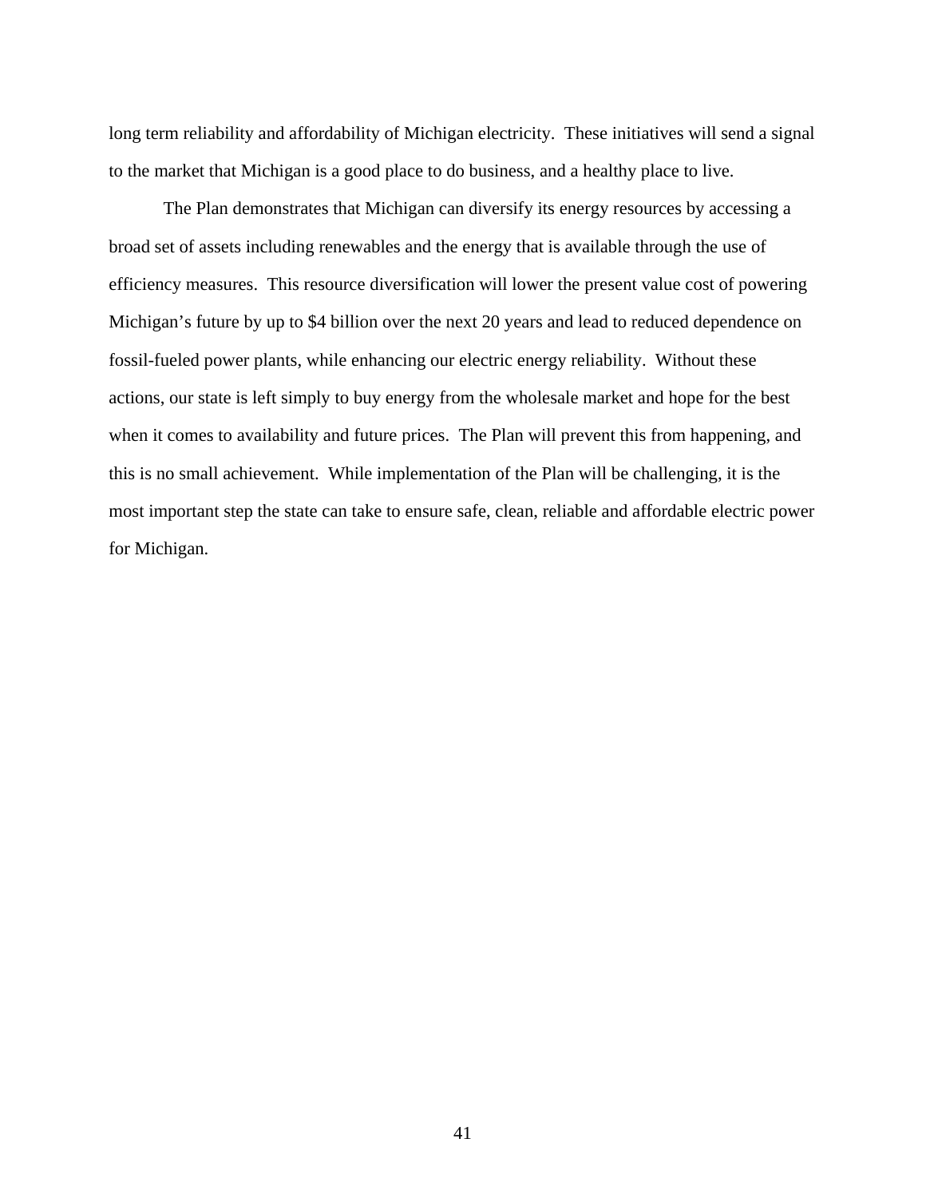long term reliability and affordability of Michigan electricity. These initiatives will send a signal to the market that Michigan is a good place to do business, and a healthy place to live.

The Plan demonstrates that Michigan can diversify its energy resources by accessing a broad set of assets including renewables and the energy that is available through the use of efficiency measures. This resource diversification will lower the present value cost of powering Michigan's future by up to $4 billion over the next 20 years and lead to reduced dependence on fossil-fueled power plants, while enhancing our electric energy reliability. Without these actions, our state is left simply to buy energy from the wholesale market and hope for the best when it comes to availability and future prices. The Plan will prevent this from happening, and this is no small achievement. While implementation of the Plan will be challenging, it is the most important step the state can take to ensure safe, clean, reliable and affordable electric power for Michigan.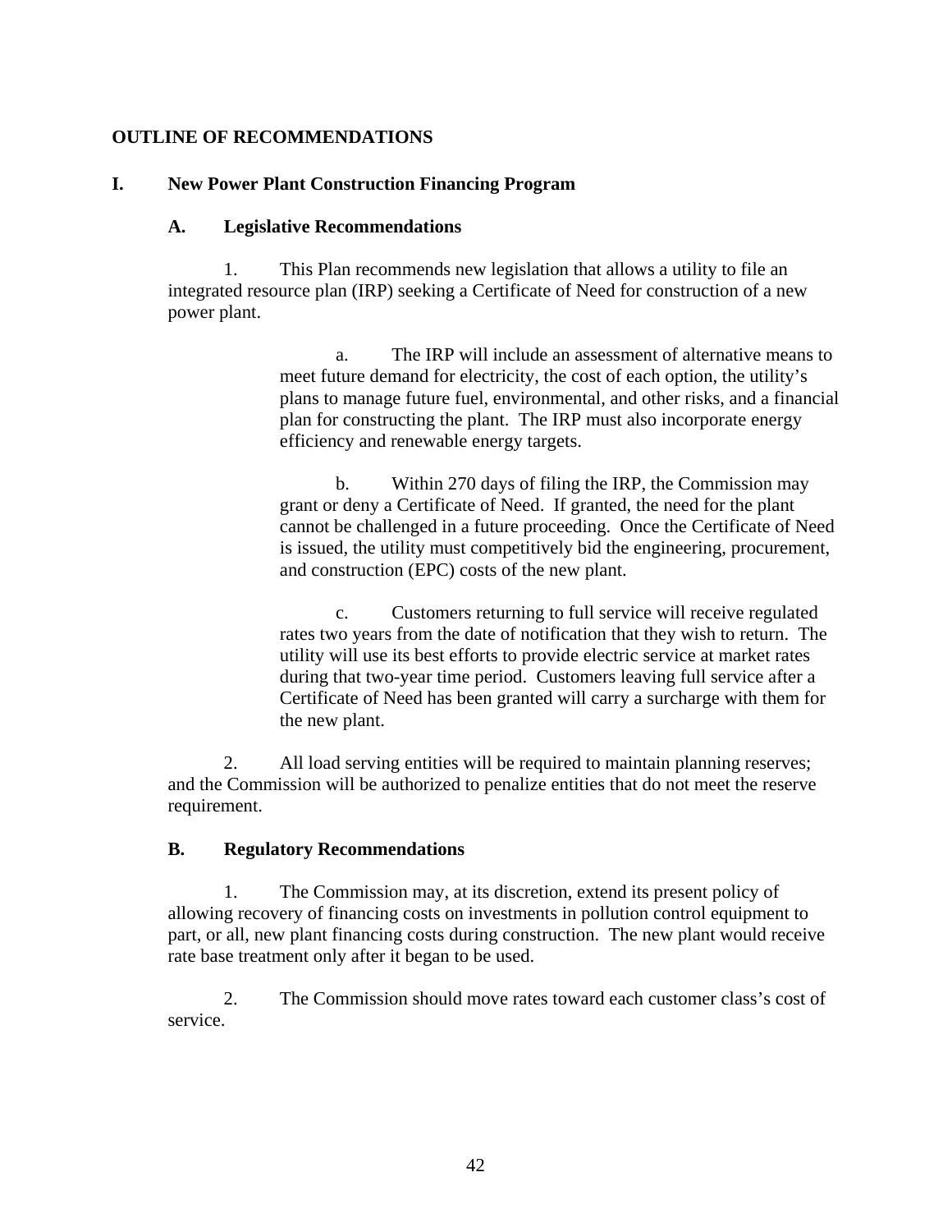## OUTLINE OF RECOMMENDATIONS

### I. New Power Plant Construction Financing Program

#### A. Legislative Recommendations

1. This Plan recommends new legislation that allows a utility to file an integrated resource plan (IRP) seeking a Certificate of Need for construction of a new power plant.

   a. The IRP will include an assessment of alternative means to meet future demand for electricity, the cost of each option, the utility's plans to manage future fuel, environmental, and other risks, and a financial plan for constructing the plant. The IRP must also incorporate energy efficiency and renewable energy targets.

   b. Within 270 days of filing the IRP, the Commission may grant or deny a Certificate of Need. If granted, the need for the plant cannot be challenged in a future proceeding. Once the Certificate of Need is issued, the utility must competitively bid the engineering, procurement, and construction (EPC) costs of the new plant.

   c. Customers returning to full service will receive regulated rates two years from the date of notification that they wish to return. The utility will use its best efforts to provide electric service at market rates during that two-year time period. Customers leaving full service after a Certificate of Need has been granted will carry a surcharge with them for the new plant.

2. All load serving entities will be required to maintain planning reserves; and the Commission will be authorized to penalize entities that do not meet the reserve requirement.

#### B. Regulatory Recommendations

1. The Commission may, at its discretion, extend its present policy of allowing recovery of financing costs on investments in pollution control equipment to part, or all, new plant financing costs during construction. The new plant would receive rate base treatment only after it began to be used.

2. The Commission should move rates toward each customer class's cost of service.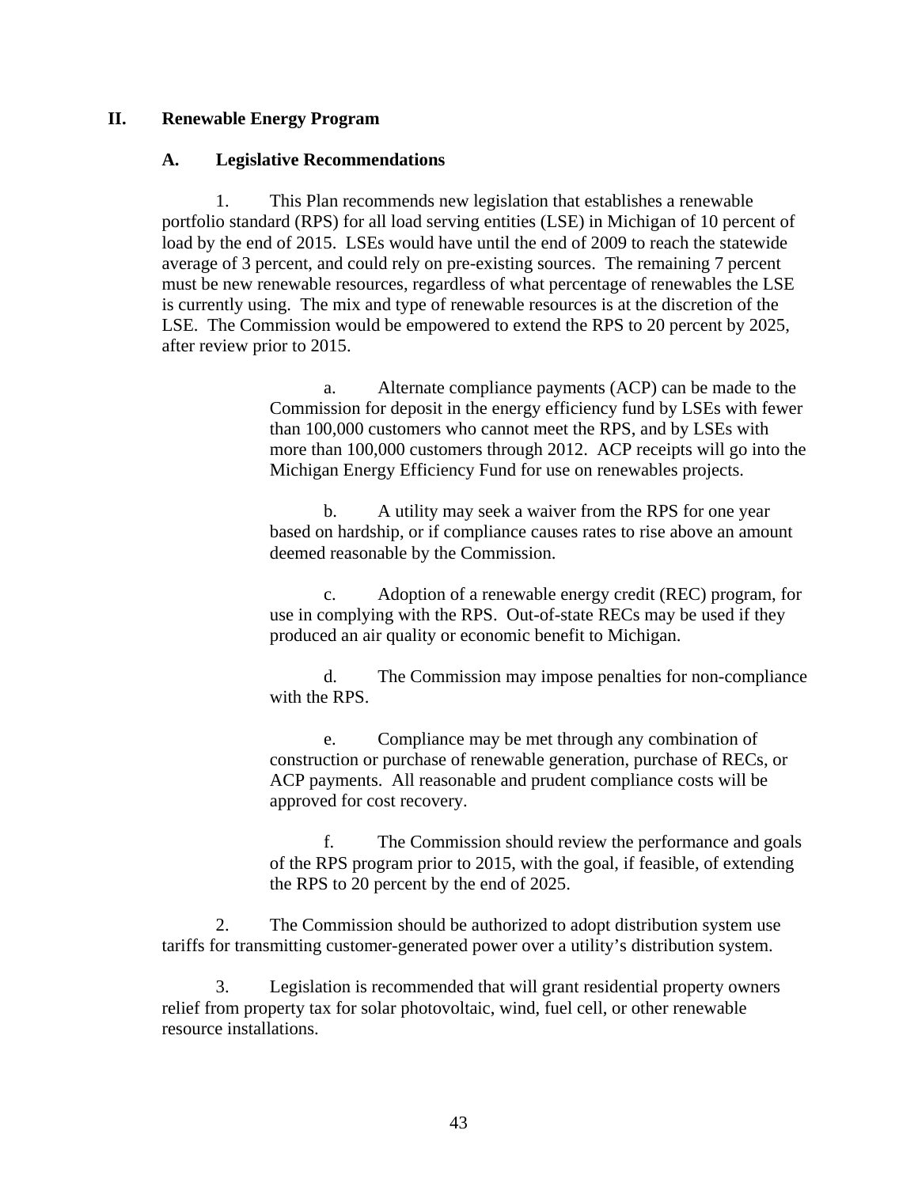## II. Renewable Energy Program

### A. Legislative Recommendations

1. This Plan recommends new legislation that establishes a renewable portfolio standard (RPS) for all load serving entities (LSE) in Michigan of 10 percent of load by the end of 2015. LSEs would have until the end of 2009 to reach the statewide average of 3 percent, and could rely on pre-existing sources. The remaining 7 percent must be new renewable resources, regardless of what percentage of renewables the LSE is currently using. The mix and type of renewable resources is at the discretion of the LSE. The Commission would be empowered to extend the RPS to 20 percent by 2025, after review prior to 2015.

   a. Alternate compliance payments (ACP) can be made to the Commission for deposit in the energy efficiency fund by LSEs with fewer than 100,000 customers who cannot meet the RPS, and by LSEs with more than 100,000 customers through 2012. ACP receipts will go into the Michigan Energy Efficiency Fund for use on renewables projects.

   b. A utility may seek a waiver from the RPS for one year based on hardship, or if compliance causes rates to rise above an amount deemed reasonable by the Commission.

   c. Adoption of a renewable energy credit (REC) program, for use in complying with the RPS. Out-of-state RECs may be used if they produced an air quality or economic benefit to Michigan.

   d. The Commission may impose penalties for non-compliance with the RPS.

   e. Compliance may be met through any combination of construction or purchase of renewable generation, purchase of RECs, or ACP payments. All reasonable and prudent compliance costs will be approved for cost recovery.

   f. The Commission should review the performance and goals of the RPS program prior to 2015, with the goal, if feasible, of extending the RPS to 20 percent by the end of 2025.

2. The Commission should be authorized to adopt distribution system use tariffs for transmitting customer-generated power over a utility's distribution system.

3. Legislation is recommended that will grant residential property owners relief from property tax for solar photovoltaic, wind, fuel cell, or other renewable resource installations.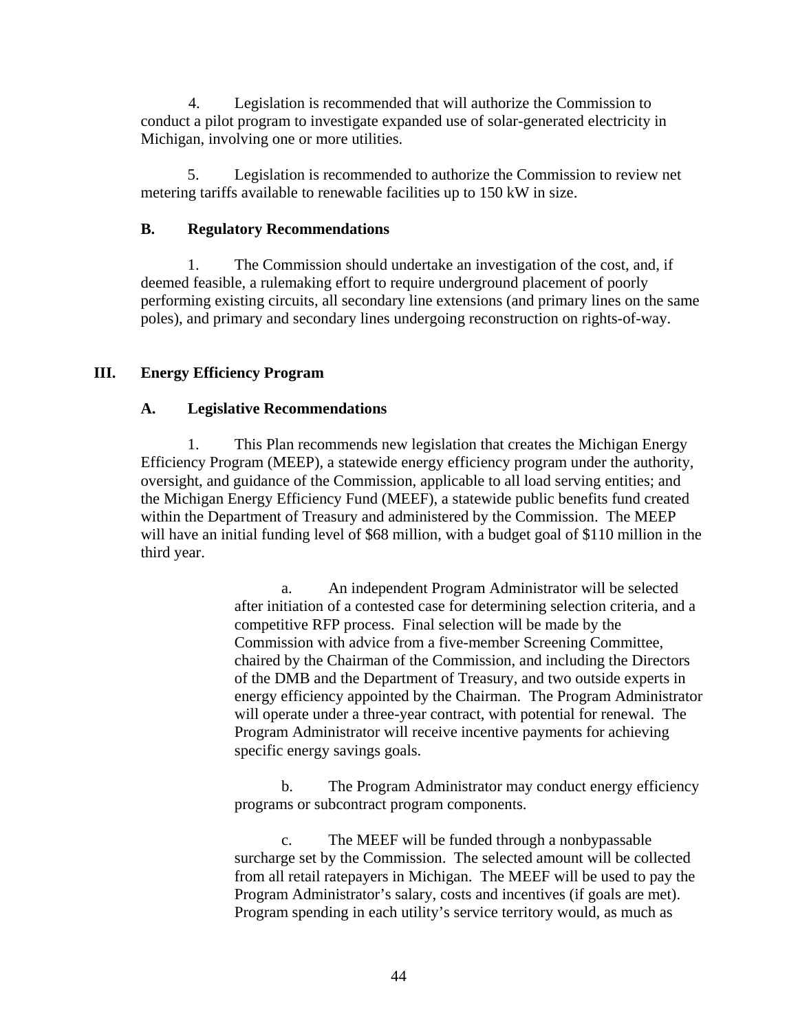4. Legislation is recommended that will authorize the Commission to conduct a pilot program to investigate expanded use of solar-generated electricity in Michigan, involving one or more utilities.

5. Legislation is recommended to authorize the Commission to review net metering tariffs available to renewable facilities up to 150 kW in size.

### B. Regulatory Recommendations

1. The Commission should undertake an investigation of the cost, and, if deemed feasible, a rulemaking effort to require underground placement of poorly performing existing circuits, all secondary line extensions (and primary lines on the same poles), and primary and secondary lines undergoing reconstruction on rights-of-way.

## III. Energy Efficiency Program

### A. Legislative Recommendations

1. This Plan recommends new legislation that creates the Michigan Energy Efficiency Program (MEEP), a statewide energy efficiency program under the authority, oversight, and guidance of the Commission, applicable to all load serving entities; and the Michigan Energy Efficiency Fund (MEEF), a statewide public benefits fund created within the Department of Treasury and administered by the Commission. The MEEP will have an initial funding level of $68 million, with a budget goal of $110 million in the third year.

   a. An independent Program Administrator will be selected after initiation of a contested case for determining selection criteria, and a competitive RFP process. Final selection will be made by the Commission with advice from a five-member Screening Committee, chaired by the Chairman of the Commission, and including the Directors of the DMB and the Department of Treasury, and two outside experts in energy efficiency appointed by the Chairman. The Program Administrator will operate under a three-year contract, with potential for renewal. The Program Administrator will receive incentive payments for achieving specific energy savings goals.

   b. The Program Administrator may conduct energy efficiency programs or subcontract program components.

   c. The MEEF will be funded through a nonbypassable surcharge set by the Commission. The selected amount will be collected from all retail ratepayers in Michigan. The MEEF will be used to pay the Program Administrator's salary, costs and incentives (if goals are met). Program spending in each utility's service territory would, as much as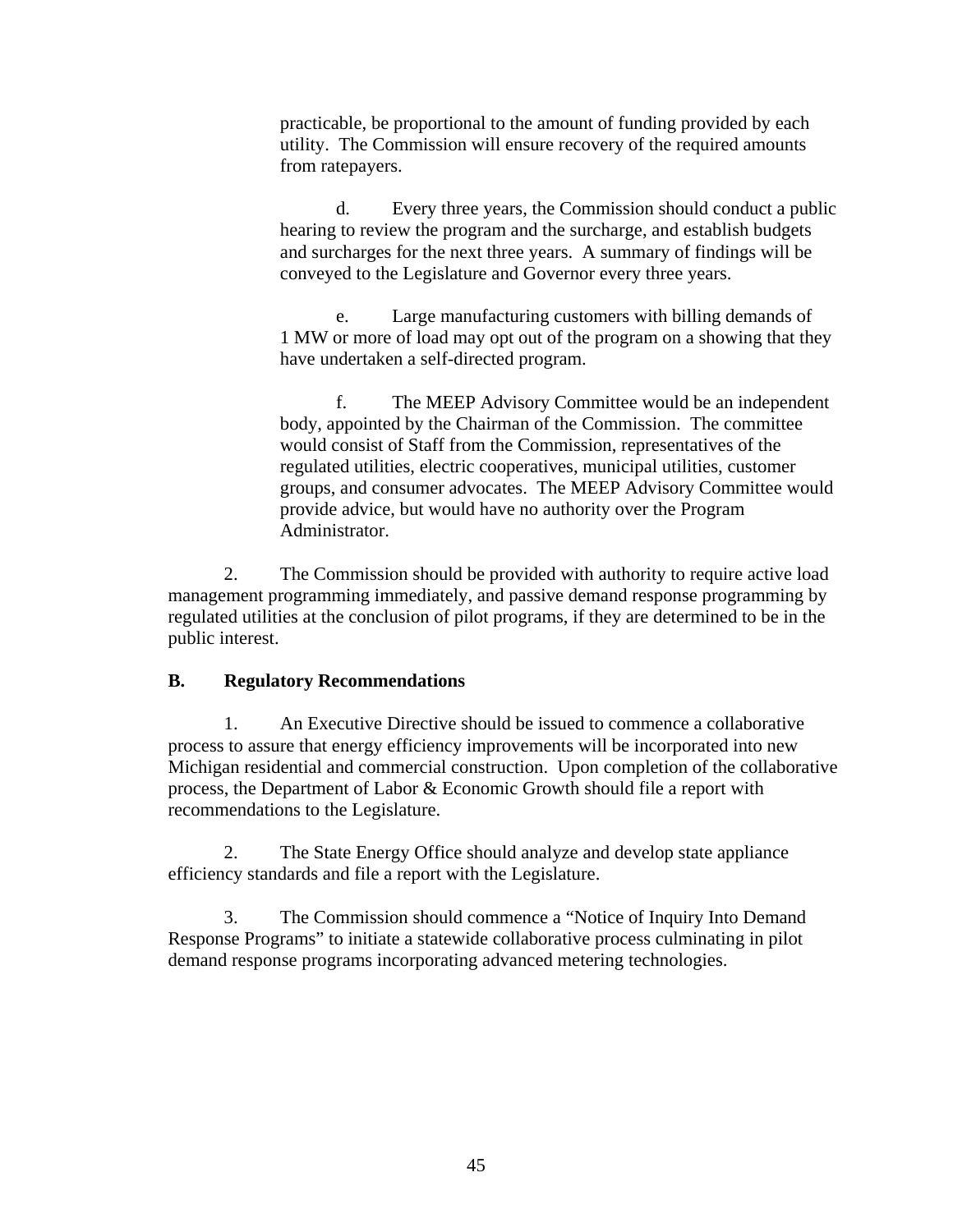practicable, be proportional to the amount of funding provided by each utility. The Commission will ensure recovery of the required amounts from ratepayers.

d. Every three years, the Commission should conduct a public hearing to review the program and the surcharge, and establish budgets and surcharges for the next three years. A summary of findings will be conveyed to the Legislature and Governor every three years.

e. Large manufacturing customers with billing demands of 1 MW or more of load may opt out of the program on a showing that they have undertaken a self-directed program.

f. The MEEP Advisory Committee would be an independent body, appointed by the Chairman of the Commission. The committee would consist of Staff from the Commission, representatives of the regulated utilities, electric cooperatives, municipal utilities, customer groups, and consumer advocates. The MEEP Advisory Committee would provide advice, but would have no authority over the Program Administrator.

2. The Commission should be provided with authority to require active load management programming immediately, and passive demand response programming by regulated utilities at the conclusion of pilot programs, if they are determined to be in the public interest.

## B. Regulatory Recommendations

1. An Executive Directive should be issued to commence a collaborative process to assure that energy efficiency improvements will be incorporated into new Michigan residential and commercial construction. Upon completion of the collaborative process, the Department of Labor & Economic Growth should file a report with recommendations to the Legislature.

2. The State Energy Office should analyze and develop state appliance efficiency standards and file a report with the Legislature.

3. The Commission should commence a "Notice of Inquiry Into Demand Response Programs" to initiate a statewide collaborative process culminating in pilot demand response programs incorporating advanced metering technologies.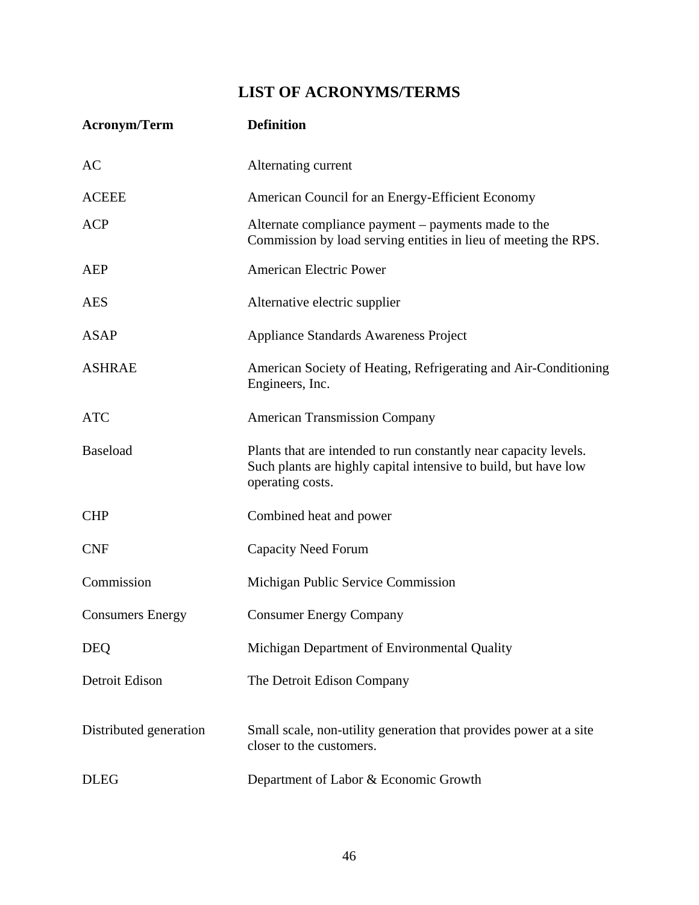## LIST OF ACRONYMS/TERMS

| Acronym/Term | Definition |
|---|---|
| AC | Alternating current |
| ACEEE | American Council for an Energy-Efficient Economy |
| ACP | Alternate compliance payment – payments made to the Commission by load serving entities in lieu of meeting the RPS. |
| AEP | American Electric Power |
| AES | Alternative electric supplier |
| ASAP | Appliance Standards Awareness Project |
| ASHRAE | American Society of Heating, Refrigerating and Air-Conditioning Engineers, Inc. |
| ATC | American Transmission Company |
| Baseload | Plants that are intended to run constantly near capacity levels. Such plants are highly capital intensive to build, but have low operating costs. |
| CHP | Combined heat and power |
| CNF | Capacity Need Forum |
| Commission | Michigan Public Service Commission |
| Consumers Energy | Consumer Energy Company |
| DEQ | Michigan Department of Environmental Quality |
| Detroit Edison | The Detroit Edison Company |
| Distributed generation | Small scale, non-utility generation that provides power at a site closer to the customers. |
| DLEG | Department of Labor & Economic Growth |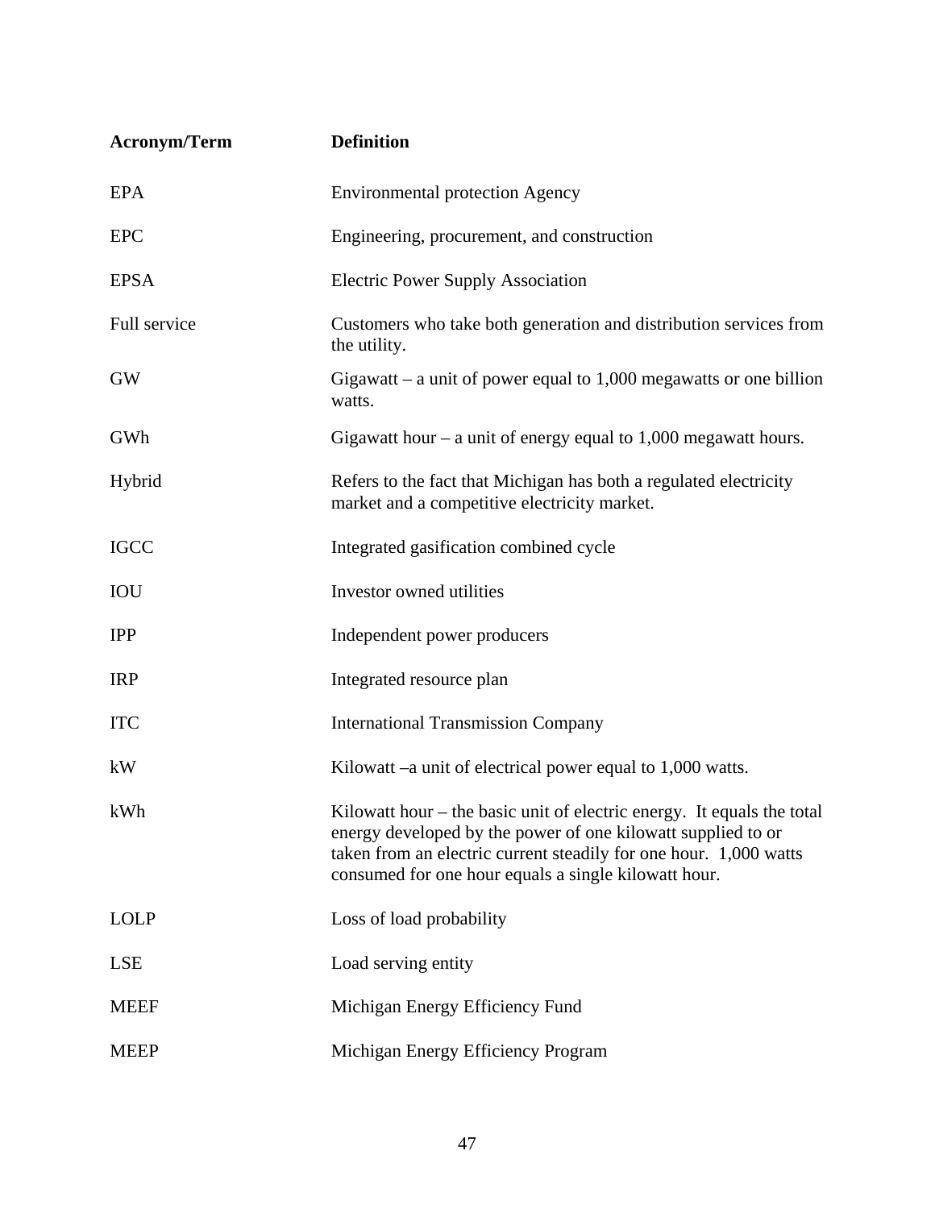| Acronym/Term | Definition |
|---|---|
| EPA | Environmental protection Agency |
| EPC | Engineering, procurement, and construction |
| EPSA | Electric Power Supply Association |
| Full service | Customers who take both generation and distribution services from the utility. |
| GW | Gigawatt – a unit of power equal to 1,000 megawatts or one billion watts. |
| GWh | Gigawatt hour – a unit of energy equal to 1,000 megawatt hours. |
| Hybrid | Refers to the fact that Michigan has both a regulated electricity market and a competitive electricity market. |
| IGCC | Integrated gasification combined cycle |
| IOU | Investor owned utilities |
| IPP | Independent power producers |
| IRP | Integrated resource plan |
| ITC | International Transmission Company |
| kW | Kilowatt –a unit of electrical power equal to 1,000 watts. |
| kWh | Kilowatt hour – the basic unit of electric energy. It equals the total energy developed by the power of one kilowatt supplied to or taken from an electric current steadily for one hour. 1,000 watts consumed for one hour equals a single kilowatt hour. |
| LOLP | Loss of load probability |
| LSE | Load serving entity |
| MEEF | Michigan Energy Efficiency Fund |
| MEEP | Michigan Energy Efficiency Program |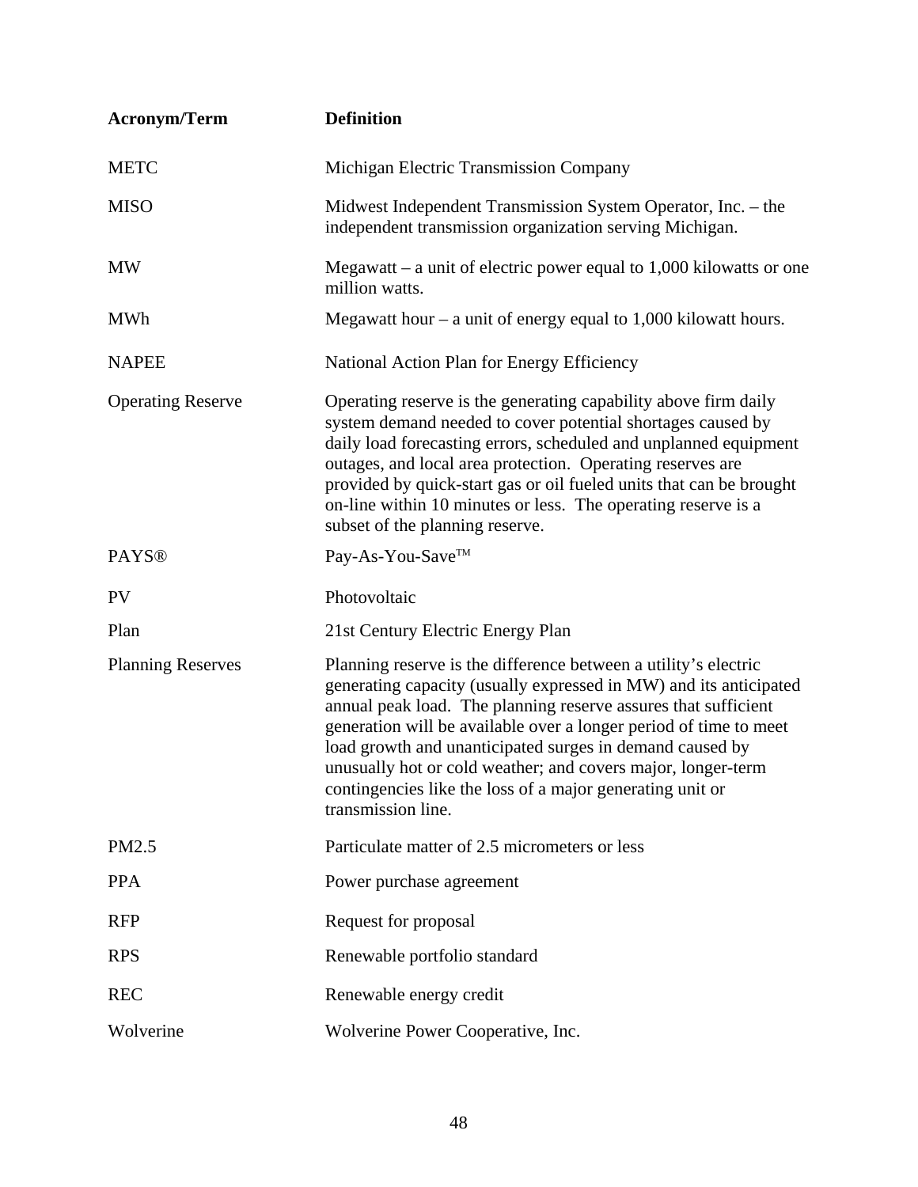| Acronym/Term | Definition |
|---|---|
| METC | Michigan Electric Transmission Company |
| MISO | Midwest Independent Transmission System Operator, Inc. – the independent transmission organization serving Michigan. |
| MW | Megawatt – a unit of electric power equal to 1,000 kilowatts or one million watts. |
| MWh | Megawatt hour – a unit of energy equal to 1,000 kilowatt hours. |
| NAPEE | National Action Plan for Energy Efficiency |
| Operating Reserve | Operating reserve is the generating capability above firm daily system demand needed to cover potential shortages caused by daily load forecasting errors, scheduled and unplanned equipment outages, and local area protection. Operating reserves are provided by quick-start gas or oil fueled units that can be brought on-line within 10 minutes or less. The operating reserve is a subset of the planning reserve. |
| PAYS® | Pay-As-You-Save™ |
| PV | Photovoltaic |
| Plan | 21st Century Electric Energy Plan |
| Planning Reserves | Planning reserve is the difference between a utility's electric generating capacity (usually expressed in MW) and its anticipated annual peak load. The planning reserve assures that sufficient generation will be available over a longer period of time to meet load growth and unanticipated surges in demand caused by unusually hot or cold weather; and covers major, longer-term contingencies like the loss of a major generating unit or transmission line. |
| PM2.5 | Particulate matter of 2.5 micrometers or less |
| PPA | Power purchase agreement |
| RFP | Request for proposal |
| RPS | Renewable portfolio standard |
| REC | Renewable energy credit |
| Wolverine | Wolverine Power Cooperative, Inc. |